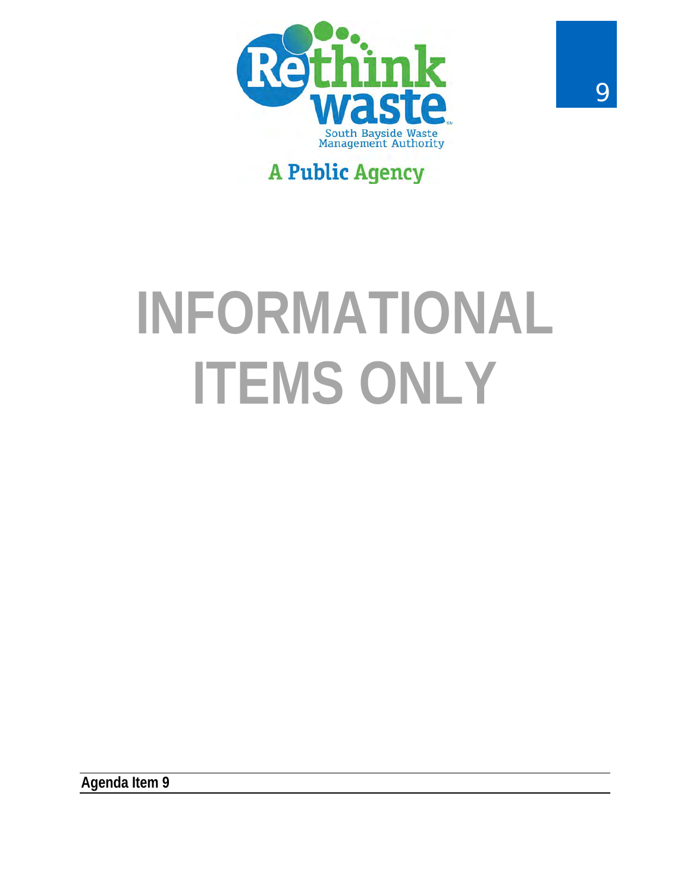Rethink waste

South Bayside Waste Management Authority

A Public Agency

# INFORMATIONAL ITEMS ONLY

**Agenda Item 9**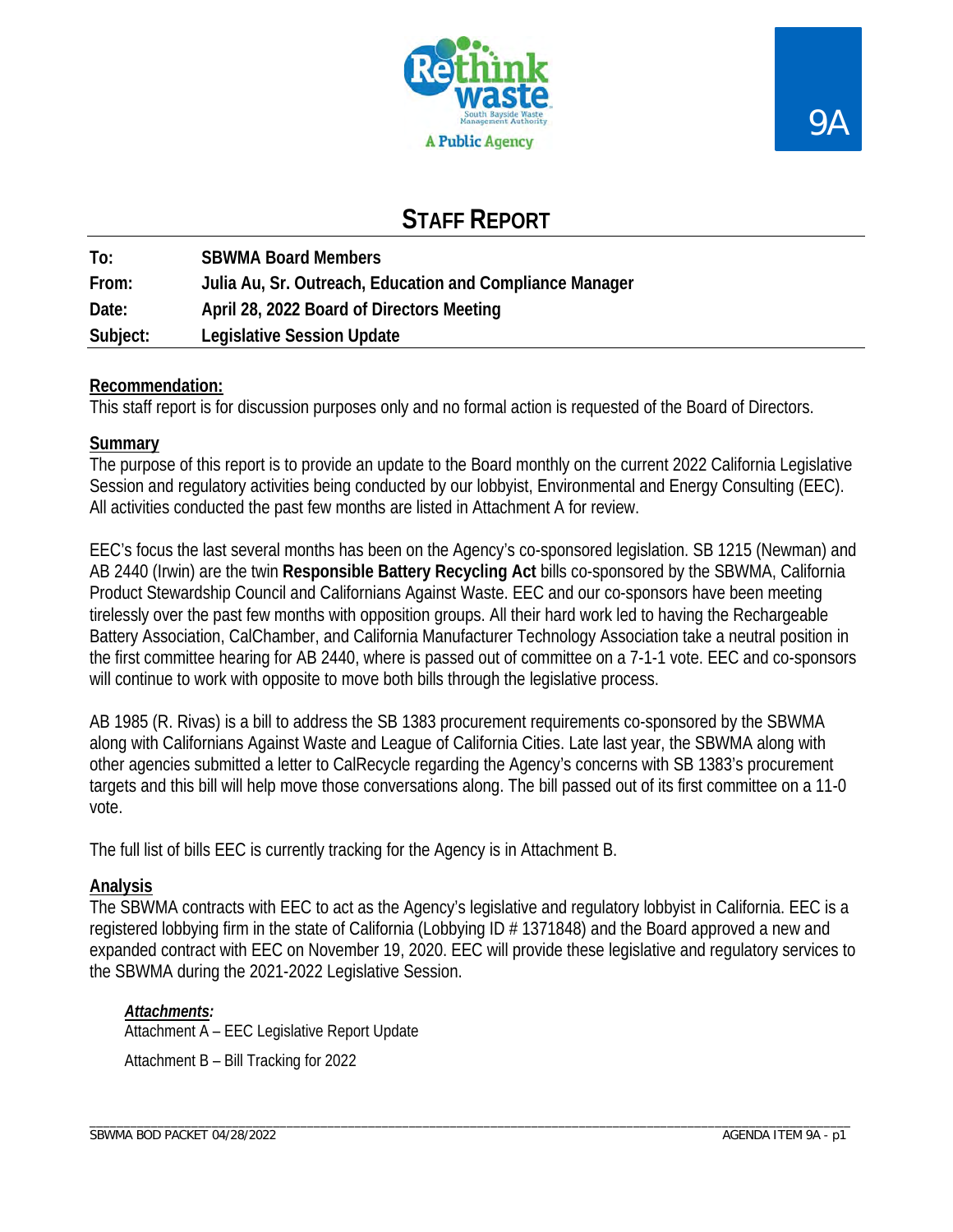Rethink waste
South Bayside Waste Management Authority
A Public Agency

9A

# STAFF REPORT

| | |
|---|---|
| **To:** | **SBWMA Board Members** |
| **From:** | **Julia Au, Sr. Outreach, Education and Compliance Manager** |
| **Date:** | **April 28, 2022 Board of Directors Meeting** |
| **Subject:** | **Legislative Session Update** |

**Recommendation:**

This staff report is for discussion purposes only and no formal action is requested of the Board of Directors.

**Summary**

The purpose of this report is to provide an update to the Board monthly on the current 2022 California Legislative Session and regulatory activities being conducted by our lobbyist, Environmental and Energy Consulting (EEC). All activities conducted the past few months are listed in Attachment A for review.

EEC's focus the last several months has been on the Agency's co-sponsored legislation. SB 1215 (Newman) and AB 2440 (Irwin) are the twin **Responsible Battery Recycling Act** bills co-sponsored by the SBWMA, California Product Stewardship Council and Californians Against Waste. EEC and our co-sponsors have been meeting tirelessly over the past few months with opposition groups. All their hard work led to having the Rechargeable Battery Association, CalChamber, and California Manufacturer Technology Association take a neutral position in the first committee hearing for AB 2440, where is passed out of committee on a 7-1-1 vote. EEC and co-sponsors will continue to work with opposite to move both bills through the legislative process.

AB 1985 (R. Rivas) is a bill to address the SB 1383 procurement requirements co-sponsored by the SBWMA along with Californians Against Waste and League of California Cities. Late last year, the SBWMA along with other agencies submitted a letter to CalRecycle regarding the Agency's concerns with SB 1383's procurement targets and this bill will help move those conversations along. The bill passed out of its first committee on a 11-0 vote.

The full list of bills EEC is currently tracking for the Agency is in Attachment B.

**Analysis**

The SBWMA contracts with EEC to act as the Agency's legislative and regulatory lobbyist in California. EEC is a registered lobbying firm in the state of California (Lobbying ID # 1371848) and the Board approved a new and expanded contract with EEC on November 19, 2020. EEC will provide these legislative and regulatory services to the SBWMA during the 2021-2022 Legislative Session.

***Attachments:***

Attachment A – EEC Legislative Report Update

Attachment B – Bill Tracking for 2022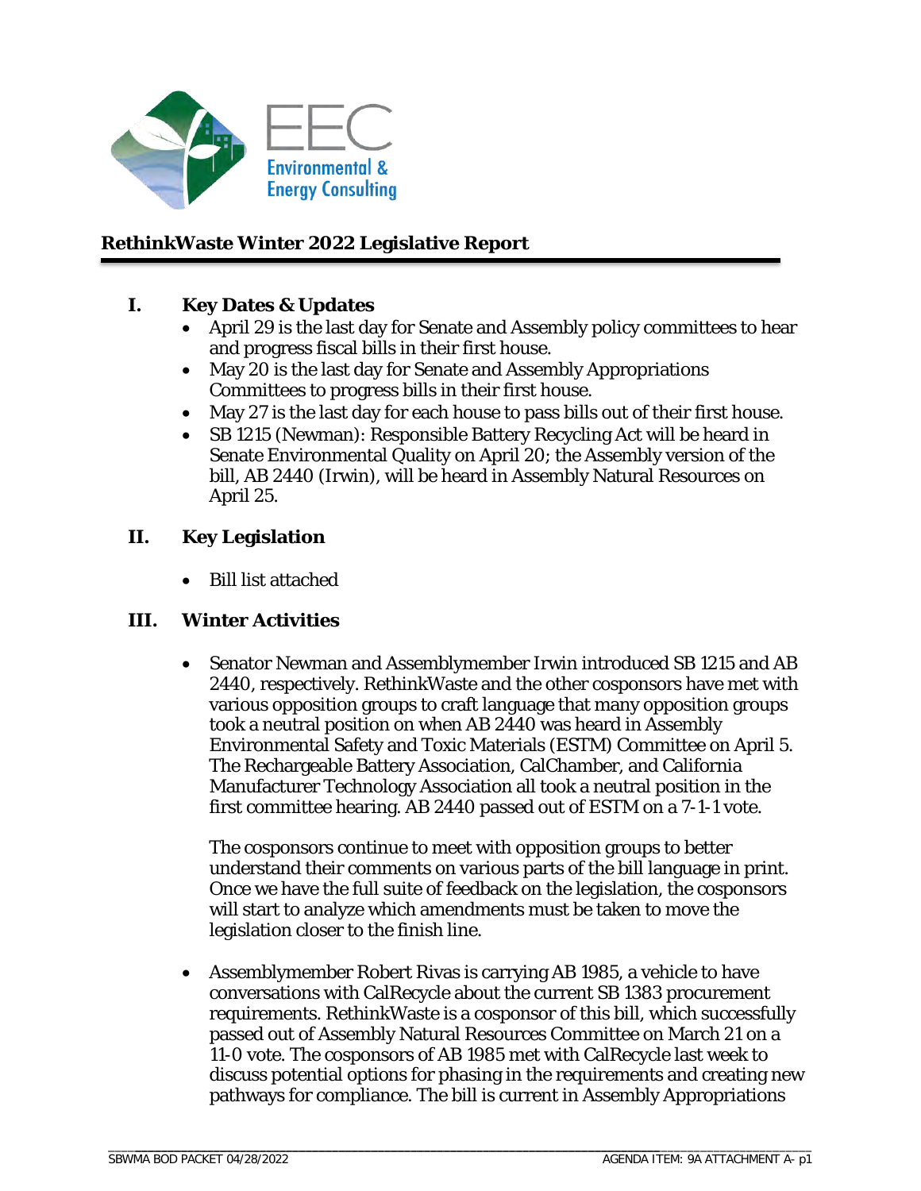EEC
Environmental & Energy Consulting

## RethinkWaste Winter 2022 Legislative Report

### I. Key Dates & Updates

- April 29 is the last day for Senate and Assembly policy committees to hear and progress fiscal bills in their first house.
- May 20 is the last day for Senate and Assembly Appropriations Committees to progress bills in their first house.
- May 27 is the last day for each house to pass bills out of their first house.
- SB 1215 (Newman): Responsible Battery Recycling Act will be heard in Senate Environmental Quality on April 20; the Assembly version of the bill, AB 2440 (Irwin), will be heard in Assembly Natural Resources on April 25.

### II. Key Legislation

- Bill list attached

### III. Winter Activities

- Senator Newman and Assemblymember Irwin introduced SB 1215 and AB 2440, respectively. RethinkWaste and the other cosponsors have met with various opposition groups to craft language that many opposition groups took a neutral position on when AB 2440 was heard in Assembly Environmental Safety and Toxic Materials (ESTM) Committee on April 5. The Rechargeable Battery Association, CalChamber, and California Manufacturer Technology Association all took a neutral position in the first committee hearing. AB 2440 passed out of ESTM on a 7-1-1 vote.

  The cosponsors continue to meet with opposition groups to better understand their comments on various parts of the bill language in print. Once we have the full suite of feedback on the legislation, the cosponsors will start to analyze which amendments must be taken to move the legislation closer to the finish line.

- Assemblymember Robert Rivas is carrying AB 1985, a vehicle to have conversations with CalRecycle about the current SB 1383 procurement requirements. RethinkWaste is a cosponsor of this bill, which successfully passed out of Assembly Natural Resources Committee on March 21 on a 11-0 vote. The cosponsors of AB 1985 met with CalRecycle last week to discuss potential options for phasing in the requirements and creating new pathways for compliance. The bill is current in Assembly Appropriations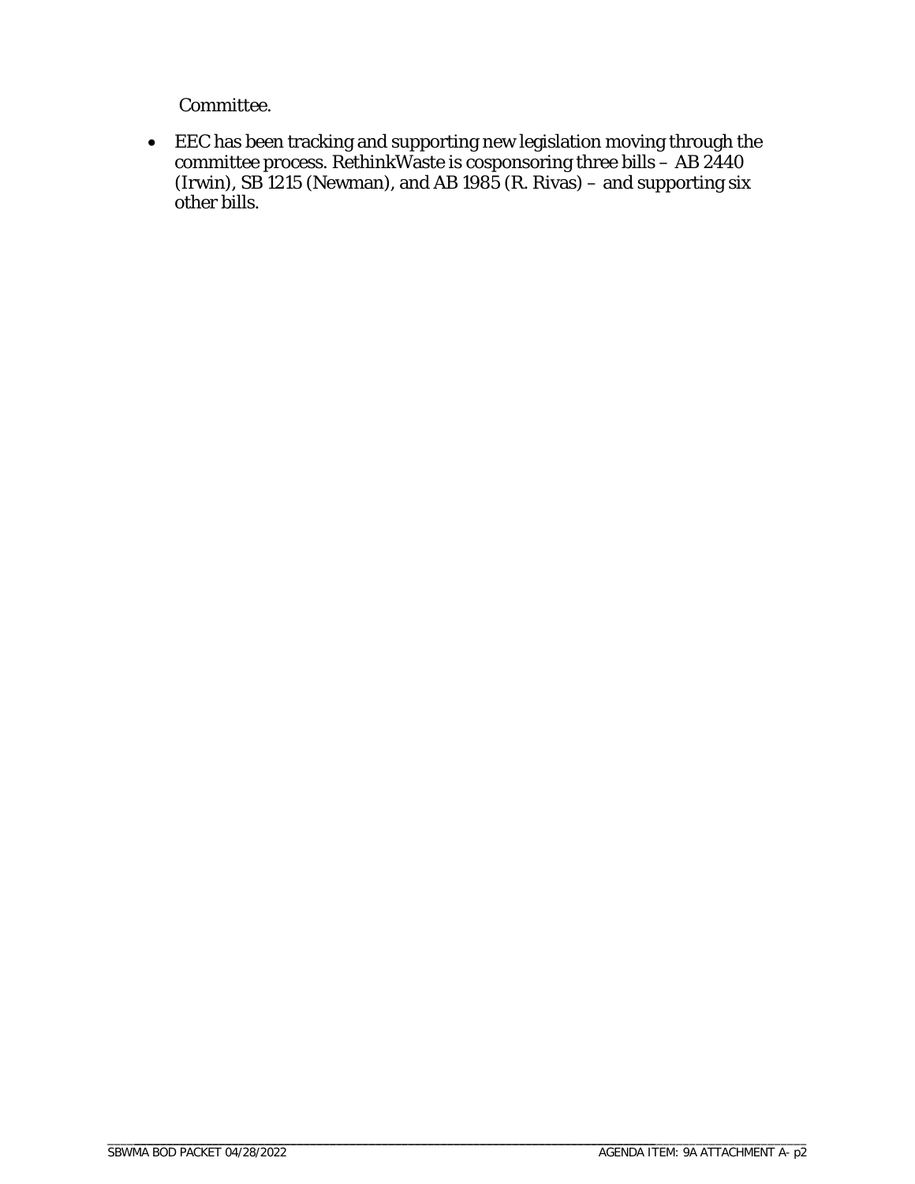Committee.

- EEC has been tracking and supporting new legislation moving through the committee process. RethinkWaste is cosponsoring three bills – AB 2440 (Irwin), SB 1215 (Newman), and AB 1985 (R. Rivas) – and supporting six other bills.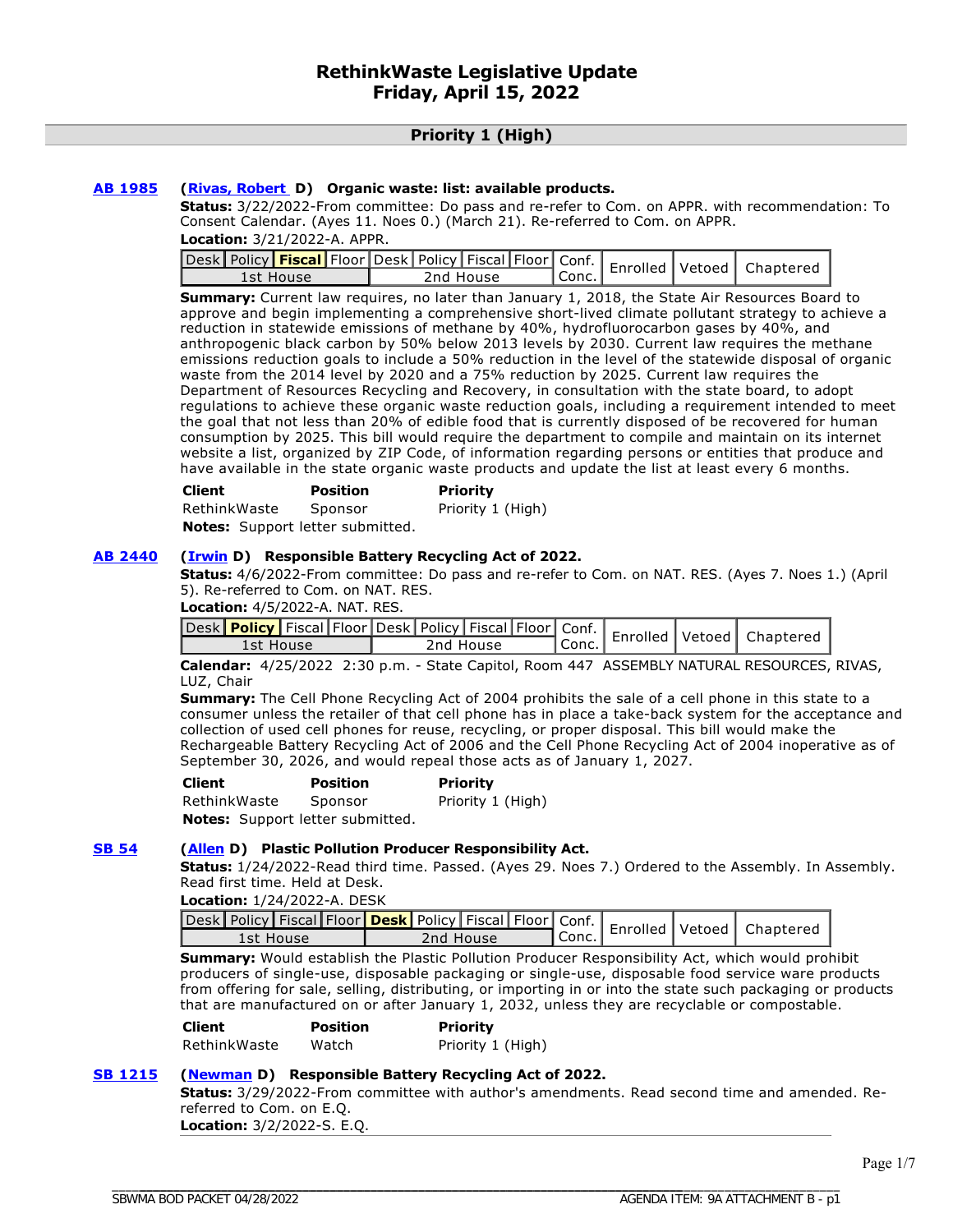# RethinkWaste Legislative Update
## Friday, April 15, 2022

## Priority 1 (High)

**AB 1985** (**Rivas, Robert** D) **Organic waste: list: available products.**

**Status:** 3/22/2022-From committee: Do pass and re-refer to Com. on APPR. with recommendation: To Consent Calendar. (Ayes 11. Noes 0.) (March 21). Re-referred to Com. on APPR.

**Location:** 3/21/2022-A. APPR.

| Desk | Policy | **Fiscal** | Floor | Desk | Policy | Fiscal | Floor | Conf. Conc. | Enrolled | Vetoed | Chaptered |
|---|---|---|---|---|---|---|---|---|---|---|---|
| 1st House | | | | 2nd House | | | | | | | |

**Summary:** Current law requires, no later than January 1, 2018, the State Air Resources Board to approve and begin implementing a comprehensive short-lived climate pollutant strategy to achieve a reduction in statewide emissions of methane by 40%, hydrofluorocarbon gases by 40%, and anthropogenic black carbon by 50% below 2013 levels by 2030. Current law requires the methane emissions reduction goals to include a 50% reduction in the level of the statewide disposal of organic waste from the 2014 level by 2020 and a 75% reduction by 2025. Current law requires the Department of Resources Recycling and Recovery, in consultation with the state board, to adopt regulations to achieve these organic waste reduction goals, including a requirement intended to meet the goal that not less than 20% of edible food that is currently disposed of be recovered for human consumption by 2025. This bill would require the department to compile and maintain on its internet website a list, organized by ZIP Code, of information regarding persons or entities that produce and have available in the state organic waste products and update the list at least every 6 months.

| Client | Position | Priority |
|---|---|---|
| RethinkWaste | Sponsor | Priority 1 (High) |

**Notes:** Support letter submitted.

**AB 2440** (**Irwin** D) **Responsible Battery Recycling Act of 2022.**

**Status:** 4/6/2022-From committee: Do pass and re-refer to Com. on NAT. RES. (Ayes 7. Noes 1.) (April 5). Re-referred to Com. on NAT. RES.

**Location:** 4/5/2022-A. NAT. RES.

| Desk | **Policy** | Fiscal | Floor | Desk | Policy | Fiscal | Floor | Conf. Conc. | Enrolled | Vetoed | Chaptered |
|---|---|---|---|---|---|---|---|---|---|---|---|
| 1st House | | | | 2nd House | | | | | | | |

**Calendar:** 4/25/2022 2:30 p.m. - State Capitol, Room 447 ASSEMBLY NATURAL RESOURCES, RIVAS, LUZ, Chair

**Summary:** The Cell Phone Recycling Act of 2004 prohibits the sale of a cell phone in this state to a consumer unless the retailer of that cell phone has in place a take-back system for the acceptance and collection of used cell phones for reuse, recycling, or proper disposal. This bill would make the Rechargeable Battery Recycling Act of 2006 and the Cell Phone Recycling Act of 2004 inoperative as of September 30, 2026, and would repeal those acts as of January 1, 2027.

| Client | Position | Priority |
|---|---|---|
| RethinkWaste | Sponsor | Priority 1 (High) |

**Notes:** Support letter submitted.

**SB 54** (**Allen** D) **Plastic Pollution Producer Responsibility Act.**

**Status:** 1/24/2022-Read third time. Passed. (Ayes 29. Noes 7.) Ordered to the Assembly. In Assembly. Read first time. Held at Desk.

**Location:** 1/24/2022-A. DESK

| Desk | Policy | Fiscal | Floor | **Desk** | Policy | Fiscal | Floor | Conf. Conc. | Enrolled | Vetoed | Chaptered |
|---|---|---|---|---|---|---|---|---|---|---|---|
| 1st House | | | | 2nd House | | | | | | | |

**Summary:** Would establish the Plastic Pollution Producer Responsibility Act, which would prohibit producers of single-use, disposable packaging or single-use, disposable food service ware products from offering for sale, selling, distributing, or importing in or into the state such packaging or products that are manufactured on or after January 1, 2032, unless they are recyclable or compostable.

| Client | Position | Priority |
|---|---|---|
| RethinkWaste | Watch | Priority 1 (High) |

**SB 1215** (**Newman** D) **Responsible Battery Recycling Act of 2022.**

**Status:** 3/29/2022-From committee with author's amendments. Read second time and amended. Re-referred to Com. on E.Q.

**Location:** 3/2/2022-S. E.Q.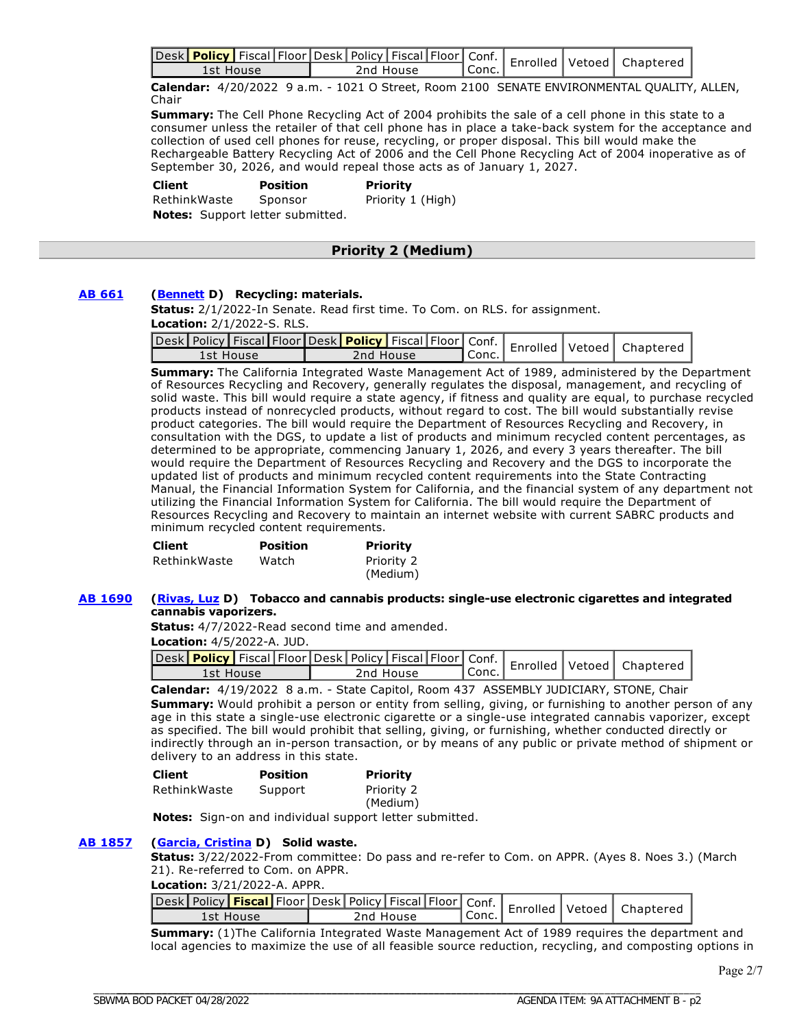| Desk | **Policy** | Fiscal | Floor | Desk | Policy | Fiscal | Floor | Conf. | Enrolled | Vetoed | Chaptered |
|---|---|---|---|---|---|---|---|---|---|---|---|
| 1st House | | | | 2nd House | | | | Conc. | | | |

**Calendar:** 4/20/2022 9 a.m. - 1021 O Street, Room 2100 SENATE ENVIRONMENTAL QUALITY, ALLEN, Chair

**Summary:** The Cell Phone Recycling Act of 2004 prohibits the sale of a cell phone in this state to a consumer unless the retailer of that cell phone has in place a take-back system for the acceptance and collection of used cell phones for reuse, recycling, or proper disposal. This bill would make the Rechargeable Battery Recycling Act of 2006 and the Cell Phone Recycling Act of 2004 inoperative as of September 30, 2026, and would repeal those acts as of January 1, 2027.

| Client | Position | Priority |
|---|---|---|
| RethinkWaste | Sponsor | Priority 1 (High) |

**Notes:** Support letter submitted.

## Priority 2 (Medium)

### AB 661 (Bennett D) Recycling: materials.

**Status:** 2/1/2022-In Senate. Read first time. To Com. on RLS. for assignment.
**Location:** 2/1/2022-S. RLS.

| Desk | Policy | Fiscal | Floor | Desk | **Policy** | Fiscal | Floor | Conf. | Enrolled | Vetoed | Chaptered |
|---|---|---|---|---|---|---|---|---|---|---|---|
| 1st House | | | | 2nd House | | | | Conc. | | | |

**Summary:** The California Integrated Waste Management Act of 1989, administered by the Department of Resources Recycling and Recovery, generally regulates the disposal, management, and recycling of solid waste. This bill would require a state agency, if fitness and quality are equal, to purchase recycled products instead of nonrecycled products, without regard to cost. The bill would substantially revise product categories. The bill would require the Department of Resources Recycling and Recovery, in consultation with the DGS, to update a list of products and minimum recycled content percentages, as determined to be appropriate, commencing January 1, 2026, and every 3 years thereafter. The bill would require the Department of Resources Recycling and Recovery and the DGS to incorporate the updated list of products and minimum recycled content requirements into the State Contracting Manual, the Financial Information System for California, and the financial system of any department not utilizing the Financial Information System for California. The bill would require the Department of Resources Recycling and Recovery to maintain an internet website with current SABRC products and minimum recycled content requirements.

| Client | Position | Priority |
|---|---|---|
| RethinkWaste | Watch | Priority 2 (Medium) |

### AB 1690 (Rivas, Luz D) Tobacco and cannabis products: single-use electronic cigarettes and integrated cannabis vaporizers.

**Status:** 4/7/2022-Read second time and amended.
**Location:** 4/5/2022-A. JUD.

| Desk | **Policy** | Fiscal | Floor | Desk | Policy | Fiscal | Floor | Conf. | Enrolled | Vetoed | Chaptered |
|---|---|---|---|---|---|---|---|---|---|---|---|
| 1st House | | | | 2nd House | | | | Conc. | | | |

**Calendar:** 4/19/2022 8 a.m. - State Capitol, Room 437 ASSEMBLY JUDICIARY, STONE, Chair

**Summary:** Would prohibit a person or entity from selling, giving, or furnishing to another person of any age in this state a single-use electronic cigarette or a single-use integrated cannabis vaporizer, except as specified. The bill would prohibit that selling, giving, or furnishing, whether conducted directly or indirectly through an in-person transaction, or by means of any public or private method of shipment or delivery to an address in this state.

| Client | Position | Priority |
|---|---|---|
| RethinkWaste | Support | Priority 2 (Medium) |

**Notes:** Sign-on and individual support letter submitted.

### AB 1857 (Garcia, Cristina D) Solid waste.

**Status:** 3/22/2022-From committee: Do pass and re-refer to Com. on APPR. (Ayes 8. Noes 3.) (March 21). Re-referred to Com. on APPR.
**Location:** 3/21/2022-A. APPR.

| Desk | Policy | **Fiscal** | Floor | Desk | Policy | Fiscal | Floor | Conf. | Enrolled | Vetoed | Chaptered |
|---|---|---|---|---|---|---|---|---|---|---|---|
| 1st House | | | | 2nd House | | | | Conc. | | | |

**Summary:** (1)The California Integrated Waste Management Act of 1989 requires the department and local agencies to maximize the use of all feasible source reduction, recycling, and composting options in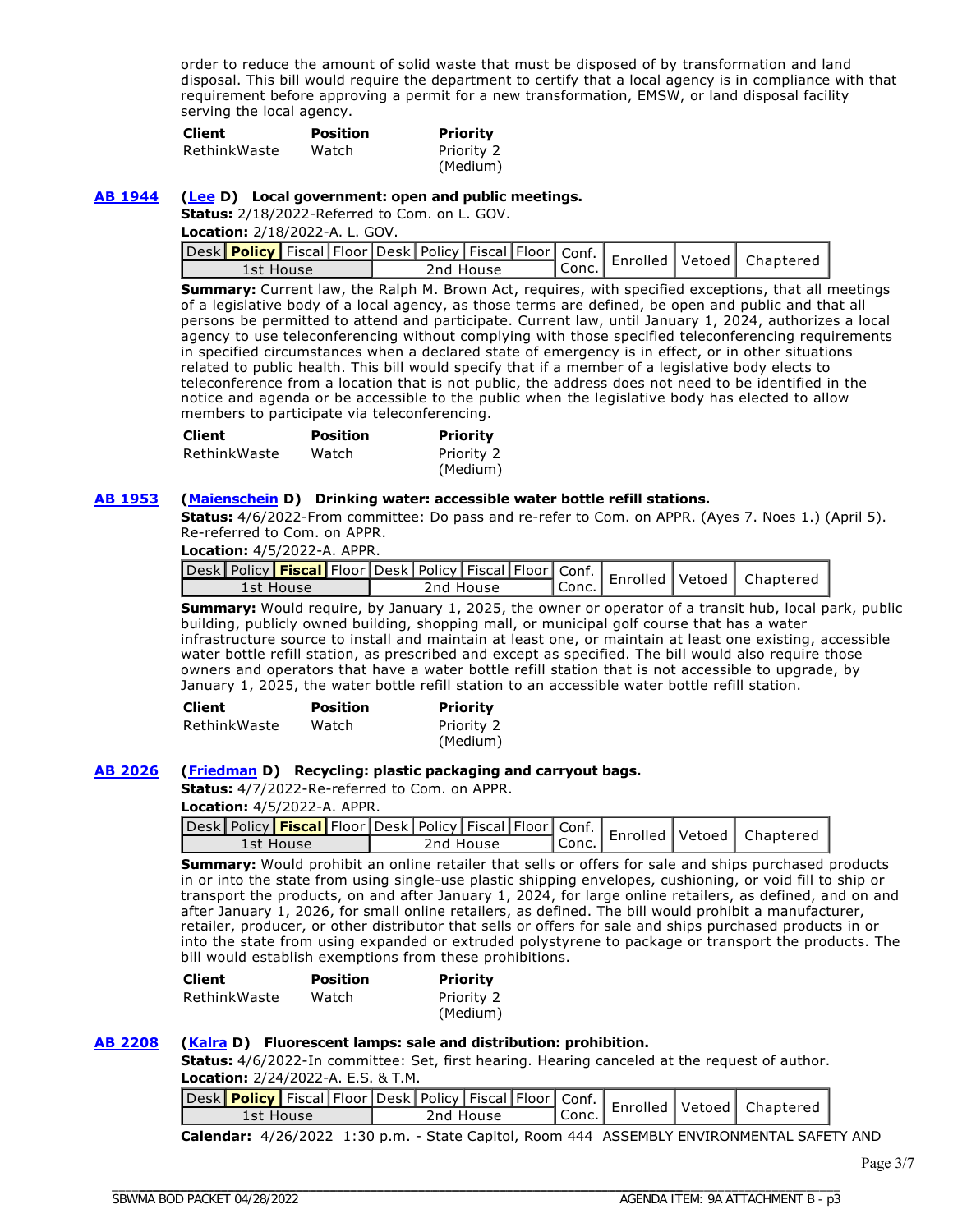order to reduce the amount of solid waste that must be disposed of by transformation and land disposal. This bill would require the department to certify that a local agency is in compliance with that requirement before approving a permit for a new transformation, EMSW, or land disposal facility serving the local agency.

| Client | Position | Priority |
|---|---|---|
| RethinkWaste | Watch | Priority 2 (Medium) |

**AB 1944** (**Lee** D) **Local government: open and public meetings.**

**Status:** 2/18/2022-Referred to Com. on L. GOV.

**Location:** 2/18/2022-A. L. GOV.

| Desk | **Policy** | Fiscal | Floor | Desk | Policy | Fiscal | Floor | Conf. Conc. | Enrolled | Vetoed | Chaptered |
|---|---|---|---|---|---|---|---|---|---|---|---|
| 1st House | | | | 2nd House | | | | | | | |

**Summary:** Current law, the Ralph M. Brown Act, requires, with specified exceptions, that all meetings of a legislative body of a local agency, as those terms are defined, be open and public and that all persons be permitted to attend and participate. Current law, until January 1, 2024, authorizes a local agency to use teleconferencing without complying with those specified teleconferencing requirements in specified circumstances when a declared state of emergency is in effect, or in other situations related to public health. This bill would specify that if a member of a legislative body elects to teleconference from a location that is not public, the address does not need to be identified in the notice and agenda or be accessible to the public when the legislative body has elected to allow members to participate via teleconferencing.

| Client | Position | Priority |
|---|---|---|
| RethinkWaste | Watch | Priority 2 (Medium) |

**AB 1953** (**Maienschein** D) **Drinking water: accessible water bottle refill stations.**

**Status:** 4/6/2022-From committee: Do pass and re-refer to Com. on APPR. (Ayes 7. Noes 1.) (April 5). Re-referred to Com. on APPR.

**Location:** 4/5/2022-A. APPR.

| Desk | Policy | **Fiscal** | Floor | Desk | Policy | Fiscal | Floor | Conf. Conc. | Enrolled | Vetoed | Chaptered |
|---|---|---|---|---|---|---|---|---|---|---|---|
| 1st House | | | | 2nd House | | | | | | | |

**Summary:** Would require, by January 1, 2025, the owner or operator of a transit hub, local park, public building, publicly owned building, shopping mall, or municipal golf course that has a water infrastructure source to install and maintain at least one, or maintain at least one existing, accessible water bottle refill station, as prescribed and except as specified. The bill would also require those owners and operators that have a water bottle refill station that is not accessible to upgrade, by January 1, 2025, the water bottle refill station to an accessible water bottle refill station.

| Client | Position | Priority |
|---|---|---|
| RethinkWaste | Watch | Priority 2 (Medium) |

**AB 2026** (**Friedman** D) **Recycling: plastic packaging and carryout bags.**

**Status:** 4/7/2022-Re-referred to Com. on APPR.

**Location:** 4/5/2022-A. APPR.

| Desk | Policy | **Fiscal** | Floor | Desk | Policy | Fiscal | Floor | Conf. Conc. | Enrolled | Vetoed | Chaptered |
|---|---|---|---|---|---|---|---|---|---|---|---|
| 1st House | | | | 2nd House | | | | | | | |

**Summary:** Would prohibit an online retailer that sells or offers for sale and ships purchased products in or into the state from using single-use plastic shipping envelopes, cushioning, or void fill to ship or transport the products, on and after January 1, 2024, for large online retailers, as defined, and on and after January 1, 2026, for small online retailers, as defined. The bill would prohibit a manufacturer, retailer, producer, or other distributor that sells or offers for sale and ships purchased products in or into the state from using expanded or extruded polystyrene to package or transport the products. The bill would establish exemptions from these prohibitions.

| Client | Position | Priority |
|---|---|---|
| RethinkWaste | Watch | Priority 2 (Medium) |

**AB 2208** (**Kalra** D) **Fluorescent lamps: sale and distribution: prohibition.**

**Status:** 4/6/2022-In committee: Set, first hearing. Hearing canceled at the request of author.

**Location:** 2/24/2022-A. E.S. & T.M.

| Desk | **Policy** | Fiscal | Floor | Desk | Policy | Fiscal | Floor | Conf. Conc. | Enrolled | Vetoed | Chaptered |
|---|---|---|---|---|---|---|---|---|---|---|---|
| 1st House | | | | 2nd House | | | | | | | |

**Calendar:** 4/26/2022 1:30 p.m. - State Capitol, Room 444 ASSEMBLY ENVIRONMENTAL SAFETY AND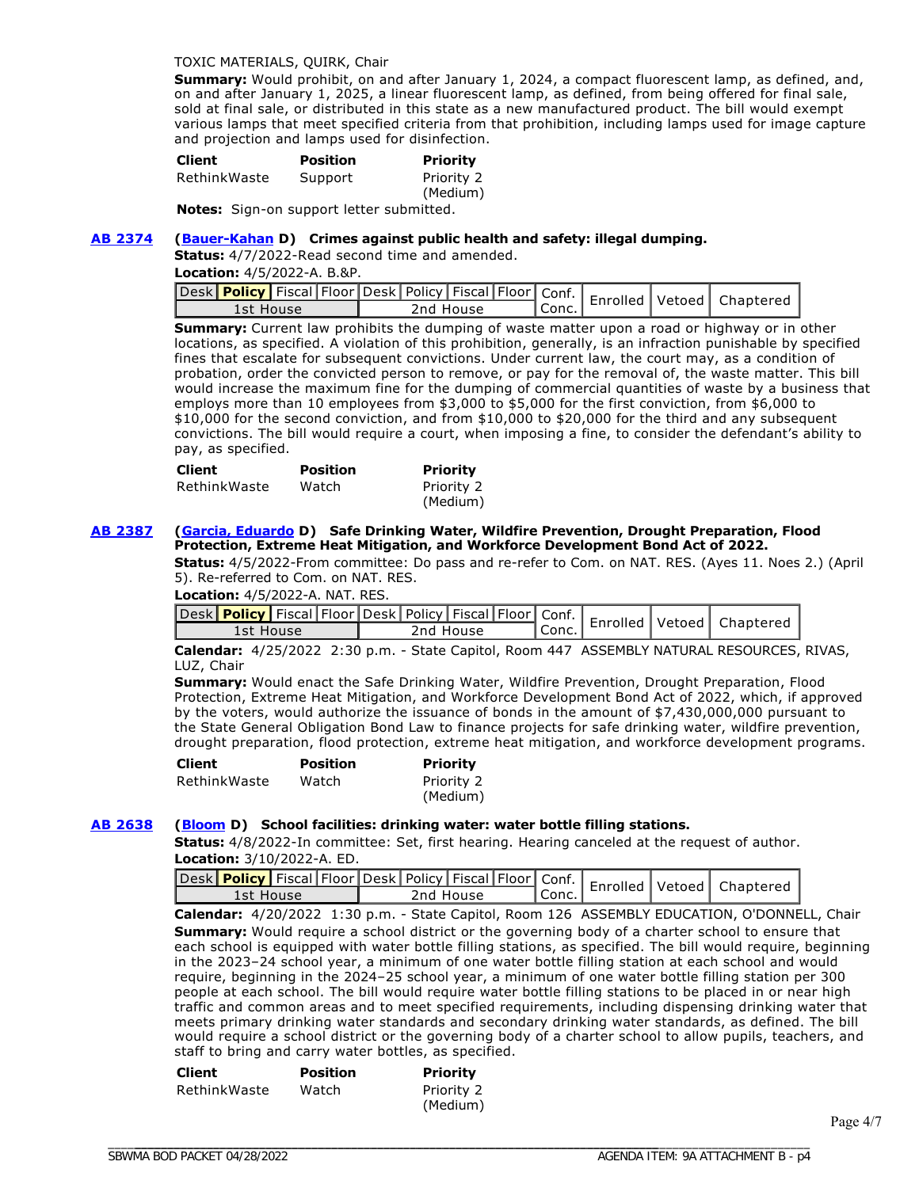TOXIC MATERIALS, QUIRK, Chair

**Summary:** Would prohibit, on and after January 1, 2024, a compact fluorescent lamp, as defined, and, on and after January 1, 2025, a linear fluorescent lamp, as defined, from being offered for final sale, sold at final sale, or distributed in this state as a new manufactured product. The bill would exempt various lamps that meet specified criteria from that prohibition, including lamps used for image capture and projection and lamps used for disinfection.

| Client | Position | Priority |
| --- | --- | --- |
| RethinkWaste | Support | Priority 2 (Medium) |

**Notes:** Sign-on support letter submitted.

**AB 2374** (**Bauer-Kahan** D) **Crimes against public health and safety: illegal dumping.**

**Status:** 4/7/2022-Read second time and amended.

**Location:** 4/5/2022-A. B.&P.

| Desk | **Policy** | Fiscal | Floor | Desk | Policy | Fiscal | Floor | Conf. Conc. | Enrolled | Vetoed | Chaptered |
| --- | --- | --- | --- | --- | --- | --- | --- | --- | --- | --- | --- |
| 1st House | | | | 2nd House | | | | | | | |

**Summary:** Current law prohibits the dumping of waste matter upon a road or highway or in other locations, as specified. A violation of this prohibition, generally, is an infraction punishable by specified fines that escalate for subsequent convictions. Under current law, the court may, as a condition of probation, order the convicted person to remove, or pay for the removal of, the waste matter. This bill would increase the maximum fine for the dumping of commercial quantities of waste by a business that employs more than 10 employees from $3,000 to $5,000 for the first conviction, from $6,000 to $10,000 for the second conviction, and from $10,000 to $20,000 for the third and any subsequent convictions. The bill would require a court, when imposing a fine, to consider the defendant's ability to pay, as specified.

| Client | Position | Priority |
| --- | --- | --- |
| RethinkWaste | Watch | Priority 2 (Medium) |

**AB 2387** (**Garcia, Eduardo** D) **Safe Drinking Water, Wildfire Prevention, Drought Preparation, Flood Protection, Extreme Heat Mitigation, and Workforce Development Bond Act of 2022.**

**Status:** 4/5/2022-From committee: Do pass and re-refer to Com. on NAT. RES. (Ayes 11. Noes 2.) (April 5). Re-referred to Com. on NAT. RES.

**Location:** 4/5/2022-A. NAT. RES.

| Desk | **Policy** | Fiscal | Floor | Desk | Policy | Fiscal | Floor | Conf. Conc. | Enrolled | Vetoed | Chaptered |
| --- | --- | --- | --- | --- | --- | --- | --- | --- | --- | --- | --- |
| 1st House | | | | 2nd House | | | | | | | |

**Calendar:** 4/25/2022 2:30 p.m. - State Capitol, Room 447 ASSEMBLY NATURAL RESOURCES, RIVAS, LUZ, Chair

**Summary:** Would enact the Safe Drinking Water, Wildfire Prevention, Drought Preparation, Flood Protection, Extreme Heat Mitigation, and Workforce Development Bond Act of 2022, which, if approved by the voters, would authorize the issuance of bonds in the amount of $7,430,000,000 pursuant to the State General Obligation Bond Law to finance projects for safe drinking water, wildfire prevention, drought preparation, flood protection, extreme heat mitigation, and workforce development programs.

| Client | Position | Priority |
| --- | --- | --- |
| RethinkWaste | Watch | Priority 2 (Medium) |

**AB 2638** (**Bloom** D) **School facilities: drinking water: water bottle filling stations.**

**Status:** 4/8/2022-In committee: Set, first hearing. Hearing canceled at the request of author.

**Location:** 3/10/2022-A. ED.

| Desk | **Policy** | Fiscal | Floor | Desk | Policy | Fiscal | Floor | Conf. Conc. | Enrolled | Vetoed | Chaptered |
| --- | --- | --- | --- | --- | --- | --- | --- | --- | --- | --- | --- |
| 1st House | | | | 2nd House | | | | | | | |

**Calendar:** 4/20/2022 1:30 p.m. - State Capitol, Room 126 ASSEMBLY EDUCATION, O'DONNELL, Chair

**Summary:** Would require a school district or the governing body of a charter school to ensure that each school is equipped with water bottle filling stations, as specified. The bill would require, beginning in the 2023–24 school year, a minimum of one water bottle filling station at each school and would require, beginning in the 2024–25 school year, a minimum of one water bottle filling station per 300 people at each school. The bill would require water bottle filling stations to be placed in or near high traffic and common areas and to meet specified requirements, including dispensing drinking water that meets primary drinking water standards and secondary drinking water standards, as defined. The bill would require a school district or the governing body of a charter school to allow pupils, teachers, and staff to bring and carry water bottles, as specified.

| Client | Position | Priority |
| --- | --- | --- |
| RethinkWaste | Watch | Priority 2 (Medium) |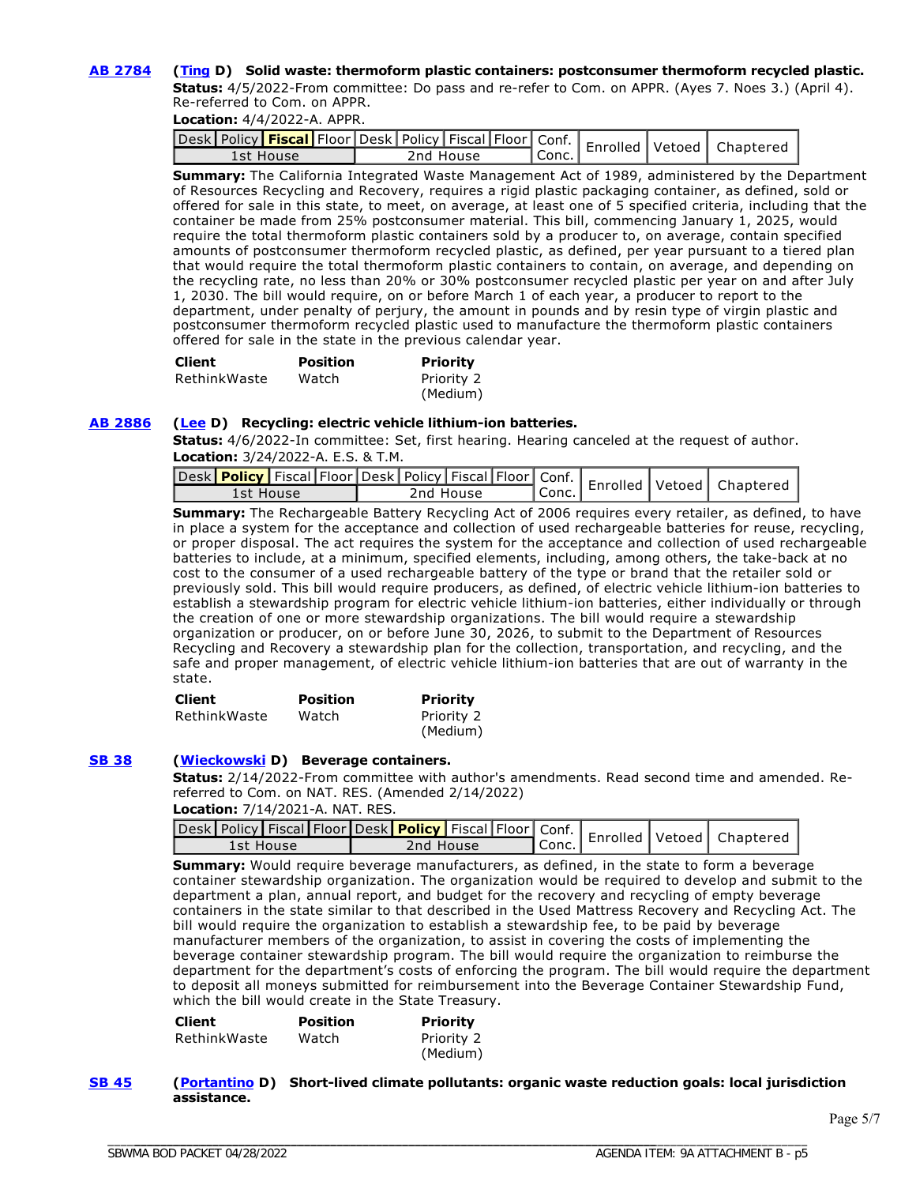**AB 2784** **(Ting D) Solid waste: thermoform plastic containers: postconsumer thermoform recycled plastic.**

**Status:** 4/5/2022-From committee: Do pass and re-refer to Com. on APPR. (Ayes 7. Noes 3.) (April 4). Re-referred to Com. on APPR.

**Location:** 4/4/2022-A. APPR.

| Desk | Policy | **Fiscal** | Floor | Desk | Policy | Fiscal | Floor | Conf. Conc. | Enrolled | Vetoed | Chaptered |
|---|---|---|---|---|---|---|---|---|---|---|---|
| 1st House | | | | 2nd House | | | | | | | |

**Summary:** The California Integrated Waste Management Act of 1989, administered by the Department of Resources Recycling and Recovery, requires a rigid plastic packaging container, as defined, sold or offered for sale in this state, to meet, on average, at least one of 5 specified criteria, including that the container be made from 25% postconsumer material. This bill, commencing January 1, 2025, would require the total thermoform plastic containers sold by a producer to, on average, contain specified amounts of postconsumer thermoform recycled plastic, as defined, per year pursuant to a tiered plan that would require the total thermoform plastic containers to contain, on average, and depending on the recycling rate, no less than 20% or 30% postconsumer recycled plastic per year on and after July 1, 2030. The bill would require, on or before March 1 of each year, a producer to report to the department, under penalty of perjury, the amount in pounds and by resin type of virgin plastic and postconsumer thermoform recycled plastic used to manufacture the thermoform plastic containers offered for sale in the state in the previous calendar year.

| Client | Position | Priority |
|---|---|---|
| RethinkWaste | Watch | Priority 2 (Medium) |

**AB 2886** **(Lee D) Recycling: electric vehicle lithium-ion batteries.**

**Status:** 4/6/2022-In committee: Set, first hearing. Hearing canceled at the request of author.

**Location:** 3/24/2022-A. E.S. & T.M.

| Desk | **Policy** | Fiscal | Floor | Desk | Policy | Fiscal | Floor | Conf. Conc. | Enrolled | Vetoed | Chaptered |
|---|---|---|---|---|---|---|---|---|---|---|---|
| 1st House | | | | 2nd House | | | | | | | |

**Summary:** The Rechargeable Battery Recycling Act of 2006 requires every retailer, as defined, to have in place a system for the acceptance and collection of used rechargeable batteries for reuse, recycling, or proper disposal. The act requires the system for the acceptance and collection of used rechargeable batteries to include, at a minimum, specified elements, including, among others, the take-back at no cost to the consumer of a used rechargeable battery of the type or brand that the retailer sold or previously sold. This bill would require producers, as defined, of electric vehicle lithium-ion batteries to establish a stewardship program for electric vehicle lithium-ion batteries, either individually or through the creation of one or more stewardship organizations. The bill would require a stewardship organization or producer, on or before June 30, 2026, to submit to the Department of Resources Recycling and Recovery a stewardship plan for the collection, transportation, and recycling, and the safe and proper management, of electric vehicle lithium-ion batteries that are out of warranty in the state.

| Client | Position | Priority |
|---|---|---|
| RethinkWaste | Watch | Priority 2 (Medium) |

**SB 38** **(Wieckowski D) Beverage containers.**

**Status:** 2/14/2022-From committee with author's amendments. Read second time and amended. Re-referred to Com. on NAT. RES. (Amended 2/14/2022)

**Location:** 7/14/2021-A. NAT. RES.

| Desk | Policy | Fiscal | Floor | Desk | **Policy** | Fiscal | Floor | Conf. Conc. | Enrolled | Vetoed | Chaptered |
|---|---|---|---|---|---|---|---|---|---|---|---|
| 1st House | | | | 2nd House | | | | | | | |

**Summary:** Would require beverage manufacturers, as defined, in the state to form a beverage container stewardship organization. The organization would be required to develop and submit to the department a plan, annual report, and budget for the recovery and recycling of empty beverage containers in the state similar to that described in the Used Mattress Recovery and Recycling Act. The bill would require the organization to establish a stewardship fee, to be paid by beverage manufacturer members of the organization, to assist in covering the costs of implementing the beverage container stewardship program. The bill would require the organization to reimburse the department for the department's costs of enforcing the program. The bill would require the department to deposit all moneys submitted for reimbursement into the Beverage Container Stewardship Fund, which the bill would create in the State Treasury.

| Client | Position | Priority |
|---|---|---|
| RethinkWaste | Watch | Priority 2 (Medium) |

**SB 45** **(Portantino D) Short-lived climate pollutants: organic waste reduction goals: local jurisdiction assistance.**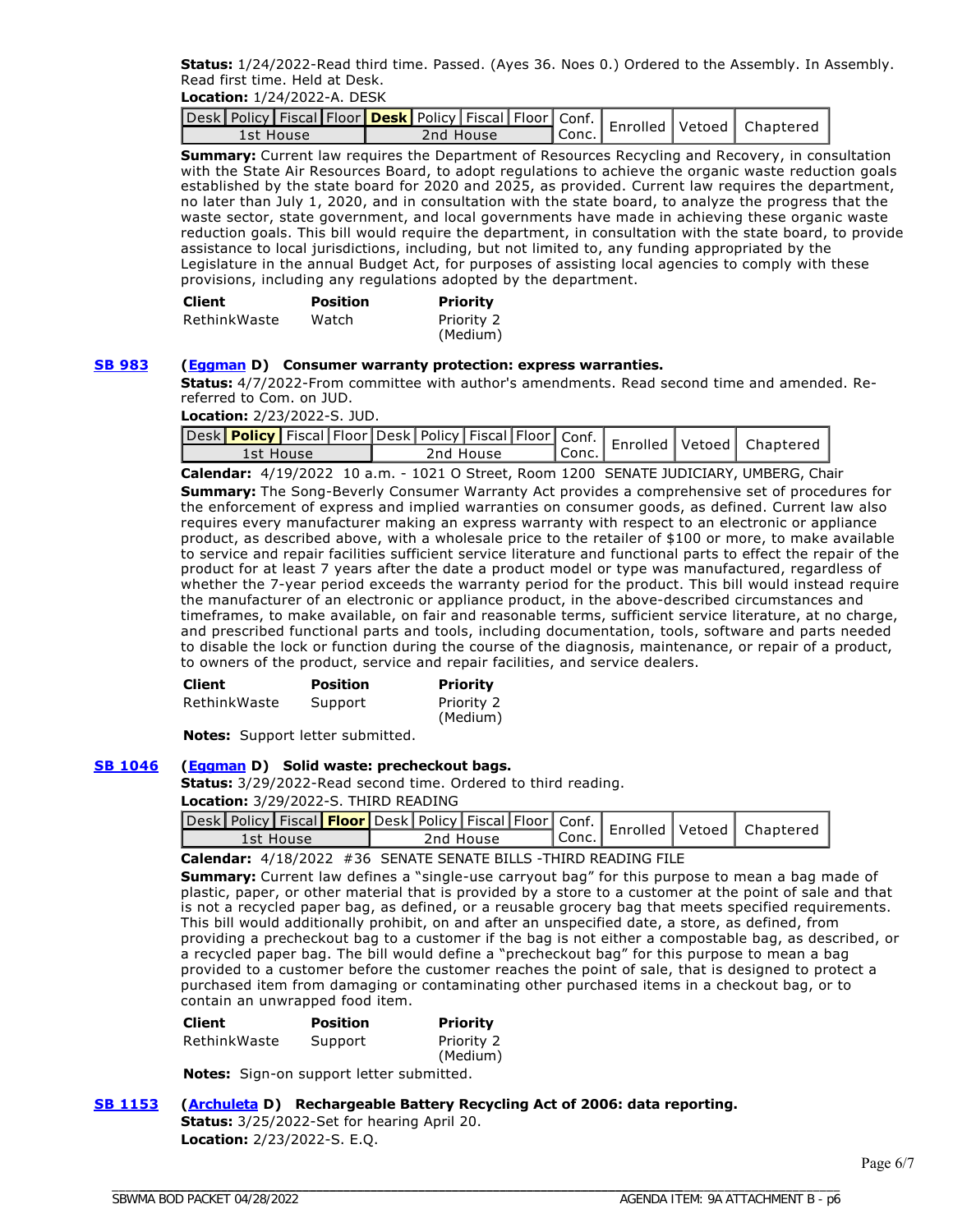**Status:** 1/24/2022-Read third time. Passed. (Ayes 36. Noes 0.) Ordered to the Assembly. In Assembly. Read first time. Held at Desk.

**Location:** 1/24/2022-A. DESK

| Desk | Policy | Fiscal | Floor | **Desk** | Policy | Fiscal | Floor | Conf. Conc. | Enrolled | Vetoed | Chaptered |
|---|---|---|---|---|---|---|---|---|---|---|---|
| 1st House | | | | 2nd House | | | | | | | |

**Summary:** Current law requires the Department of Resources Recycling and Recovery, in consultation with the State Air Resources Board, to adopt regulations to achieve the organic waste reduction goals established by the state board for 2020 and 2025, as provided. Current law requires the department, no later than July 1, 2020, and in consultation with the state board, to analyze the progress that the waste sector, state government, and local governments have made in achieving these organic waste reduction goals. This bill would require the department, in consultation with the state board, to provide assistance to local jurisdictions, including, but not limited to, any funding appropriated by the Legislature in the annual Budget Act, for purposes of assisting local agencies to comply with these provisions, including any regulations adopted by the department.

| Client | Position | Priority |
|---|---|---|
| RethinkWaste | Watch | Priority 2 (Medium) |

**SB 983** **(Eggman D) Consumer warranty protection: express warranties.**

**Status:** 4/7/2022-From committee with author's amendments. Read second time and amended. Re-referred to Com. on JUD.

**Location:** 2/23/2022-S. JUD.

| Desk | **Policy** | Fiscal | Floor | Desk | Policy | Fiscal | Floor | Conf. Conc. | Enrolled | Vetoed | Chaptered |
|---|---|---|---|---|---|---|---|---|---|---|---|
| 1st House | | | | 2nd House | | | | | | | |

**Calendar:** 4/19/2022 10 a.m. - 1021 O Street, Room 1200 SENATE JUDICIARY, UMBERG, Chair

**Summary:** The Song-Beverly Consumer Warranty Act provides a comprehensive set of procedures for the enforcement of express and implied warranties on consumer goods, as defined. Current law also requires every manufacturer making an express warranty with respect to an electronic or appliance product, as described above, with a wholesale price to the retailer of $100 or more, to make available to service and repair facilities sufficient service literature and functional parts to effect the repair of the product for at least 7 years after the date a product model or type was manufactured, regardless of whether the 7-year period exceeds the warranty period for the product. This bill would instead require the manufacturer of an electronic or appliance product, in the above-described circumstances and timeframes, to make available, on fair and reasonable terms, sufficient service literature, at no charge, and prescribed functional parts and tools, including documentation, tools, software and parts needed to disable the lock or function during the course of the diagnosis, maintenance, or repair of a product, to owners of the product, service and repair facilities, and service dealers.

| Client | Position | Priority |
|---|---|---|
| RethinkWaste | Support | Priority 2 (Medium) |

**Notes:** Support letter submitted.

**SB 1046** **(Eggman D) Solid waste: precheckout bags.**

**Status:** 3/29/2022-Read second time. Ordered to third reading.

**Location:** 3/29/2022-S. THIRD READING

| Desk | Policy | Fiscal | **Floor** | Desk | Policy | Fiscal | Floor | Conf. Conc. | Enrolled | Vetoed | Chaptered |
|---|---|---|---|---|---|---|---|---|---|---|---|
| 1st House | | | | 2nd House | | | | | | | |

**Calendar:** 4/18/2022 #36 SENATE SENATE BILLS -THIRD READING FILE

**Summary:** Current law defines a "single-use carryout bag" for this purpose to mean a bag made of plastic, paper, or other material that is provided by a store to a customer at the point of sale and that is not a recycled paper bag, as defined, or a reusable grocery bag that meets specified requirements. This bill would additionally prohibit, on and after an unspecified date, a store, as defined, from providing a precheckout bag to a customer if the bag is not either a compostable bag, as described, or a recycled paper bag. The bill would define a "precheckout bag" for this purpose to mean a bag provided to a customer before the customer reaches the point of sale, that is designed to protect a purchased item from damaging or contaminating other purchased items in a checkout bag, or to contain an unwrapped food item.

| Client | Position | Priority |
|---|---|---|
| RethinkWaste | Support | Priority 2 (Medium) |

**Notes:** Sign-on support letter submitted.

**SB 1153** **(Archuleta D) Rechargeable Battery Recycling Act of 2006: data reporting.**

**Status:** 3/25/2022-Set for hearing April 20.

**Location:** 2/23/2022-S. E.Q.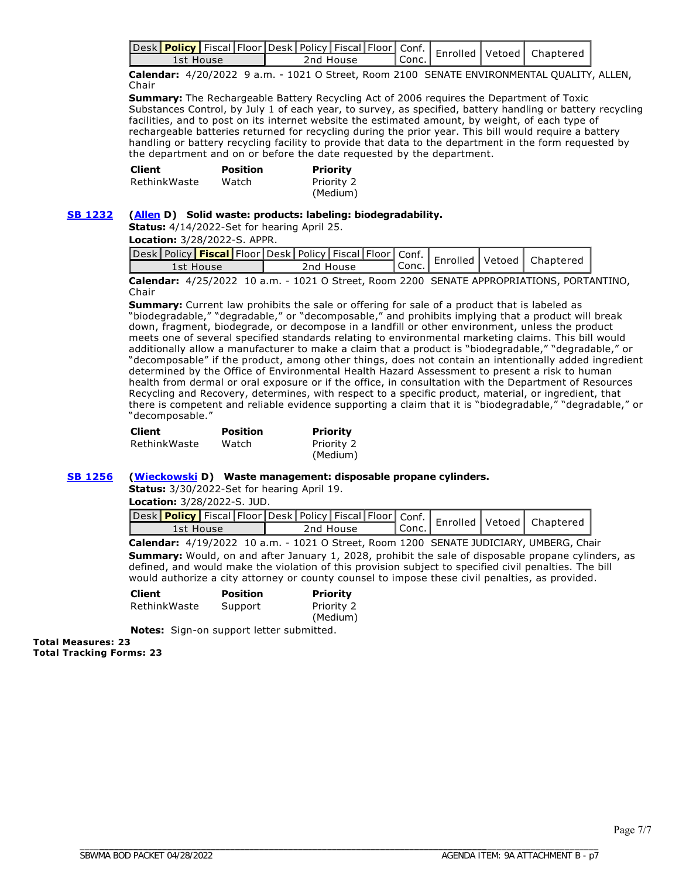| Desk | **Policy** | Fiscal | Floor | Desk | Policy | Fiscal | Floor | Conf. | Enrolled | Vetoed | Chaptered |
|---|---|---|---|---|---|---|---|---|---|---|---|
| 1st House | | | | 2nd House | | | | Conc. | | | |

**Calendar:** 4/20/2022 9 a.m. - 1021 O Street, Room 2100 SENATE ENVIRONMENTAL QUALITY, ALLEN, Chair

**Summary:** The Rechargeable Battery Recycling Act of 2006 requires the Department of Toxic Substances Control, by July 1 of each year, to survey, as specified, battery handling or battery recycling facilities, and to post on its internet website the estimated amount, by weight, of each type of rechargeable batteries returned for recycling during the prior year. This bill would require a battery handling or battery recycling facility to provide that data to the department in the form requested by the department and on or before the date requested by the department.

| Client | Position | Priority |
|---|---|---|
| RethinkWaste | Watch | Priority 2 (Medium) |

**SB 1232** (**Allen** D) **Solid waste: products: labeling: biodegradability.**

**Status:** 4/14/2022-Set for hearing April 25.

**Location:** 3/28/2022-S. APPR.

| Desk | Policy | **Fiscal** | Floor | Desk | Policy | Fiscal | Floor | Conf. | Enrolled | Vetoed | Chaptered |
|---|---|---|---|---|---|---|---|---|---|---|---|
| 1st House | | | | 2nd House | | | | Conc. | | | |

**Calendar:** 4/25/2022 10 a.m. - 1021 O Street, Room 2200 SENATE APPROPRIATIONS, PORTANTINO, Chair

**Summary:** Current law prohibits the sale or offering for sale of a product that is labeled as "biodegradable," "degradable," or "decomposable," and prohibits implying that a product will break down, fragment, biodegrade, or decompose in a landfill or other environment, unless the product meets one of several specified standards relating to environmental marketing claims. This bill would additionally allow a manufacturer to make a claim that a product is "biodegradable," "degradable," or "decomposable" if the product, among other things, does not contain an intentionally added ingredient determined by the Office of Environmental Health Hazard Assessment to present a risk to human health from dermal or oral exposure or if the office, in consultation with the Department of Resources Recycling and Recovery, determines, with respect to a specific product, material, or ingredient, that there is competent and reliable evidence supporting a claim that it is "biodegradable," "degradable," or "decomposable."

| Client | Position | Priority |
|---|---|---|
| RethinkWaste | Watch | Priority 2 (Medium) |

**SB 1256** (**Wieckowski** D) **Waste management: disposable propane cylinders.**

**Status:** 3/30/2022-Set for hearing April 19.

**Location:** 3/28/2022-S. JUD.

| Desk | **Policy** | Fiscal | Floor | Desk | Policy | Fiscal | Floor | Conf. | Enrolled | Vetoed | Chaptered |
|---|---|---|---|---|---|---|---|---|---|---|---|
| 1st House | | | | 2nd House | | | | Conc. | | | |

**Calendar:** 4/19/2022 10 a.m. - 1021 O Street, Room 1200 SENATE JUDICIARY, UMBERG, Chair

**Summary:** Would, on and after January 1, 2028, prohibit the sale of disposable propane cylinders, as defined, and would make the violation of this provision subject to specified civil penalties. The bill would authorize a city attorney or county counsel to impose these civil penalties, as provided.

| Client | Position | Priority |
|---|---|---|
| RethinkWaste | Support | Priority 2 (Medium) |

**Notes:** Sign-on support letter submitted.

**Total Measures: 23**
**Total Tracking Forms: 23**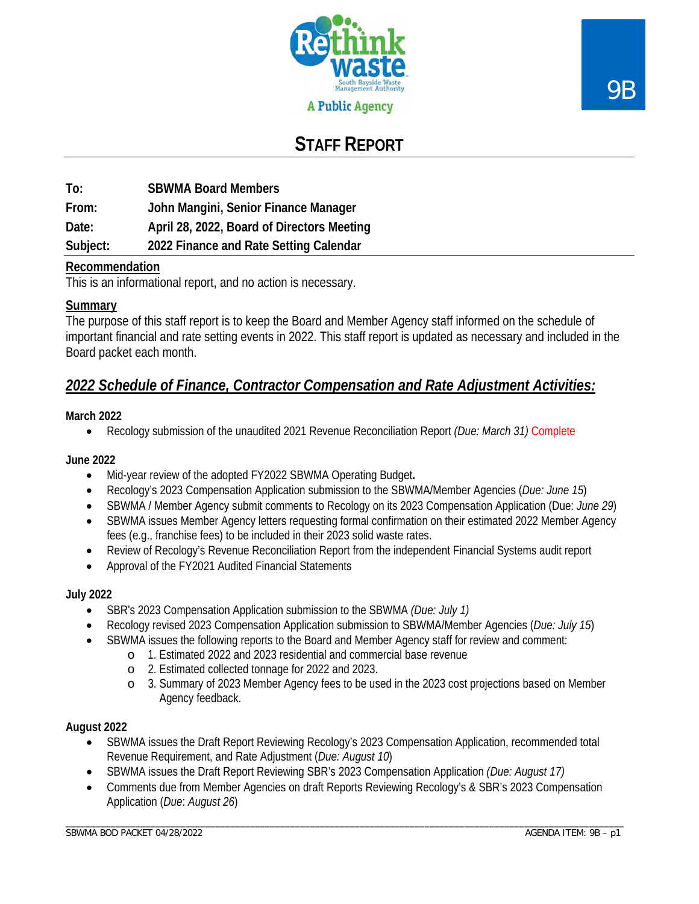Rethink waste
South Bayside Waste Management Authority
A Public Agency

9B

# STAFF REPORT

**To:** SBWMA Board Members
**From:** John Mangini, Senior Finance Manager
**Date:** April 28, 2022, Board of Directors Meeting
**Subject:** 2022 Finance and Rate Setting Calendar

## Recommendation

This is an informational report, and no action is necessary.

## Summary

The purpose of this staff report is to keep the Board and Member Agency staff informed on the schedule of important financial and rate setting events in 2022. This staff report is updated as necessary and included in the Board packet each month.

## *2022 Schedule of Finance, Contractor Compensation and Rate Adjustment Activities:*

**March 2022**

- Recology submission of the unaudited 2021 Revenue Reconciliation Report *(Due: March 31)* Complete

**June 2022**

- Mid-year review of the adopted FY2022 SBWMA Operating Budget**.**
- Recology's 2023 Compensation Application submission to the SBWMA/Member Agencies (*Due: June 15*)
- SBWMA / Member Agency submit comments to Recology on its 2023 Compensation Application (Due: *June 29*)
- SBWMA issues Member Agency letters requesting formal confirmation on their estimated 2022 Member Agency fees (e.g., franchise fees) to be included in their 2023 solid waste rates.
- Review of Recology's Revenue Reconciliation Report from the independent Financial Systems audit report
- Approval of the FY2021 Audited Financial Statements

**July 2022**

- SBR's 2023 Compensation Application submission to the SBWMA *(Due: July 1)*
- Recology revised 2023 Compensation Application submission to SBWMA/Member Agencies (*Due: July 15*)
- SBWMA issues the following reports to the Board and Member Agency staff for review and comment:
  - 1. Estimated 2022 and 2023 residential and commercial base revenue
  - 2. Estimated collected tonnage for 2022 and 2023.
  - 3. Summary of 2023 Member Agency fees to be used in the 2023 cost projections based on Member Agency feedback.

**August 2022**

- SBWMA issues the Draft Report Reviewing Recology's 2023 Compensation Application, recommended total Revenue Requirement, and Rate Adjustment (*Due: August 10*)
- SBWMA issues the Draft Report Reviewing SBR's 2023 Compensation Application *(Due: August 17)*
- Comments due from Member Agencies on draft Reports Reviewing Recology's & SBR's 2023 Compensation Application (*Due*: *August 26*)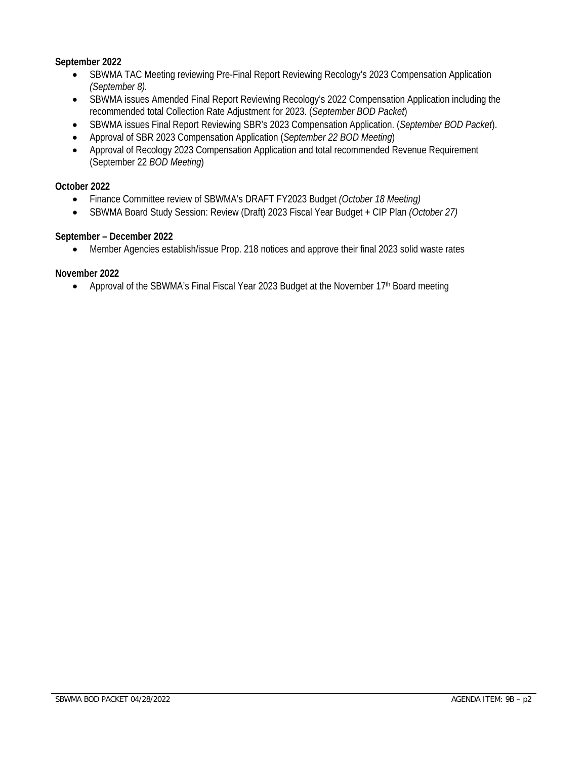**September 2022**

- SBWMA TAC Meeting reviewing Pre-Final Report Reviewing Recology's 2023 Compensation Application *(September 8).*
- SBWMA issues Amended Final Report Reviewing Recology's 2022 Compensation Application including the recommended total Collection Rate Adjustment for 2023. (*September BOD Packet*)
- SBWMA issues Final Report Reviewing SBR's 2023 Compensation Application. (*September BOD Packet*).
- Approval of SBR 2023 Compensation Application (*September 22 BOD Meeting*)
- Approval of Recology 2023 Compensation Application and total recommended Revenue Requirement (September 22 *BOD Meeting*)

**October 2022**

- Finance Committee review of SBWMA's DRAFT FY2023 Budget *(October 18 Meeting)*
- SBWMA Board Study Session: Review (Draft) 2023 Fiscal Year Budget + CIP Plan *(October 27)*

**September – December 2022**

- Member Agencies establish/issue Prop. 218 notices and approve their final 2023 solid waste rates

**November 2022**

- Approval of the SBWMA's Final Fiscal Year 2023 Budget at the November 17th Board meeting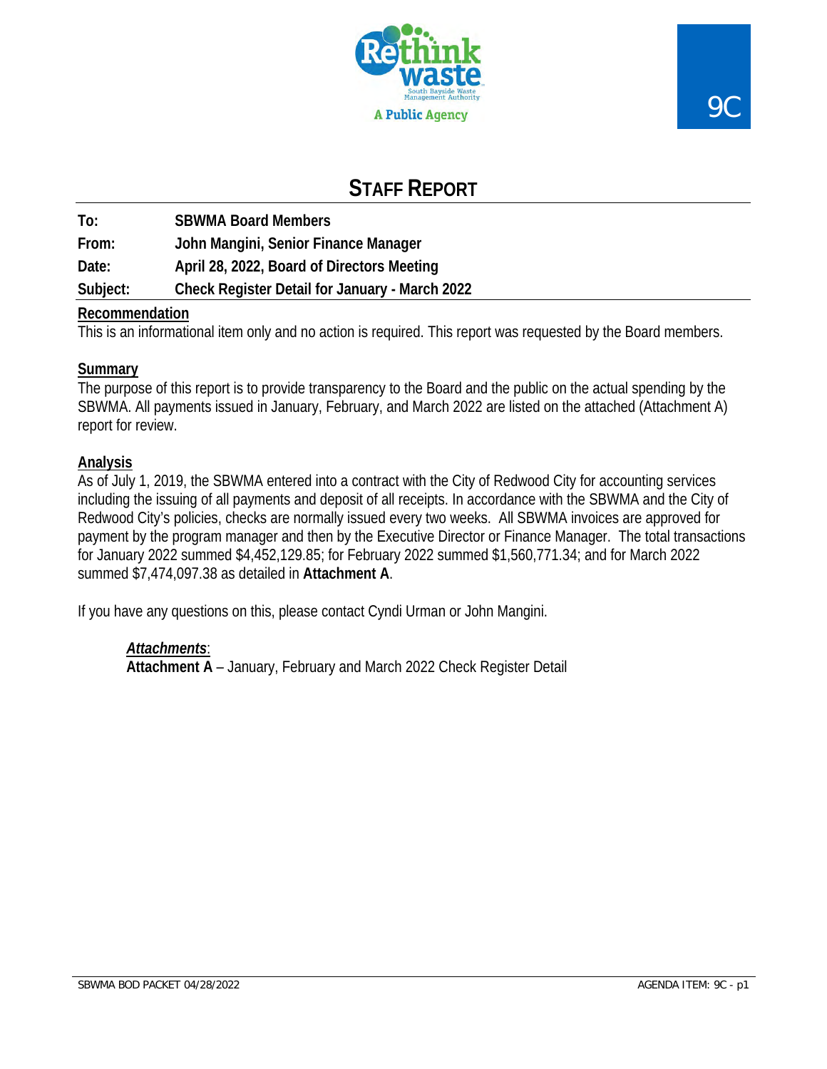9C

# STAFF REPORT

| | |
|---|---|
| **To:** | **SBWMA Board Members** |
| **From:** | **John Mangini, Senior Finance Manager** |
| **Date:** | **April 28, 2022, Board of Directors Meeting** |
| **Subject:** | **Check Register Detail for January - March 2022** |

## Recommendation

This is an informational item only and no action is required. This report was requested by the Board members.

## Summary

The purpose of this report is to provide transparency to the Board and the public on the actual spending by the SBWMA. All payments issued in January, February, and March 2022 are listed on the attached (Attachment A) report for review.

## Analysis

As of July 1, 2019, the SBWMA entered into a contract with the City of Redwood City for accounting services including the issuing of all payments and deposit of all receipts. In accordance with the SBWMA and the City of Redwood City's policies, checks are normally issued every two weeks. All SBWMA invoices are approved for payment by the program manager and then by the Executive Director or Finance Manager. The total transactions for January 2022 summed $4,452,129.85; for February 2022 summed $1,560,771.34; and for March 2022 summed $7,474,097.38 as detailed in **Attachment A**.

If you have any questions on this, please contact Cyndi Urman or John Mangini.

***Attachments***:
**Attachment A** – January, February and March 2022 Check Register Detail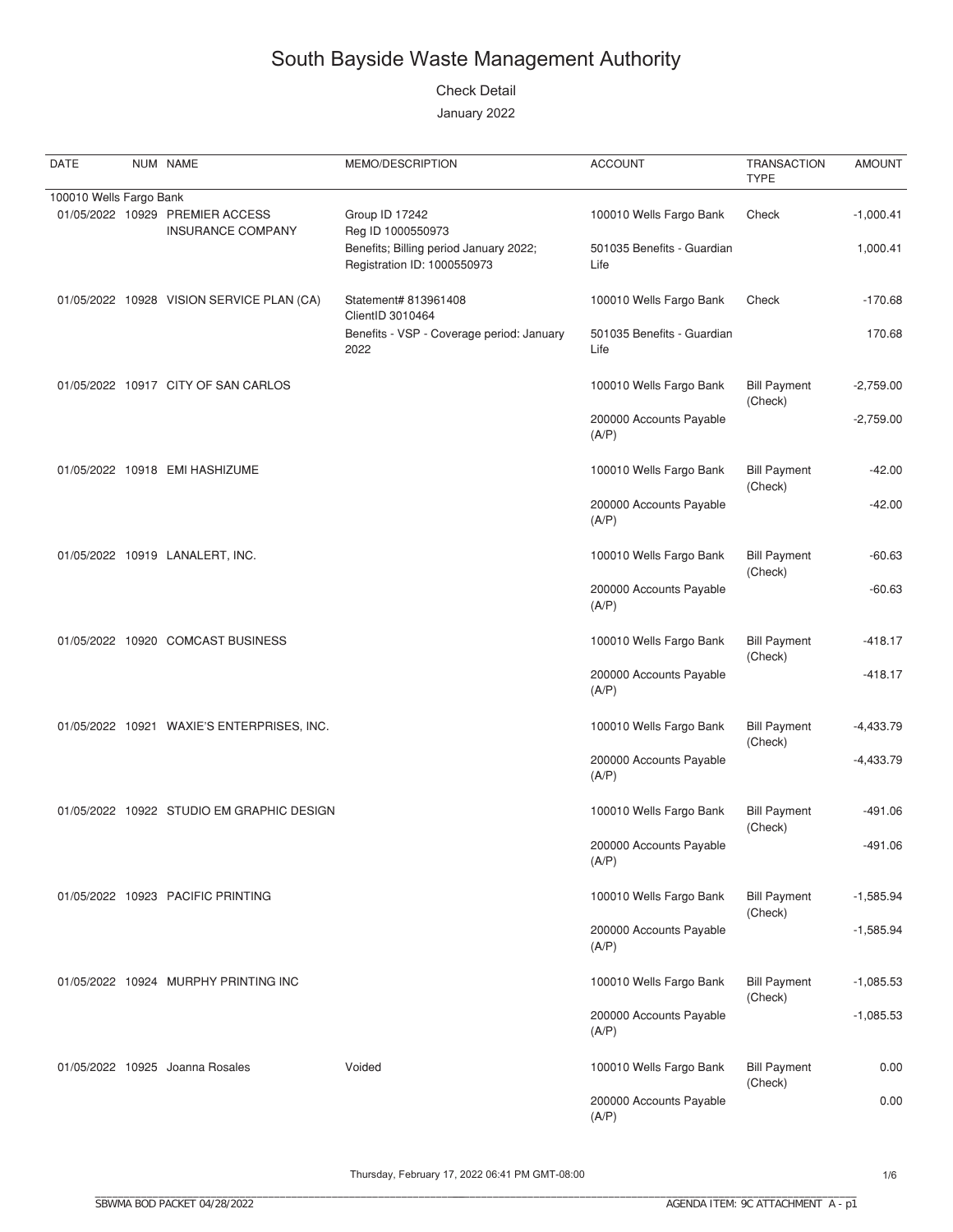# South Bayside Waste Management Authority

Check Detail

January 2022

| DATE | NUM | NAME | MEMO/DESCRIPTION | ACCOUNT | TRANSACTION TYPE | AMOUNT |
|---|---|---|---|---|---|---|
| 100010 Wells Fargo Bank | | | | | | |
| 01/05/2022 | 10929 | PREMIER ACCESS INSURANCE COMPANY | Group ID 17242 Reg ID 1000550973 | 100010 Wells Fargo Bank | Check | -1,000.41 |
| | | | Benefits; Billing period January 2022; Registration ID: 1000550973 | 501035 Benefits - Guardian Life | | 1,000.41 |
| 01/05/2022 | 10928 | VISION SERVICE PLAN (CA) | Statement# 813961408 ClientID 3010464 | 100010 Wells Fargo Bank | Check | -170.68 |
| | | | Benefits - VSP - Coverage period: January 2022 | 501035 Benefits - Guardian Life | | 170.68 |
| 01/05/2022 | 10917 | CITY OF SAN CARLOS | | 100010 Wells Fargo Bank | Bill Payment (Check) | -2,759.00 |
| | | | | 200000 Accounts Payable (A/P) | | -2,759.00 |
| 01/05/2022 | 10918 | EMI HASHIZUME | | 100010 Wells Fargo Bank | Bill Payment (Check) | -42.00 |
| | | | | 200000 Accounts Payable (A/P) | | -42.00 |
| 01/05/2022 | 10919 | LANALERT, INC. | | 100010 Wells Fargo Bank | Bill Payment (Check) | -60.63 |
| | | | | 200000 Accounts Payable (A/P) | | -60.63 |
| 01/05/2022 | 10920 | COMCAST BUSINESS | | 100010 Wells Fargo Bank | Bill Payment (Check) | -418.17 |
| | | | | 200000 Accounts Payable (A/P) | | -418.17 |
| 01/05/2022 | 10921 | WAXIE'S ENTERPRISES, INC. | | 100010 Wells Fargo Bank | Bill Payment (Check) | -4,433.79 |
| | | | | 200000 Accounts Payable (A/P) | | -4,433.79 |
| 01/05/2022 | 10922 | STUDIO EM GRAPHIC DESIGN | | 100010 Wells Fargo Bank | Bill Payment (Check) | -491.06 |
| | | | | 200000 Accounts Payable (A/P) | | -491.06 |
| 01/05/2022 | 10923 | PACIFIC PRINTING | | 100010 Wells Fargo Bank | Bill Payment (Check) | -1,585.94 |
| | | | | 200000 Accounts Payable (A/P) | | -1,585.94 |
| 01/05/2022 | 10924 | MURPHY PRINTING INC | | 100010 Wells Fargo Bank | Bill Payment (Check) | -1,085.53 |
| | | | | 200000 Accounts Payable (A/P) | | -1,085.53 |
| 01/05/2022 | 10925 | Joanna Rosales | Voided | 100010 Wells Fargo Bank | Bill Payment (Check) | 0.00 |
| | | | | 200000 Accounts Payable (A/P) | | 0.00 |

Thursday, February 17, 2022 06:41 PM GMT-08:00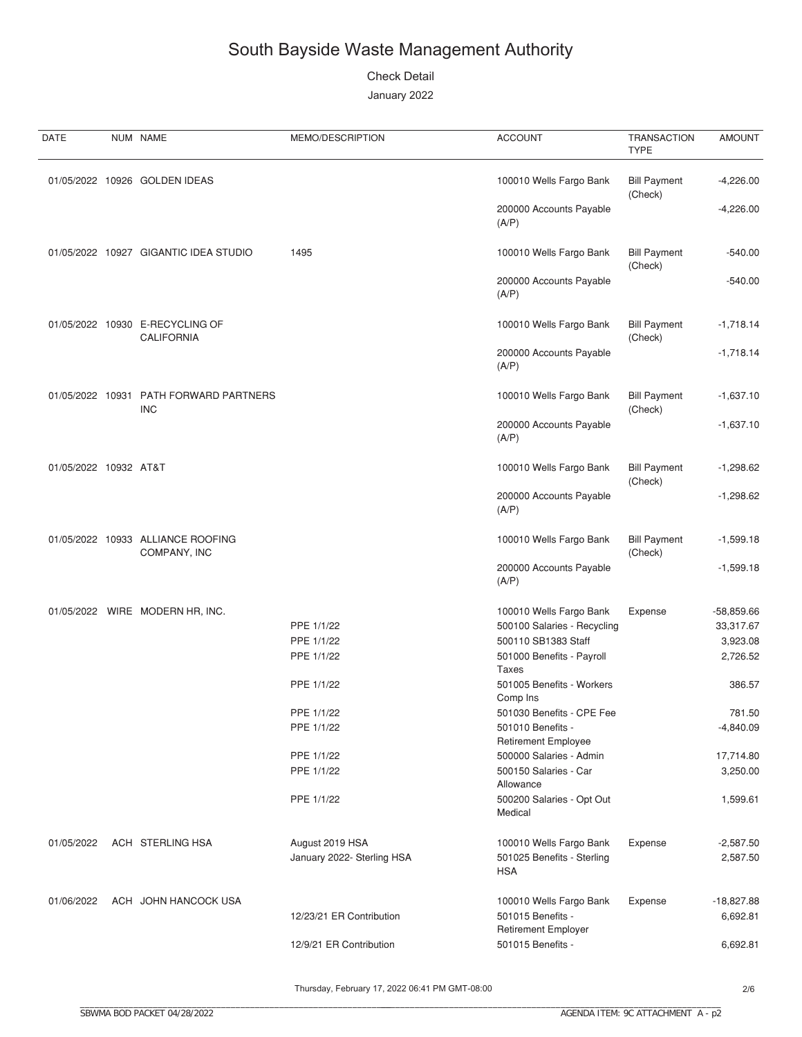# South Bayside Waste Management Authority

Check Detail

January 2022

| DATE | NUM | NAME | MEMO/DESCRIPTION | ACCOUNT | TRANSACTION TYPE | AMOUNT |
|---|---|---|---|---|---|---|
| 01/05/2022 | 10926 | GOLDEN IDEAS | | 100010 Wells Fargo Bank | Bill Payment (Check) | -4,226.00 |
| | | | | 200000 Accounts Payable (A/P) | | -4,226.00 |
| 01/05/2022 | 10927 | GIGANTIC IDEA STUDIO | 1495 | 100010 Wells Fargo Bank | Bill Payment (Check) | -540.00 |
| | | | | 200000 Accounts Payable (A/P) | | -540.00 |
| 01/05/2022 | 10930 | E-RECYCLING OF CALIFORNIA | | 100010 Wells Fargo Bank | Bill Payment (Check) | -1,718.14 |
| | | | | 200000 Accounts Payable (A/P) | | -1,718.14 |
| 01/05/2022 | 10931 | PATH FORWARD PARTNERS INC | | 100010 Wells Fargo Bank | Bill Payment (Check) | -1,637.10 |
| | | | | 200000 Accounts Payable (A/P) | | -1,637.10 |
| 01/05/2022 | 10932 | AT&T | | 100010 Wells Fargo Bank | Bill Payment (Check) | -1,298.62 |
| | | | | 200000 Accounts Payable (A/P) | | -1,298.62 |
| 01/05/2022 | 10933 | ALLIANCE ROOFING COMPANY, INC | | 100010 Wells Fargo Bank | Bill Payment (Check) | -1,599.18 |
| | | | | 200000 Accounts Payable (A/P) | | -1,599.18 |
| 01/05/2022 | WIRE | MODERN HR, INC. | | 100010 Wells Fargo Bank | Expense | -58,859.66 |
| | | | PPE 1/1/22 | 500100 Salaries - Recycling | | 33,317.67 |
| | | | PPE 1/1/22 | 500110 SB1383 Staff | | 3,923.08 |
| | | | PPE 1/1/22 | 501000 Benefits - Payroll Taxes | | 2,726.52 |
| | | | PPE 1/1/22 | 501005 Benefits - Workers Comp Ins | | 386.57 |
| | | | PPE 1/1/22 | 501030 Benefits - CPE Fee | | 781.50 |
| | | | PPE 1/1/22 | 501010 Benefits - Retirement Employee | | -4,840.09 |
| | | | PPE 1/1/22 | 500000 Salaries - Admin | | 17,714.80 |
| | | | PPE 1/1/22 | 500150 Salaries - Car Allowance | | 3,250.00 |
| | | | PPE 1/1/22 | 500200 Salaries - Opt Out Medical | | 1,599.61 |
| 01/05/2022 | ACH | STERLING HSA | August 2019 HSA | 100010 Wells Fargo Bank | Expense | -2,587.50 |
| | | | January 2022- Sterling HSA | 501025 Benefits - Sterling HSA | | 2,587.50 |
| 01/06/2022 | ACH | JOHN HANCOCK USA | | 100010 Wells Fargo Bank | Expense | -18,827.88 |
| | | | 12/23/21 ER Contribution | 501015 Benefits - Retirement Employer | | 6,692.81 |
| | | | 12/9/21 ER Contribution | 501015 Benefits - | | 6,692.81 |

Thursday, February 17, 2022 06:41 PM GMT-08:00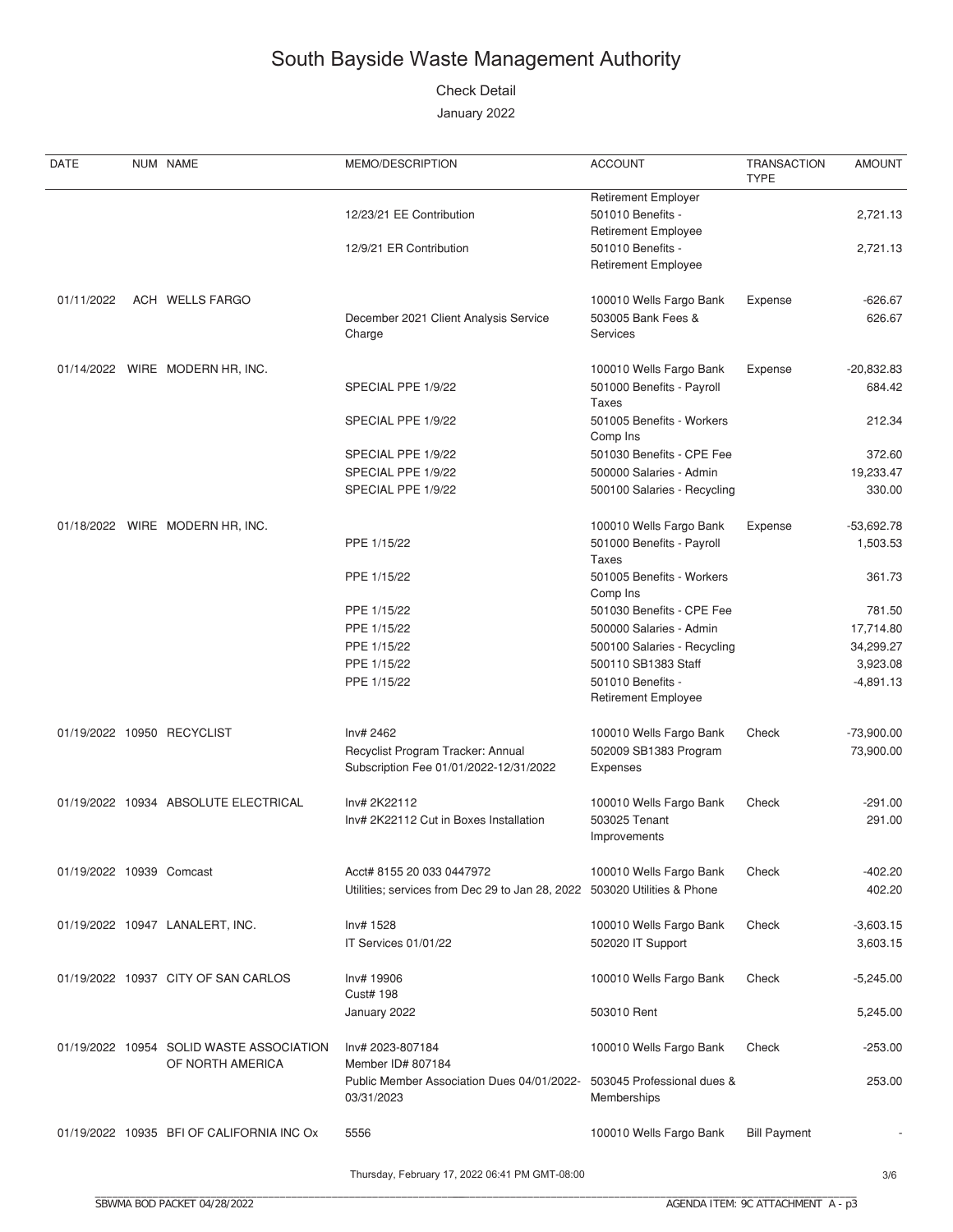# South Bayside Waste Management Authority

Check Detail

January 2022

| DATE | NUM | NAME | MEMO/DESCRIPTION | ACCOUNT | TRANSACTION TYPE | AMOUNT |
|---|---|---|---|---|---|---|
| | | | | Retirement Employer | | |
| | | | 12/23/21 EE Contribution | 501010 Benefits - Retirement Employee | | 2,721.13 |
| | | | 12/9/21 ER Contribution | 501010 Benefits - Retirement Employee | | 2,721.13 |
| 01/11/2022 | ACH | WELLS FARGO | | 100010 Wells Fargo Bank | Expense | -626.67 |
| | | | December 2021 Client Analysis Service Charge | 503005 Bank Fees & Services | | 626.67 |
| 01/14/2022 | WIRE | MODERN HR, INC. | | 100010 Wells Fargo Bank | Expense | -20,832.83 |
| | | | SPECIAL PPE 1/9/22 | 501000 Benefits - Payroll Taxes | | 684.42 |
| | | | SPECIAL PPE 1/9/22 | 501005 Benefits - Workers Comp Ins | | 212.34 |
| | | | SPECIAL PPE 1/9/22 | 501030 Benefits - CPE Fee | | 372.60 |
| | | | SPECIAL PPE 1/9/22 | 500000 Salaries - Admin | | 19,233.47 |
| | | | SPECIAL PPE 1/9/22 | 500100 Salaries - Recycling | | 330.00 |
| 01/18/2022 | WIRE | MODERN HR, INC. | | 100010 Wells Fargo Bank | Expense | -53,692.78 |
| | | | PPE 1/15/22 | 501000 Benefits - Payroll Taxes | | 1,503.53 |
| | | | PPE 1/15/22 | 501005 Benefits - Workers Comp Ins | | 361.73 |
| | | | PPE 1/15/22 | 501030 Benefits - CPE Fee | | 781.50 |
| | | | PPE 1/15/22 | 500000 Salaries - Admin | | 17,714.80 |
| | | | PPE 1/15/22 | 500100 Salaries - Recycling | | 34,299.27 |
| | | | PPE 1/15/22 | 500110 SB1383 Staff | | 3,923.08 |
| | | | PPE 1/15/22 | 501010 Benefits - Retirement Employee | | -4,891.13 |
| 01/19/2022 | 10950 | RECYCLIST | Inv# 2462 | 100010 Wells Fargo Bank | Check | -73,900.00 |
| | | | Recyclist Program Tracker: Annual Subscription Fee 01/01/2022-12/31/2022 | 502009 SB1383 Program Expenses | | 73,900.00 |
| 01/19/2022 | 10934 | ABSOLUTE ELECTRICAL | Inv# 2K22112 | 100010 Wells Fargo Bank | Check | -291.00 |
| | | | Inv# 2K22112 Cut in Boxes Installation | 503025 Tenant Improvements | | 291.00 |
| 01/19/2022 | 10939 | Comcast | Acct# 8155 20 033 0447972 | 100010 Wells Fargo Bank | Check | -402.20 |
| | | | Utilities; services from Dec 29 to Jan 28, 2022 | 503020 Utilities & Phone | | 402.20 |
| 01/19/2022 | 10947 | LANALERT, INC. | Inv# 1528 | 100010 Wells Fargo Bank | Check | -3,603.15 |
| | | | IT Services 01/01/22 | 502020 IT Support | | 3,603.15 |
| 01/19/2022 | 10937 | CITY OF SAN CARLOS | Inv# 19906 Cust# 198 | 100010 Wells Fargo Bank | Check | -5,245.00 |
| | | | January 2022 | 503010 Rent | | 5,245.00 |
| 01/19/2022 | 10954 | SOLID WASTE ASSOCIATION OF NORTH AMERICA | Inv# 2023-807184 Member ID# 807184 | 100010 Wells Fargo Bank | Check | -253.00 |
| | | | Public Member Association Dues 04/01/2022-03/31/2023 | 503045 Professional dues & Memberships | | 253.00 |
| 01/19/2022 | 10935 | BFI OF CALIFORNIA INC Ox | 5556 | 100010 Wells Fargo Bank | Bill Payment | - |

Thursday, February 17, 2022 06:41 PM GMT-08:00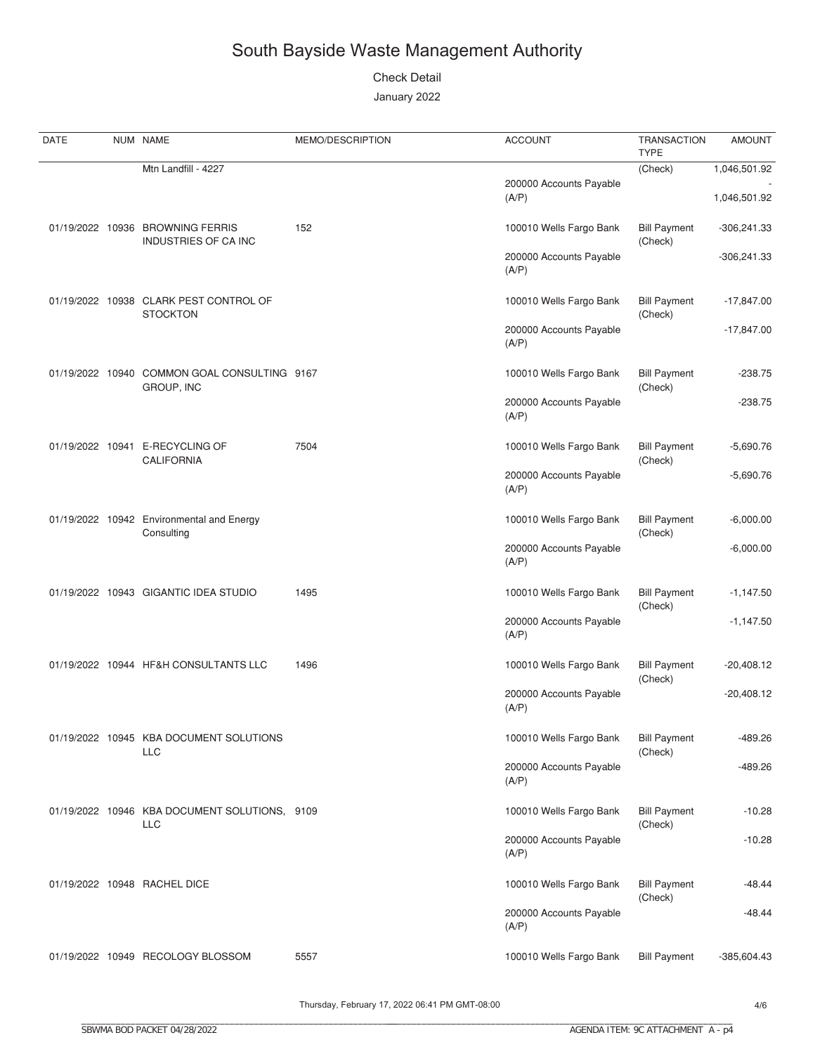# South Bayside Waste Management Authority

Check Detail

January 2022

| DATE | NUM | NAME | MEMO/DESCRIPTION | ACCOUNT | TRANSACTION TYPE | AMOUNT |
|---|---|---|---|---|---|---|
| | | Mtn Landfill - 4227 | | | (Check) | 1,046,501.92 |
| | | | | 200000 Accounts Payable (A/P) | | -<br>1,046,501.92 |
| 01/19/2022 | 10936 | BROWNING FERRIS INDUSTRIES OF CA INC | 152 | 100010 Wells Fargo Bank | Bill Payment (Check) | -306,241.33 |
| | | | | 200000 Accounts Payable (A/P) | | -306,241.33 |
| 01/19/2022 | 10938 | CLARK PEST CONTROL OF STOCKTON | | 100010 Wells Fargo Bank | Bill Payment (Check) | -17,847.00 |
| | | | | 200000 Accounts Payable (A/P) | | -17,847.00 |
| 01/19/2022 | 10940 | COMMON GOAL CONSULTING GROUP, INC | 9167 | 100010 Wells Fargo Bank | Bill Payment (Check) | -238.75 |
| | | | | 200000 Accounts Payable (A/P) | | -238.75 |
| 01/19/2022 | 10941 | E-RECYCLING OF CALIFORNIA | 7504 | 100010 Wells Fargo Bank | Bill Payment (Check) | -5,690.76 |
| | | | | 200000 Accounts Payable (A/P) | | -5,690.76 |
| 01/19/2022 | 10942 | Environmental and Energy Consulting | | 100010 Wells Fargo Bank | Bill Payment (Check) | -6,000.00 |
| | | | | 200000 Accounts Payable (A/P) | | -6,000.00 |
| 01/19/2022 | 10943 | GIGANTIC IDEA STUDIO | 1495 | 100010 Wells Fargo Bank | Bill Payment (Check) | -1,147.50 |
| | | | | 200000 Accounts Payable (A/P) | | -1,147.50 |
| 01/19/2022 | 10944 | HF&H CONSULTANTS LLC | 1496 | 100010 Wells Fargo Bank | Bill Payment (Check) | -20,408.12 |
| | | | | 200000 Accounts Payable (A/P) | | -20,408.12 |
| 01/19/2022 | 10945 | KBA DOCUMENT SOLUTIONS LLC | | 100010 Wells Fargo Bank | Bill Payment (Check) | -489.26 |
| | | | | 200000 Accounts Payable (A/P) | | -489.26 |
| 01/19/2022 | 10946 | KBA DOCUMENT SOLUTIONS, LLC | 9109 | 100010 Wells Fargo Bank | Bill Payment (Check) | -10.28 |
| | | | | 200000 Accounts Payable (A/P) | | -10.28 |
| 01/19/2022 | 10948 | RACHEL DICE | | 100010 Wells Fargo Bank | Bill Payment (Check) | -48.44 |
| | | | | 200000 Accounts Payable (A/P) | | -48.44 |
| 01/19/2022 | 10949 | RECOLOGY BLOSSOM | 5557 | 100010 Wells Fargo Bank | Bill Payment | -385,604.43 |

Thursday, February 17, 2022 06:41 PM GMT-08:00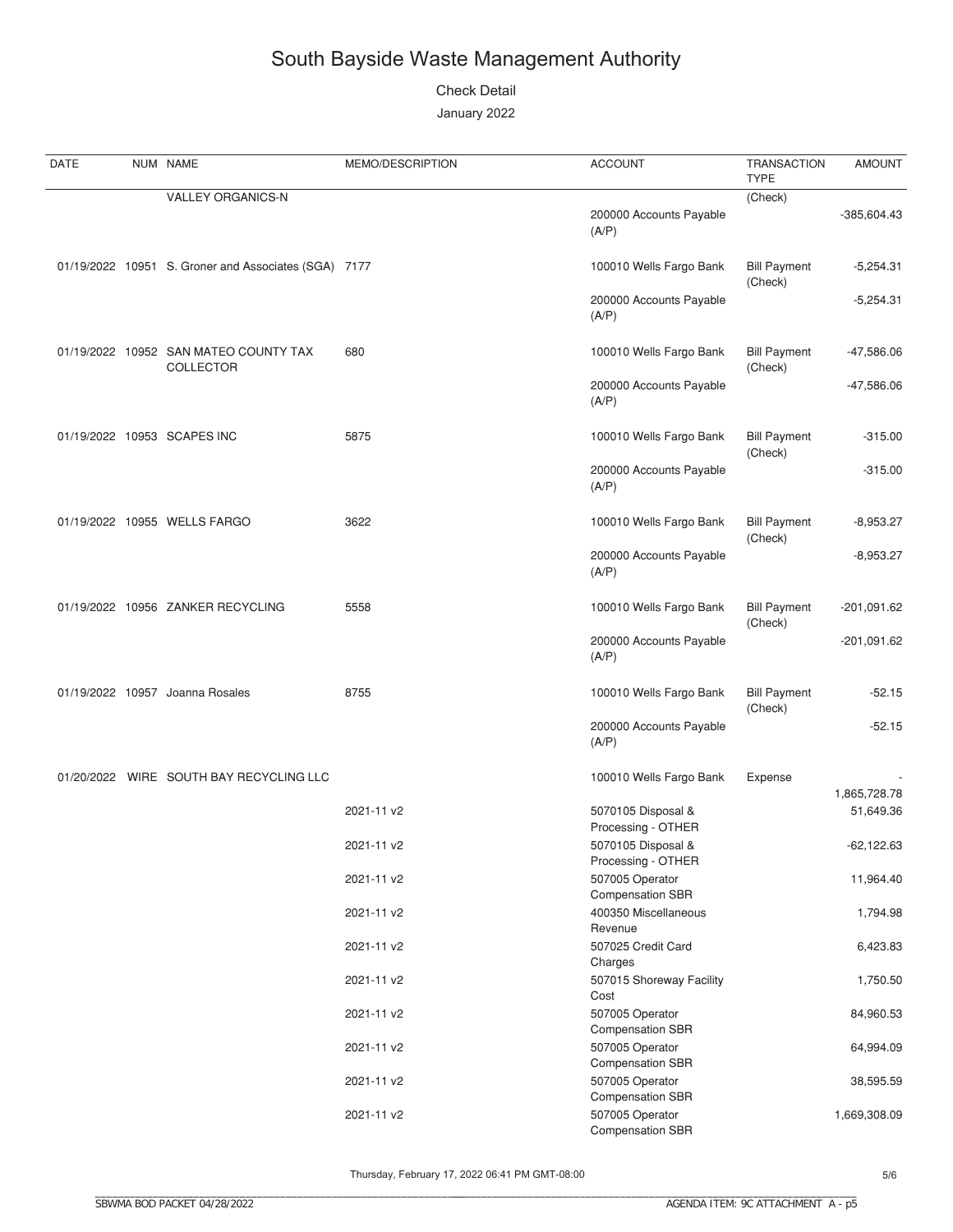# South Bayside Waste Management Authority

Check Detail

January 2022

| DATE | NUM | NAME | MEMO/DESCRIPTION | ACCOUNT | TRANSACTION TYPE | AMOUNT |
|---|---|---|---|---|---|---|
| | | VALLEY ORGANICS-N | | | (Check) | |
| | | | | 200000 Accounts Payable (A/P) | | -385,604.43 |
| 01/19/2022 | 10951 | S. Groner and Associates (SGA) | 7177 | 100010 Wells Fargo Bank | Bill Payment (Check) | -5,254.31 |
| | | | | 200000 Accounts Payable (A/P) | | -5,254.31 |
| 01/19/2022 | 10952 | SAN MATEO COUNTY TAX COLLECTOR | 680 | 100010 Wells Fargo Bank | Bill Payment (Check) | -47,586.06 |
| | | | | 200000 Accounts Payable (A/P) | | -47,586.06 |
| 01/19/2022 | 10953 | SCAPES INC | 5875 | 100010 Wells Fargo Bank | Bill Payment (Check) | -315.00 |
| | | | | 200000 Accounts Payable (A/P) | | -315.00 |
| 01/19/2022 | 10955 | WELLS FARGO | 3622 | 100010 Wells Fargo Bank | Bill Payment (Check) | -8,953.27 |
| | | | | 200000 Accounts Payable (A/P) | | -8,953.27 |
| 01/19/2022 | 10956 | ZANKER RECYCLING | 5558 | 100010 Wells Fargo Bank | Bill Payment (Check) | -201,091.62 |
| | | | | 200000 Accounts Payable (A/P) | | -201,091.62 |
| 01/19/2022 | 10957 | Joanna Rosales | 8755 | 100010 Wells Fargo Bank | Bill Payment (Check) | -52.15 |
| | | | | 200000 Accounts Payable (A/P) | | -52.15 |
| 01/20/2022 | WIRE | SOUTH BAY RECYCLING LLC | | 100010 Wells Fargo Bank | Expense | -1,865,728.78 |
| | | | 2021-11 v2 | 5070105 Disposal & Processing - OTHER | | 51,649.36 |
| | | | 2021-11 v2 | 5070105 Disposal & Processing - OTHER | | -62,122.63 |
| | | | 2021-11 v2 | 507005 Operator Compensation SBR | | 11,964.40 |
| | | | 2021-11 v2 | 400350 Miscellaneous Revenue | | 1,794.98 |
| | | | 2021-11 v2 | 507025 Credit Card Charges | | 6,423.83 |
| | | | 2021-11 v2 | 507015 Shoreway Facility Cost | | 1,750.50 |
| | | | 2021-11 v2 | 507005 Operator Compensation SBR | | 84,960.53 |
| | | | 2021-11 v2 | 507005 Operator Compensation SBR | | 64,994.09 |
| | | | 2021-11 v2 | 507005 Operator Compensation SBR | | 38,595.59 |
| | | | 2021-11 v2 | 507005 Operator Compensation SBR | | 1,669,308.09 |

Thursday, February 17, 2022 06:41 PM GMT-08:00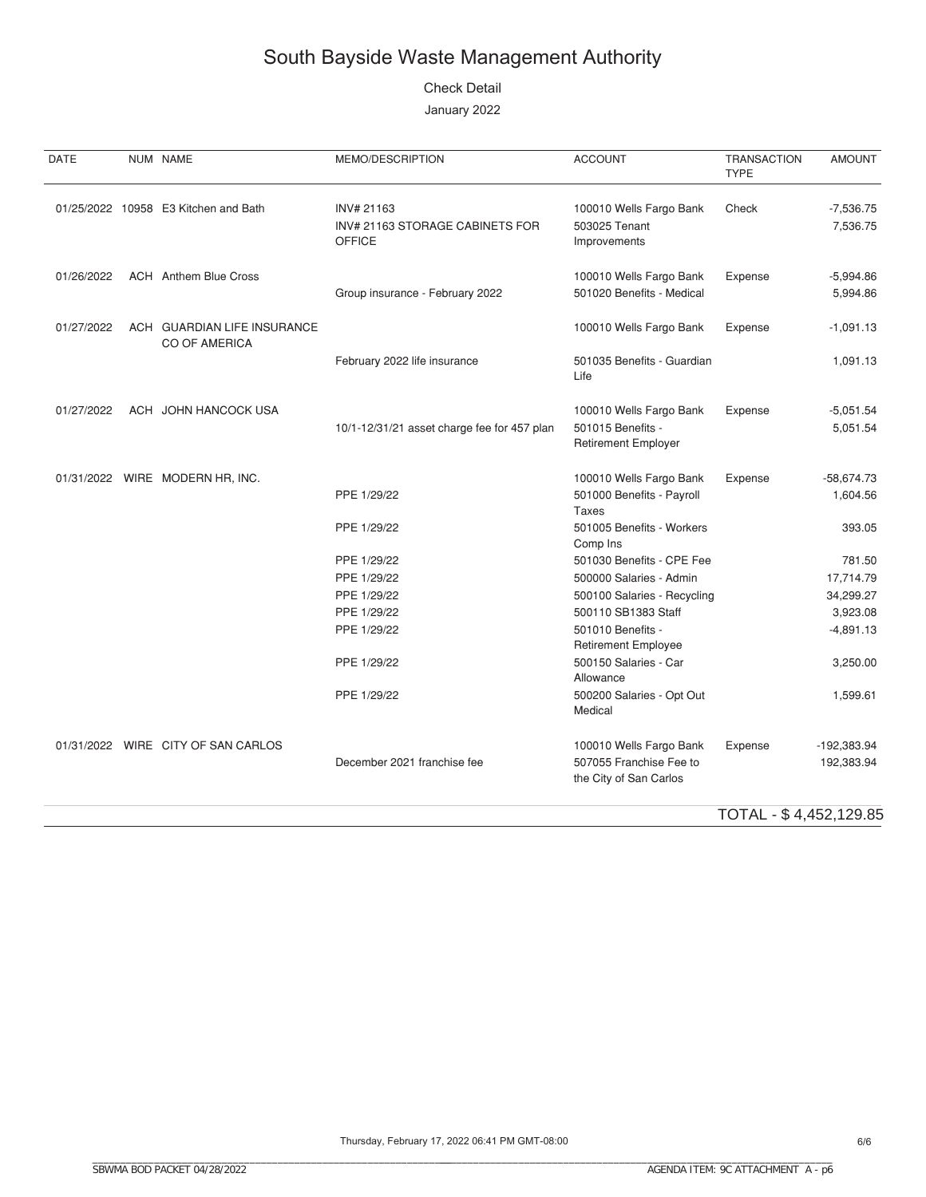# South Bayside Waste Management Authority

Check Detail

January 2022

| DATE | NUM | NAME | MEMO/DESCRIPTION | ACCOUNT | TRANSACTION TYPE | AMOUNT |
|---|---|---|---|---|---|---|
| 01/25/2022 | 10958 | E3 Kitchen and Bath | INV# 21163 | 100010 Wells Fargo Bank | Check | -7,536.75 |
| | | | INV# 21163 STORAGE CABINETS FOR OFFICE | 503025 Tenant Improvements | | 7,536.75 |
| 01/26/2022 | ACH | Anthem Blue Cross | | 100010 Wells Fargo Bank | Expense | -5,994.86 |
| | | | Group insurance - February 2022 | 501020 Benefits - Medical | | 5,994.86 |
| 01/27/2022 | ACH | GUARDIAN LIFE INSURANCE CO OF AMERICA | | 100010 Wells Fargo Bank | Expense | -1,091.13 |
| | | | February 2022 life insurance | 501035 Benefits - Guardian Life | | 1,091.13 |
| 01/27/2022 | ACH | JOHN HANCOCK USA | | 100010 Wells Fargo Bank | Expense | -5,051.54 |
| | | | 10/1-12/31/21 asset charge fee for 457 plan | 501015 Benefits - Retirement Employer | | 5,051.54 |
| 01/31/2022 | WIRE | MODERN HR, INC. | | 100010 Wells Fargo Bank | Expense | -58,674.73 |
| | | | PPE 1/29/22 | 501000 Benefits - Payroll Taxes | | 1,604.56 |
| | | | PPE 1/29/22 | 501005 Benefits - Workers Comp Ins | | 393.05 |
| | | | PPE 1/29/22 | 501030 Benefits - CPE Fee | | 781.50 |
| | | | PPE 1/29/22 | 500000 Salaries - Admin | | 17,714.79 |
| | | | PPE 1/29/22 | 500100 Salaries - Recycling | | 34,299.27 |
| | | | PPE 1/29/22 | 500110 SB1383 Staff | | 3,923.08 |
| | | | PPE 1/29/22 | 501010 Benefits - Retirement Employee | | -4,891.13 |
| | | | PPE 1/29/22 | 500150 Salaries - Car Allowance | | 3,250.00 |
| | | | PPE 1/29/22 | 500200 Salaries - Opt Out Medical | | 1,599.61 |
| 01/31/2022 | WIRE | CITY OF SAN CARLOS | | 100010 Wells Fargo Bank | Expense | -192,383.94 |
| | | | December 2021 franchise fee | 507055 Franchise Fee to the City of San Carlos | | 192,383.94 |

TOTAL - $ 4,452,129.85

Thursday, February 17, 2022 06:41 PM GMT-08:00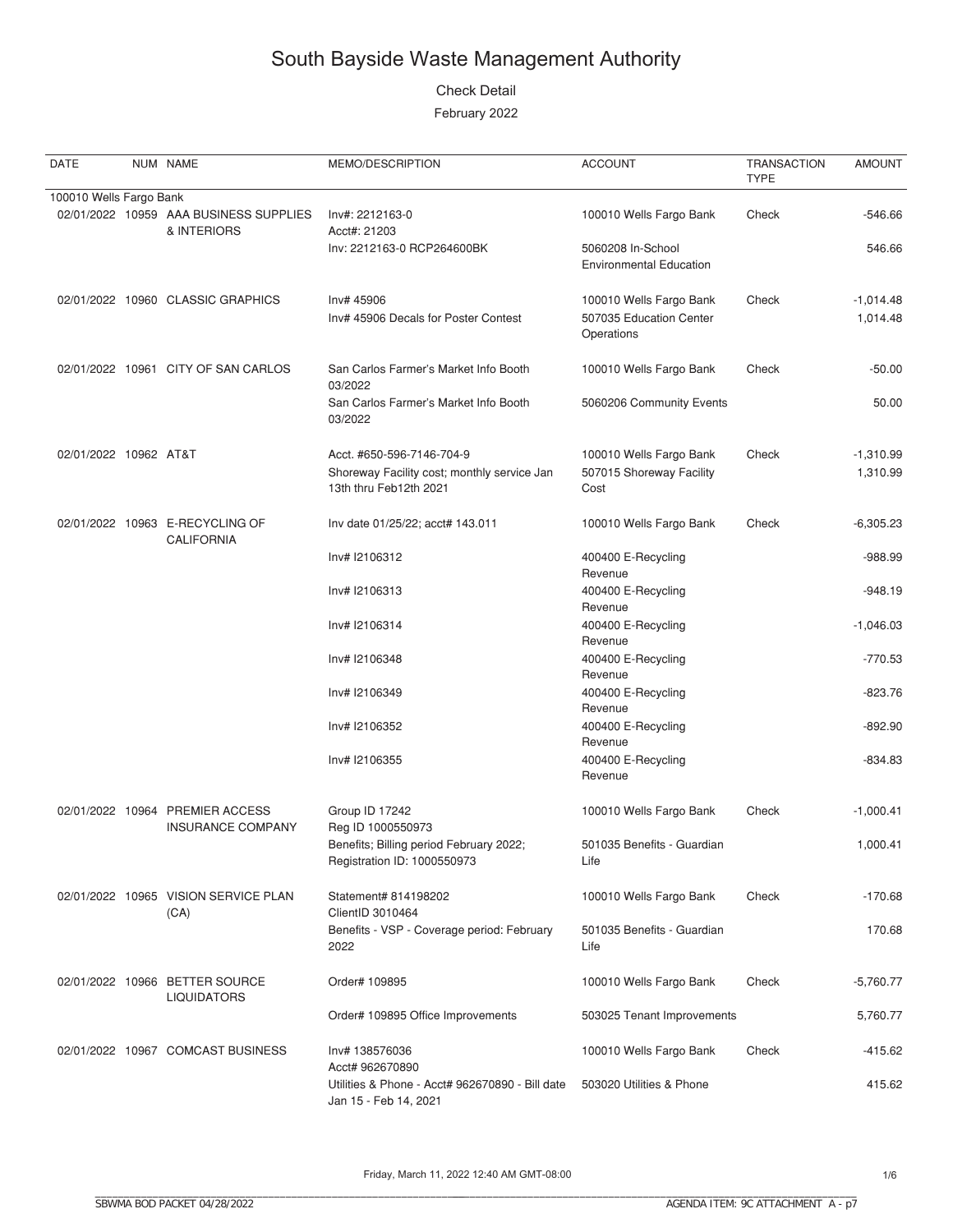# South Bayside Waste Management Authority

Check Detail

February 2022

| DATE | NUM | NAME | MEMO/DESCRIPTION | ACCOUNT | TRANSACTION TYPE | AMOUNT |
|---|---|---|---|---|---|---|
| 100010 Wells Fargo Bank | | | | | | |
| 02/01/2022 | 10959 | AAA BUSINESS SUPPLIES & INTERIORS | Inv#: 2212163-0 Acct#: 21203 | 100010 Wells Fargo Bank | Check | -546.66 |
| | | | Inv: 2212163-0 RCP264600BK | 5060208 In-School Environmental Education | | 546.66 |
| 02/01/2022 | 10960 | CLASSIC GRAPHICS | Inv# 45906 | 100010 Wells Fargo Bank | Check | -1,014.48 |
| | | | Inv# 45906 Decals for Poster Contest | 507035 Education Center Operations | | 1,014.48 |
| 02/01/2022 | 10961 | CITY OF SAN CARLOS | San Carlos Farmer's Market Info Booth 03/2022 | 100010 Wells Fargo Bank | Check | -50.00 |
| | | | San Carlos Farmer's Market Info Booth 03/2022 | 5060206 Community Events | | 50.00 |
| 02/01/2022 | 10962 | AT&T | Acct. #650-596-7146-704-9 | 100010 Wells Fargo Bank | Check | -1,310.99 |
| | | | Shoreway Facility cost; monthly service Jan 13th thru Feb12th 2021 | 507015 Shoreway Facility Cost | | 1,310.99 |
| 02/01/2022 | 10963 | E-RECYCLING OF CALIFORNIA | Inv date 01/25/22; acct# 143.011 | 100010 Wells Fargo Bank | Check | -6,305.23 |
| | | | Inv# I2106312 | 400400 E-Recycling Revenue | | -988.99 |
| | | | Inv# I2106313 | 400400 E-Recycling Revenue | | -948.19 |
| | | | Inv# I2106314 | 400400 E-Recycling Revenue | | -1,046.03 |
| | | | Inv# I2106348 | 400400 E-Recycling Revenue | | -770.53 |
| | | | Inv# I2106349 | 400400 E-Recycling Revenue | | -823.76 |
| | | | Inv# I2106352 | 400400 E-Recycling Revenue | | -892.90 |
| | | | Inv# I2106355 | 400400 E-Recycling Revenue | | -834.83 |
| 02/01/2022 | 10964 | PREMIER ACCESS INSURANCE COMPANY | Group ID 17242 Reg ID 1000550973 | 100010 Wells Fargo Bank | Check | -1,000.41 |
| | | | Benefits; Billing period February 2022; Registration ID: 1000550973 | 501035 Benefits - Guardian Life | | 1,000.41 |
| 02/01/2022 | 10965 | VISION SERVICE PLAN (CA) | Statement# 814198202 ClientID 3010464 | 100010 Wells Fargo Bank | Check | -170.68 |
| | | | Benefits - VSP - Coverage period: February 2022 | 501035 Benefits - Guardian Life | | 170.68 |
| 02/01/2022 | 10966 | BETTER SOURCE LIQUIDATORS | Order# 109895 | 100010 Wells Fargo Bank | Check | -5,760.77 |
| | | | Order# 109895 Office Improvements | 503025 Tenant Improvements | | 5,760.77 |
| 02/01/2022 | 10967 | COMCAST BUSINESS | Inv# 138576036 Acct# 962670890 | 100010 Wells Fargo Bank | Check | -415.62 |
| | | | Utilities & Phone - Acct# 962670890 - Bill date Jan 15 - Feb 14, 2021 | 503020 Utilities & Phone | | 415.62 |

Friday, March 11, 2022 12:40 AM GMT-08:00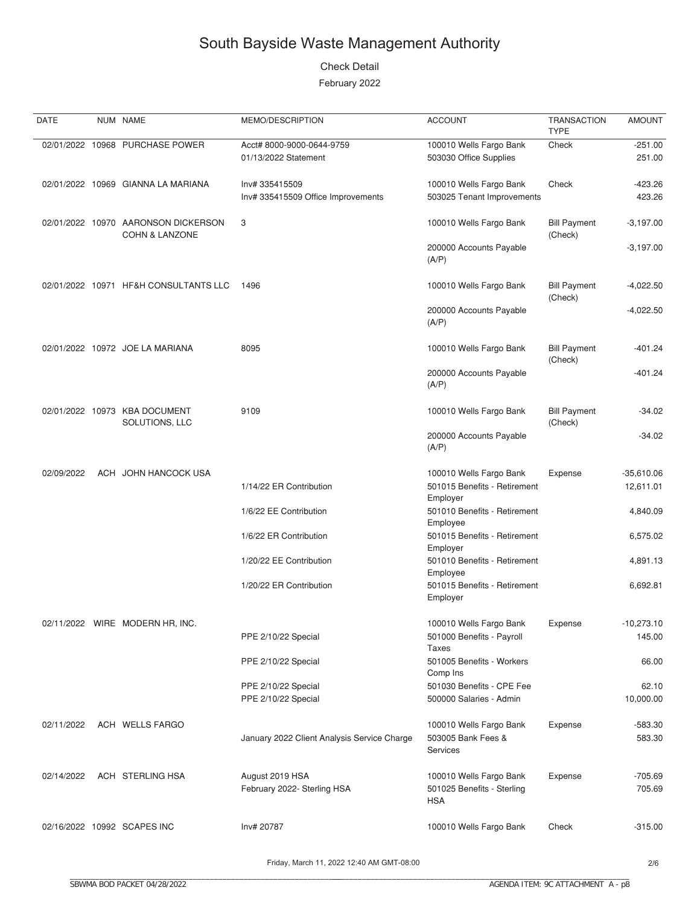# South Bayside Waste Management Authority

Check Detail

February 2022

| DATE | NUM | NAME | MEMO/DESCRIPTION | ACCOUNT | TRANSACTION TYPE | AMOUNT |
|---|---|---|---|---|---|---|
| 02/01/2022 | 10968 | PURCHASE POWER | Acct# 8000-9000-0644-9759 | 100010 Wells Fargo Bank | Check | -251.00 |
| | | | 01/13/2022 Statement | 503030 Office Supplies | | 251.00 |
| 02/01/2022 | 10969 | GIANNA LA MARIANA | Inv# 335415509 | 100010 Wells Fargo Bank | Check | -423.26 |
| | | | Inv# 335415509 Office Improvements | 503025 Tenant Improvements | | 423.26 |
| 02/01/2022 | 10970 | AARONSON DICKERSON COHN & LANZONE | 3 | 100010 Wells Fargo Bank | Bill Payment (Check) | -3,197.00 |
| | | | | 200000 Accounts Payable (A/P) | | -3,197.00 |
| 02/01/2022 | 10971 | HF&H CONSULTANTS LLC | 1496 | 100010 Wells Fargo Bank | Bill Payment (Check) | -4,022.50 |
| | | | | 200000 Accounts Payable (A/P) | | -4,022.50 |
| 02/01/2022 | 10972 | JOE LA MARIANA | 8095 | 100010 Wells Fargo Bank | Bill Payment (Check) | -401.24 |
| | | | | 200000 Accounts Payable (A/P) | | -401.24 |
| 02/01/2022 | 10973 | KBA DOCUMENT SOLUTIONS, LLC | 9109 | 100010 Wells Fargo Bank | Bill Payment (Check) | -34.02 |
| | | | | 200000 Accounts Payable (A/P) | | -34.02 |
| 02/09/2022 | ACH | JOHN HANCOCK USA | | 100010 Wells Fargo Bank | Expense | -35,610.06 |
| | | | 1/14/22 ER Contribution | 501015 Benefits - Retirement Employer | | 12,611.01 |
| | | | 1/6/22 EE Contribution | 501010 Benefits - Retirement Employee | | 4,840.09 |
| | | | 1/6/22 ER Contribution | 501015 Benefits - Retirement Employer | | 6,575.02 |
| | | | 1/20/22 EE Contribution | 501010 Benefits - Retirement Employee | | 4,891.13 |
| | | | 1/20/22 ER Contribution | 501015 Benefits - Retirement Employer | | 6,692.81 |
| 02/11/2022 | WIRE | MODERN HR, INC. | | 100010 Wells Fargo Bank | Expense | -10,273.10 |
| | | | PPE 2/10/22 Special | 501000 Benefits - Payroll Taxes | | 145.00 |
| | | | PPE 2/10/22 Special | 501005 Benefits - Workers Comp Ins | | 66.00 |
| | | | PPE 2/10/22 Special | 501030 Benefits - CPE Fee | | 62.10 |
| | | | PPE 2/10/22 Special | 500000 Salaries - Admin | | 10,000.00 |
| 02/11/2022 | ACH | WELLS FARGO | | 100010 Wells Fargo Bank | Expense | -583.30 |
| | | | January 2022 Client Analysis Service Charge | 503005 Bank Fees & Services | | 583.30 |
| 02/14/2022 | ACH | STERLING HSA | August 2019 HSA | 100010 Wells Fargo Bank | Expense | -705.69 |
| | | | February 2022- Sterling HSA | 501025 Benefits - Sterling HSA | | 705.69 |
| 02/16/2022 | 10992 | SCAPES INC | Inv# 20787 | 100010 Wells Fargo Bank | Check | -315.00 |

Friday, March 11, 2022 12:40 AM GMT-08:00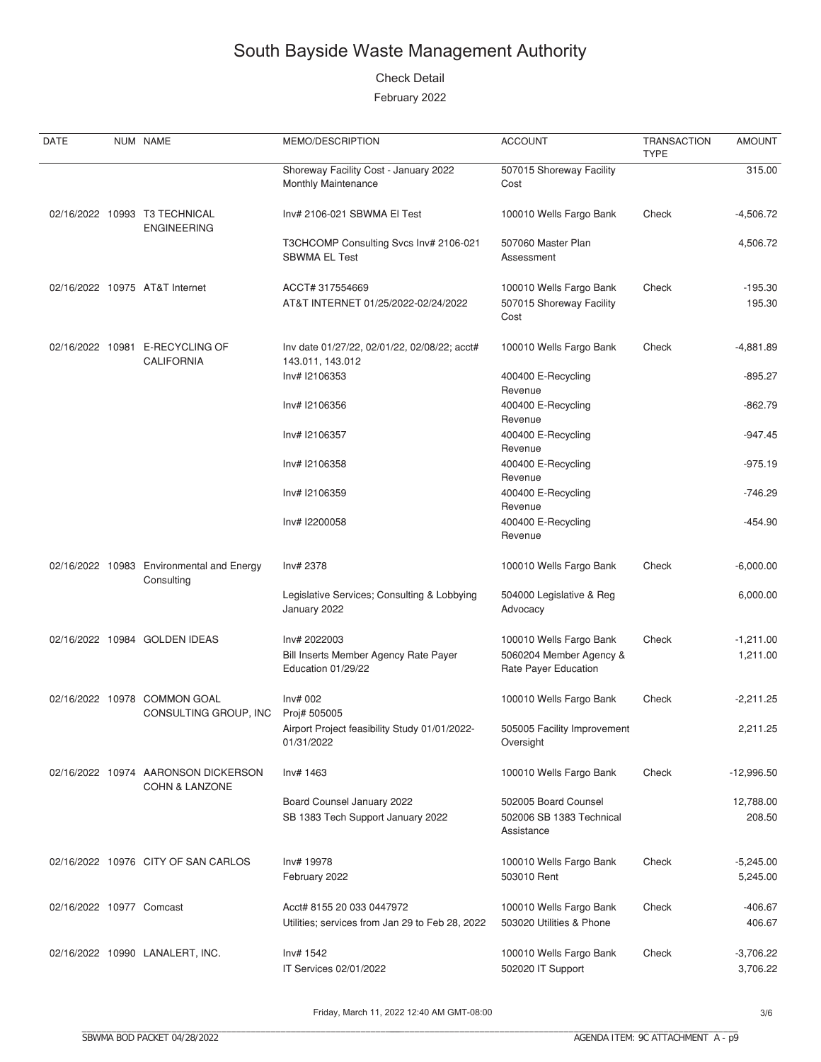# South Bayside Waste Management Authority

Check Detail

February 2022

| DATE | NUM | NAME | MEMO/DESCRIPTION | ACCOUNT | TRANSACTION TYPE | AMOUNT |
|---|---|---|---|---|---|---|
| | | | Shoreway Facility Cost - January 2022 Monthly Maintenance | 507015 Shoreway Facility Cost | | 315.00 |
| 02/16/2022 | 10993 | T3 TECHNICAL ENGINEERING | Inv# 2106-021 SBWMA El Test | 100010 Wells Fargo Bank | Check | -4,506.72 |
| | | | T3CHCOMP Consulting Svcs Inv# 2106-021 SBWMA EL Test | 507060 Master Plan Assessment | | 4,506.72 |
| 02/16/2022 | 10975 | AT&T Internet | ACCT# 317554669 | 100010 Wells Fargo Bank | Check | -195.30 |
| | | | AT&T INTERNET 01/25/2022-02/24/2022 | 507015 Shoreway Facility Cost | | 195.30 |
| 02/16/2022 | 10981 | E-RECYCLING OF CALIFORNIA | Inv date 01/27/22, 02/01/22, 02/08/22; acct# 143.011, 143.012 | 100010 Wells Fargo Bank | Check | -4,881.89 |
| | | | Inv# I2106353 | 400400 E-Recycling Revenue | | -895.27 |
| | | | Inv# I2106356 | 400400 E-Recycling Revenue | | -862.79 |
| | | | Inv# I2106357 | 400400 E-Recycling Revenue | | -947.45 |
| | | | Inv# I2106358 | 400400 E-Recycling Revenue | | -975.19 |
| | | | Inv# I2106359 | 400400 E-Recycling Revenue | | -746.29 |
| | | | Inv# I2200058 | 400400 E-Recycling Revenue | | -454.90 |
| 02/16/2022 | 10983 | Environmental and Energy Consulting | Inv# 2378 | 100010 Wells Fargo Bank | Check | -6,000.00 |
| | | | Legislative Services; Consulting & Lobbying January 2022 | 504000 Legislative & Reg Advocacy | | 6,000.00 |
| 02/16/2022 | 10984 | GOLDEN IDEAS | Inv# 2022003 | 100010 Wells Fargo Bank | Check | -1,211.00 |
| | | | Bill Inserts Member Agency Rate Payer Education 01/29/22 | 5060204 Member Agency & Rate Payer Education | | 1,211.00 |
| 02/16/2022 | 10978 | COMMON GOAL CONSULTING GROUP, INC | Inv# 002 Proj# 505005 | 100010 Wells Fargo Bank | Check | -2,211.25 |
| | | | Airport Project feasibility Study 01/01/2022-01/31/2022 | 505005 Facility Improvement Oversight | | 2,211.25 |
| 02/16/2022 | 10974 | AARONSON DICKERSON COHN & LANZONE | Inv# 1463 | 100010 Wells Fargo Bank | Check | -12,996.50 |
| | | | Board Counsel January 2022 | 502005 Board Counsel | | 12,788.00 |
| | | | SB 1383 Tech Support January 2022 | 502006 SB 1383 Technical Assistance | | 208.50 |
| 02/16/2022 | 10976 | CITY OF SAN CARLOS | Inv# 19978 | 100010 Wells Fargo Bank | Check | -5,245.00 |
| | | | February 2022 | 503010 Rent | | 5,245.00 |
| 02/16/2022 | 10977 | Comcast | Acct# 8155 20 033 0447972 | 100010 Wells Fargo Bank | Check | -406.67 |
| | | | Utilities; services from Jan 29 to Feb 28, 2022 | 503020 Utilities & Phone | | 406.67 |
| 02/16/2022 | 10990 | LANALERT, INC. | Inv# 1542 | 100010 Wells Fargo Bank | Check | -3,706.22 |
| | | | IT Services 02/01/2022 | 502020 IT Support | | 3,706.22 |

Friday, March 11, 2022 12:40 AM GMT-08:00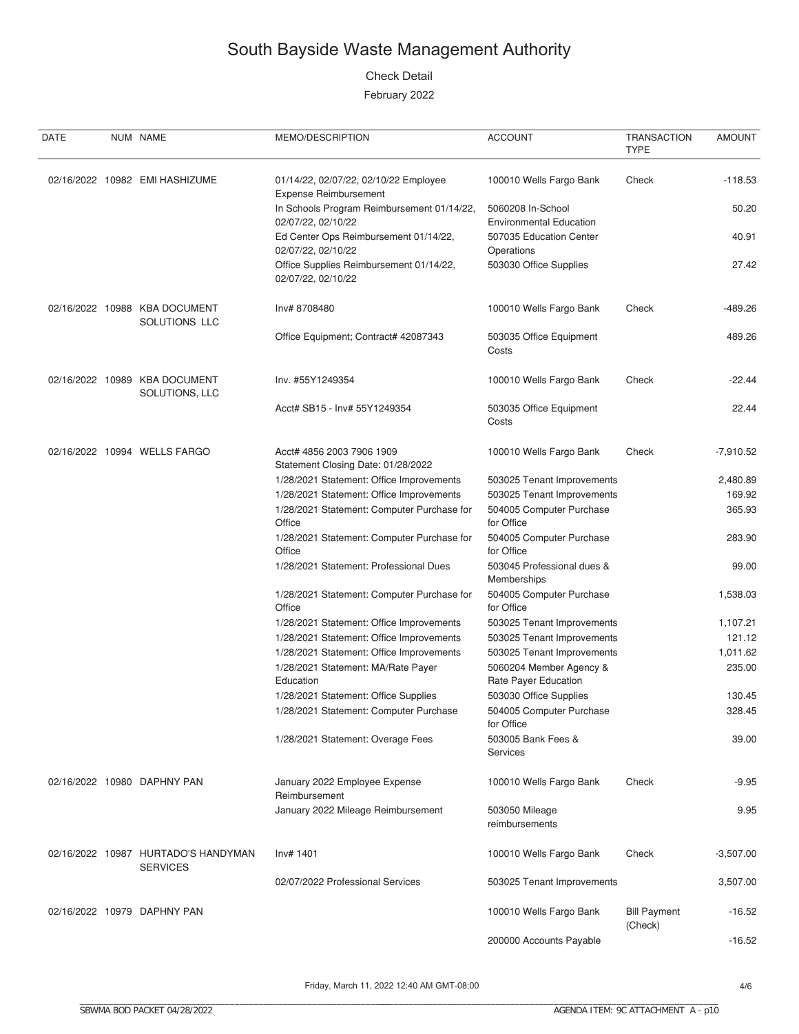# South Bayside Waste Management Authority

Check Detail

February 2022

| DATE | NUM | NAME | MEMO/DESCRIPTION | ACCOUNT | TRANSACTION TYPE | AMOUNT |
|---|---|---|---|---|---|---|
| 02/16/2022 | 10982 | EMI HASHIZUME | 01/14/22, 02/07/22, 02/10/22 Employee Expense Reimbursement | 100010 Wells Fargo Bank | Check | -118.53 |
| | | | In Schools Program Reimbursement 01/14/22, 02/07/22, 02/10/22 | 5060208 In-School Environmental Education | | 50.20 |
| | | | Ed Center Ops Reimbursement 01/14/22, 02/07/22, 02/10/22 | 507035 Education Center Operations | | 40.91 |
| | | | Office Supplies Reimbursement 01/14/22, 02/07/22, 02/10/22 | 503030 Office Supplies | | 27.42 |
| 02/16/2022 | 10988 | KBA DOCUMENT SOLUTIONS LLC | Inv# 8708480 | 100010 Wells Fargo Bank | Check | -489.26 |
| | | | Office Equipment; Contract# 42087343 | 503035 Office Equipment Costs | | 489.26 |
| 02/16/2022 | 10989 | KBA DOCUMENT SOLUTIONS, LLC | Inv. #55Y1249354 | 100010 Wells Fargo Bank | Check | -22.44 |
| | | | Acct# SB15 - Inv# 55Y1249354 | 503035 Office Equipment Costs | | 22.44 |
| 02/16/2022 | 10994 | WELLS FARGO | Acct# 4856 2003 7906 1909 Statement Closing Date: 01/28/2022 | 100010 Wells Fargo Bank | Check | -7,910.52 |
| | | | 1/28/2021 Statement: Office Improvements | 503025 Tenant Improvements | | 2,480.89 |
| | | | 1/28/2021 Statement: Office Improvements | 503025 Tenant Improvements | | 169.92 |
| | | | 1/28/2021 Statement: Computer Purchase for Office | 504005 Computer Purchase for Office | | 365.93 |
| | | | 1/28/2021 Statement: Computer Purchase for Office | 504005 Computer Purchase for Office | | 283.90 |
| | | | 1/28/2021 Statement: Professional Dues | 503045 Professional dues & Memberships | | 99.00 |
| | | | 1/28/2021 Statement: Computer Purchase for Office | 504005 Computer Purchase for Office | | 1,538.03 |
| | | | 1/28/2021 Statement: Office Improvements | 503025 Tenant Improvements | | 1,107.21 |
| | | | 1/28/2021 Statement: Office Improvements | 503025 Tenant Improvements | | 121.12 |
| | | | 1/28/2021 Statement: Office Improvements | 503025 Tenant Improvements | | 1,011.62 |
| | | | 1/28/2021 Statement: MA/Rate Payer Education | 5060204 Member Agency & Rate Payer Education | | 235.00 |
| | | | 1/28/2021 Statement: Office Supplies | 503030 Office Supplies | | 130.45 |
| | | | 1/28/2021 Statement: Computer Purchase | 504005 Computer Purchase for Office | | 328.45 |
| | | | 1/28/2021 Statement: Overage Fees | 503005 Bank Fees & Services | | 39.00 |
| 02/16/2022 | 10980 | DAPHNY PAN | January 2022 Employee Expense Reimbursement | 100010 Wells Fargo Bank | Check | -9.95 |
| | | | January 2022 Mileage Reimbursement | 503050 Mileage reimbursements | | 9.95 |
| 02/16/2022 | 10987 | HURTADO'S HANDYMAN SERVICES | Inv# 1401 | 100010 Wells Fargo Bank | Check | -3,507.00 |
| | | | 02/07/2022 Professional Services | 503025 Tenant Improvements | | 3,507.00 |
| 02/16/2022 | 10979 | DAPHNY PAN | | 100010 Wells Fargo Bank | Bill Payment (Check) | -16.52 |
| | | | | 200000 Accounts Payable | | -16.52 |

Friday, March 11, 2022 12:40 AM GMT-08:00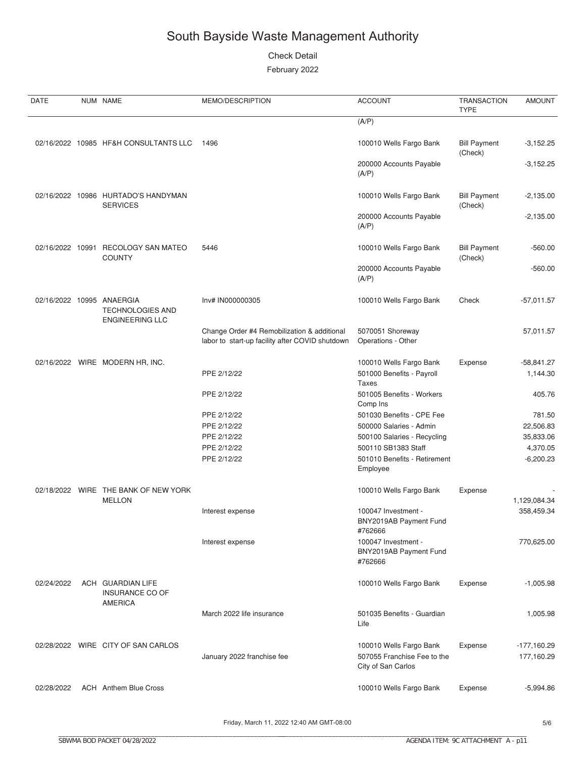# South Bayside Waste Management Authority

Check Detail

February 2022

| DATE | NUM | NAME | MEMO/DESCRIPTION | ACCOUNT | TRANSACTION TYPE | AMOUNT |
|---|---|---|---|---|---|---|
| | | | | (A/P) | | |
| 02/16/2022 | 10985 | HF&H CONSULTANTS LLC | 1496 | 100010 Wells Fargo Bank | Bill Payment (Check) | -3,152.25 |
| | | | | 200000 Accounts Payable (A/P) | | -3,152.25 |
| 02/16/2022 | 10986 | HURTADO'S HANDYMAN SERVICES | | 100010 Wells Fargo Bank | Bill Payment (Check) | -2,135.00 |
| | | | | 200000 Accounts Payable (A/P) | | -2,135.00 |
| 02/16/2022 | 10991 | RECOLOGY SAN MATEO COUNTY | 5446 | 100010 Wells Fargo Bank | Bill Payment (Check) | -560.00 |
| | | | | 200000 Accounts Payable (A/P) | | -560.00 |
| 02/16/2022 | 10995 | ANAERGIA TECHNOLOGIES AND ENGINEERING LLC | Inv# IN000000305 | 100010 Wells Fargo Bank | Check | -57,011.57 |
| | | | Change Order #4 Remobilization & additional labor to start-up facility after COVID shutdown | 5070051 Shoreway Operations - Other | | 57,011.57 |
| 02/16/2022 | WIRE | MODERN HR, INC. | | 100010 Wells Fargo Bank | Expense | -58,841.27 |
| | | | PPE 2/12/22 | 501000 Benefits - Payroll Taxes | | 1,144.30 |
| | | | PPE 2/12/22 | 501005 Benefits - Workers Comp Ins | | 405.76 |
| | | | PPE 2/12/22 | 501030 Benefits - CPE Fee | | 781.50 |
| | | | PPE 2/12/22 | 500000 Salaries - Admin | | 22,506.83 |
| | | | PPE 2/12/22 | 500100 Salaries - Recycling | | 35,833.06 |
| | | | PPE 2/12/22 | 500110 SB1383 Staff | | 4,370.05 |
| | | | PPE 2/12/22 | 501010 Benefits - Retirement Employee | | -6,200.23 |
| 02/18/2022 | WIRE | THE BANK OF NEW YORK MELLON | | 100010 Wells Fargo Bank | Expense | -1,129,084.34 |
| | | | Interest expense | 100047 Investment - BNY2019AB Payment Fund #762666 | | 358,459.34 |
| | | | Interest expense | 100047 Investment - BNY2019AB Payment Fund #762666 | | 770,625.00 |
| 02/24/2022 | ACH | GUARDIAN LIFE INSURANCE CO OF AMERICA | | 100010 Wells Fargo Bank | Expense | -1,005.98 |
| | | | March 2022 life insurance | 501035 Benefits - Guardian Life | | 1,005.98 |
| 02/28/2022 | WIRE | CITY OF SAN CARLOS | | 100010 Wells Fargo Bank | Expense | -177,160.29 |
| | | | January 2022 franchise fee | 507055 Franchise Fee to the City of San Carlos | | 177,160.29 |
| 02/28/2022 | ACH | Anthem Blue Cross | | 100010 Wells Fargo Bank | Expense | -5,994.86 |

Friday, March 11, 2022 12:40 AM GMT-08:00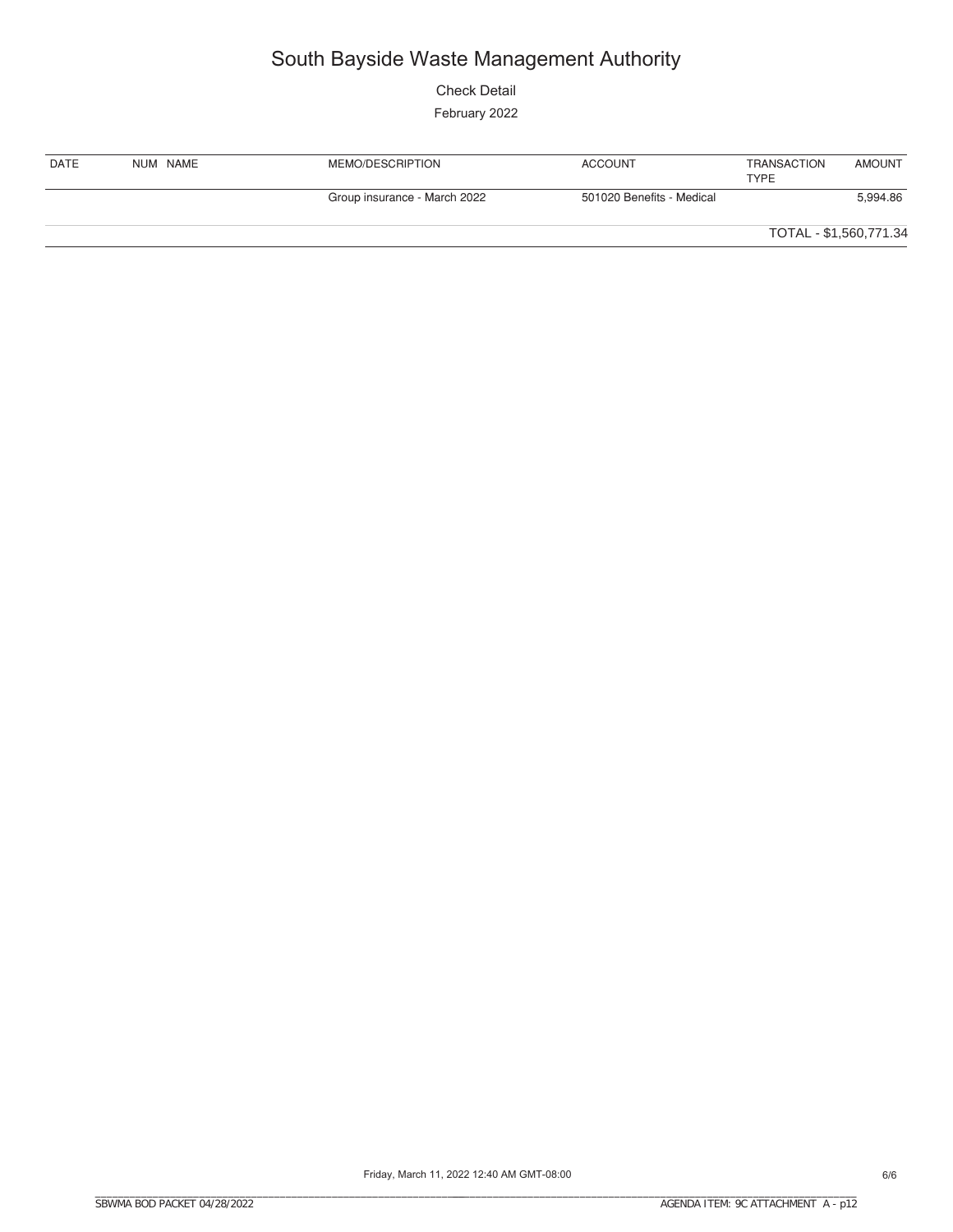# South Bayside Waste Management Authority

Check Detail

February 2022

| DATE | NUM | NAME | MEMO/DESCRIPTION | ACCOUNT | TRANSACTION TYPE | AMOUNT |
|---|---|---|---|---|---|---|
| | | | Group insurance - March 2022 | 501020 Benefits - Medical | | 5,994.86 |
| | | | | | | TOTAL - $1,560,771.34 |

Friday, March 11, 2022 12:40 AM GMT-08:00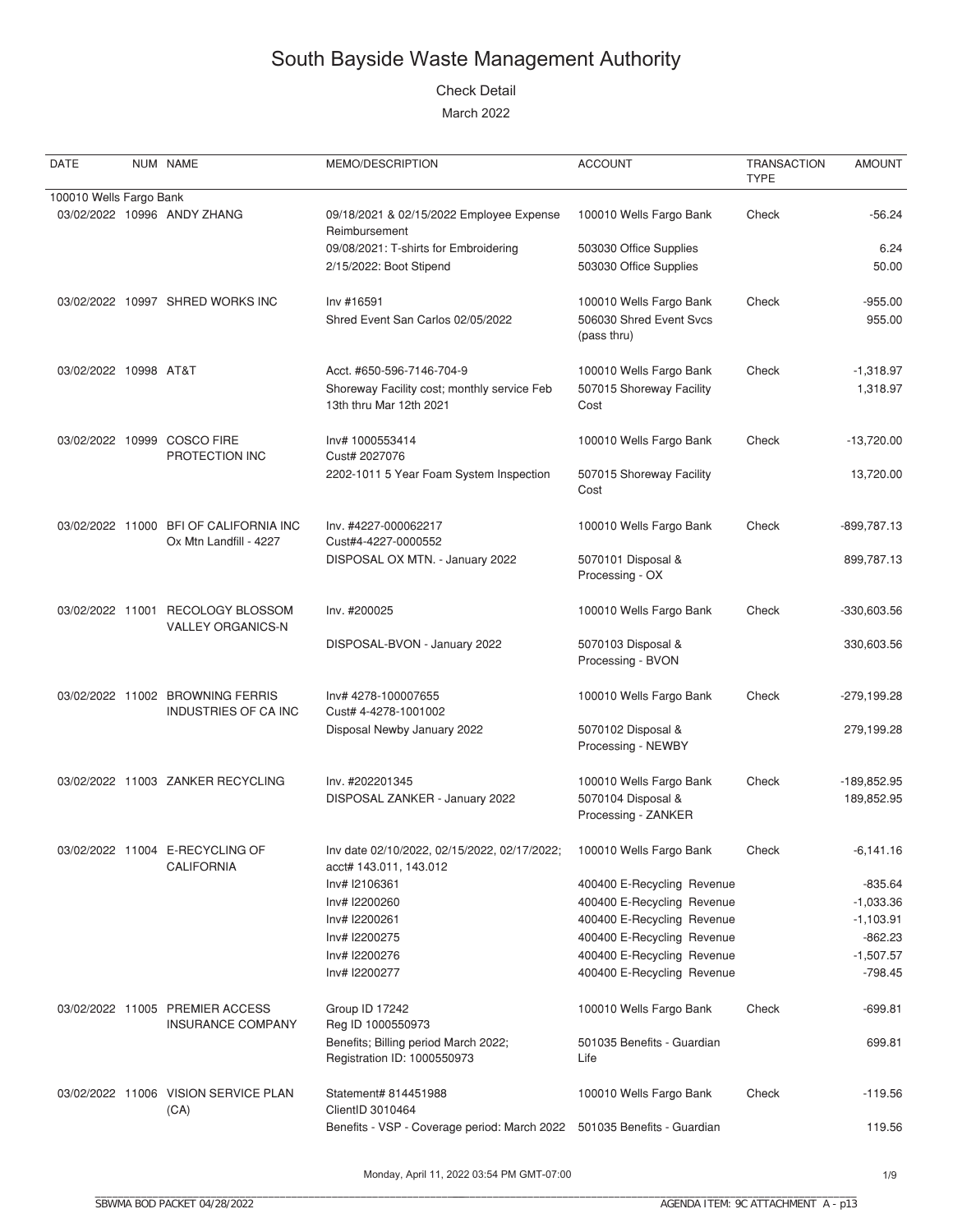# South Bayside Waste Management Authority

Check Detail

March 2022

| DATE | NUM | NAME | MEMO/DESCRIPTION | ACCOUNT | TRANSACTION TYPE | AMOUNT |
|---|---|---|---|---|---|---|
| 100010 Wells Fargo Bank | | | | | | |
| 03/02/2022 | 10996 | ANDY ZHANG | 09/18/2021 & 02/15/2022 Employee Expense Reimbursement | 100010 Wells Fargo Bank | Check | -56.24 |
| | | | 09/08/2021: T-shirts for Embroidering | 503030 Office Supplies | | 6.24 |
| | | | 2/15/2022: Boot Stipend | 503030 Office Supplies | | 50.00 |
| 03/02/2022 | 10997 | SHRED WORKS INC | Inv #16591 | 100010 Wells Fargo Bank | Check | -955.00 |
| | | | Shred Event San Carlos 02/05/2022 | 506030 Shred Event Svcs (pass thru) | | 955.00 |
| 03/02/2022 | 10998 | AT&T | Acct. #650-596-7146-704-9 | 100010 Wells Fargo Bank | Check | -1,318.97 |
| | | | Shoreway Facility cost; monthly service Feb 13th thru Mar 12th 2021 | 507015 Shoreway Facility Cost | | 1,318.97 |
| 03/02/2022 | 10999 | COSCO FIRE PROTECTION INC | Inv# 1000553414 Cust# 2027076 | 100010 Wells Fargo Bank | Check | -13,720.00 |
| | | | 2202-1011 5 Year Foam System Inspection | 507015 Shoreway Facility Cost | | 13,720.00 |
| 03/02/2022 | 11000 | BFI OF CALIFORNIA INC Ox Mtn Landfill - 4227 | Inv. #4227-000062217 Cust#4-4227-0000552 | 100010 Wells Fargo Bank | Check | -899,787.13 |
| | | | DISPOSAL OX MTN. - January 2022 | 5070101 Disposal & Processing - OX | | 899,787.13 |
| 03/02/2022 | 11001 | RECOLOGY BLOSSOM VALLEY ORGANICS-N | Inv. #200025 | 100010 Wells Fargo Bank | Check | -330,603.56 |
| | | | DISPOSAL-BVON - January 2022 | 5070103 Disposal & Processing - BVON | | 330,603.56 |
| 03/02/2022 | 11002 | BROWNING FERRIS INDUSTRIES OF CA INC | Inv# 4278-100007655 Cust# 4-4278-1001002 | 100010 Wells Fargo Bank | Check | -279,199.28 |
| | | | Disposal Newby January 2022 | 5070102 Disposal & Processing - NEWBY | | 279,199.28 |
| 03/02/2022 | 11003 | ZANKER RECYCLING | Inv. #202201345 | 100010 Wells Fargo Bank | Check | -189,852.95 |
| | | | DISPOSAL ZANKER - January 2022 | 5070104 Disposal & Processing - ZANKER | | 189,852.95 |
| 03/02/2022 | 11004 | E-RECYCLING OF CALIFORNIA | Inv date 02/10/2022, 02/15/2022, 02/17/2022; acct# 143.011, 143.012 | 100010 Wells Fargo Bank | Check | -6,141.16 |
| | | | Inv# I2106361 | 400400 E-Recycling Revenue | | -835.64 |
| | | | Inv# I2200260 | 400400 E-Recycling Revenue | | -1,033.36 |
| | | | Inv# I2200261 | 400400 E-Recycling Revenue | | -1,103.91 |
| | | | Inv# I2200275 | 400400 E-Recycling Revenue | | -862.23 |
| | | | Inv# I2200276 | 400400 E-Recycling Revenue | | -1,507.57 |
| | | | Inv# I2200277 | 400400 E-Recycling Revenue | | -798.45 |
| 03/02/2022 | 11005 | PREMIER ACCESS INSURANCE COMPANY | Group ID 17242 Reg ID 1000550973 | 100010 Wells Fargo Bank | Check | -699.81 |
| | | | Benefits; Billing period March 2022; Registration ID: 1000550973 | 501035 Benefits - Guardian Life | | 699.81 |
| 03/02/2022 | 11006 | VISION SERVICE PLAN (CA) | Statement# 814451988 ClientID 3010464 | 100010 Wells Fargo Bank | Check | -119.56 |
| | | | Benefits - VSP - Coverage period: March 2022 | 501035 Benefits - Guardian | | 119.56 |

Monday, April 11, 2022 03:54 PM GMT-07:00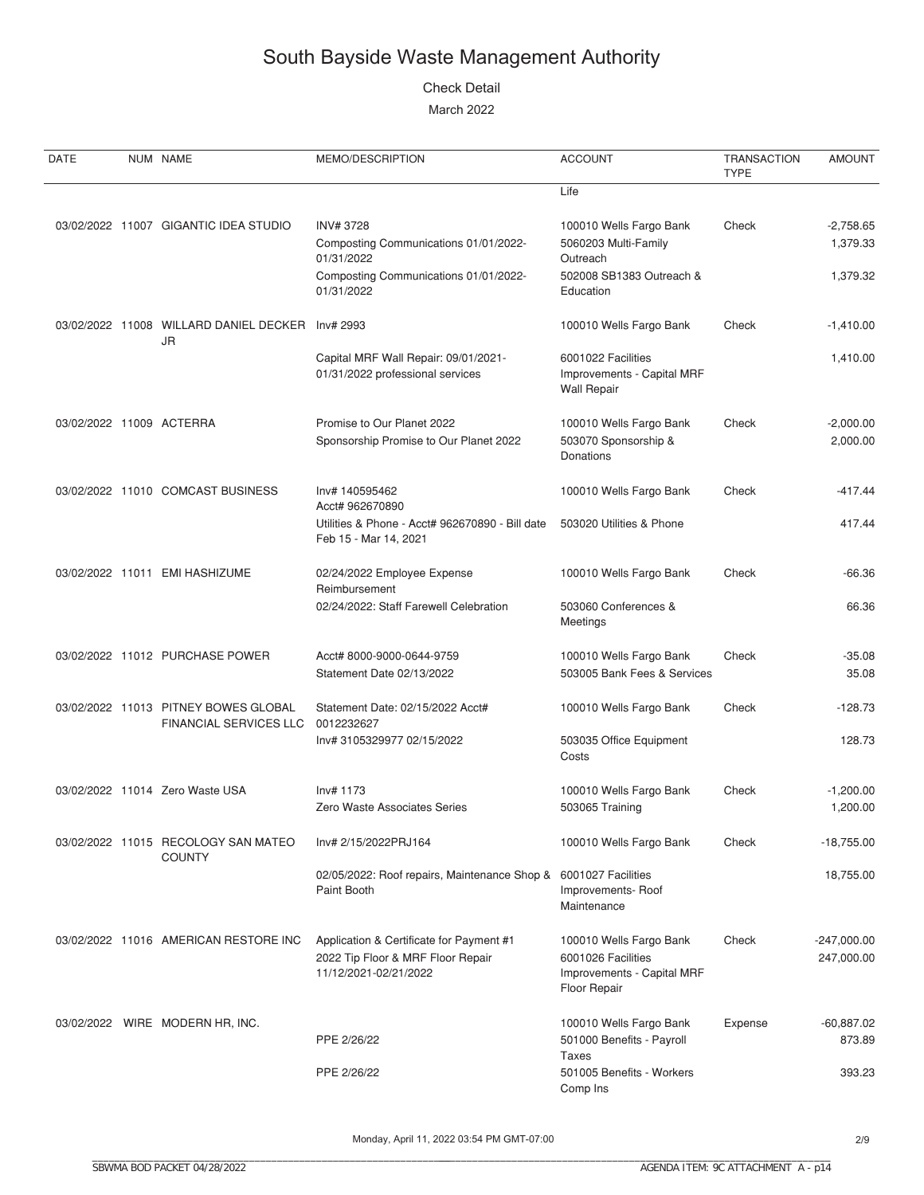# South Bayside Waste Management Authority

Check Detail

March 2022

| DATE | NUM | NAME | MEMO/DESCRIPTION | ACCOUNT | TRANSACTION TYPE | AMOUNT |
|---|---|---|---|---|---|---|
| | | | | Life | | |
| 03/02/2022 | 11007 | GIGANTIC IDEA STUDIO | INV# 3728 | 100010 Wells Fargo Bank | Check | -2,758.65 |
| | | | Composting Communications 01/01/2022-01/31/2022 | 5060203 Multi-Family Outreach | | 1,379.33 |
| | | | Composting Communications 01/01/2022-01/31/2022 | 502008 SB1383 Outreach & Education | | 1,379.32 |
| 03/02/2022 | 11008 | WILLARD DANIEL DECKER JR | Inv# 2993 | 100010 Wells Fargo Bank | Check | -1,410.00 |
| | | | Capital MRF Wall Repair: 09/01/2021-01/31/2022 professional services | 6001022 Facilities Improvements - Capital MRF Wall Repair | | 1,410.00 |
| 03/02/2022 | 11009 | ACTERRA | Promise to Our Planet 2022 | 100010 Wells Fargo Bank | Check | -2,000.00 |
| | | | Sponsorship Promise to Our Planet 2022 | 503070 Sponsorship & Donations | | 2,000.00 |
| 03/02/2022 | 11010 | COMCAST BUSINESS | Inv# 140595462 Acct# 962670890 | 100010 Wells Fargo Bank | Check | -417.44 |
| | | | Utilities & Phone - Acct# 962670890 - Bill date Feb 15 - Mar 14, 2021 | 503020 Utilities & Phone | | 417.44 |
| 03/02/2022 | 11011 | EMI HASHIZUME | 02/24/2022 Employee Expense Reimbursement | 100010 Wells Fargo Bank | Check | -66.36 |
| | | | 02/24/2022: Staff Farewell Celebration | 503060 Conferences & Meetings | | 66.36 |
| 03/02/2022 | 11012 | PURCHASE POWER | Acct# 8000-9000-0644-9759 | 100010 Wells Fargo Bank | Check | -35.08 |
| | | | Statement Date 02/13/2022 | 503005 Bank Fees & Services | | 35.08 |
| 03/02/2022 | 11013 | PITNEY BOWES GLOBAL FINANCIAL SERVICES LLC | Statement Date: 02/15/2022 Acct# 0012232627 | 100010 Wells Fargo Bank | Check | -128.73 |
| | | | Inv# 3105329977 02/15/2022 | 503035 Office Equipment Costs | | 128.73 |
| 03/02/2022 | 11014 | Zero Waste USA | Inv# 1173 | 100010 Wells Fargo Bank | Check | -1,200.00 |
| | | | Zero Waste Associates Series | 503065 Training | | 1,200.00 |
| 03/02/2022 | 11015 | RECOLOGY SAN MATEO COUNTY | Inv# 2/15/2022PRJ164 | 100010 Wells Fargo Bank | Check | -18,755.00 |
| | | | 02/05/2022: Roof repairs, Maintenance Shop & Paint Booth | 6001027 Facilities Improvements- Roof Maintenance | | 18,755.00 |
| 03/02/2022 | 11016 | AMERICAN RESTORE INC | Application & Certificate for Payment #1 | 100010 Wells Fargo Bank | Check | -247,000.00 |
| | | | 2022 Tip Floor & MRF Floor Repair 11/12/2021-02/21/2022 | 6001026 Facilities Improvements - Capital MRF Floor Repair | | 247,000.00 |
| 03/02/2022 | WIRE | MODERN HR, INC. | | 100010 Wells Fargo Bank | Expense | -60,887.02 |
| | | | PPE 2/26/22 | 501000 Benefits - Payroll Taxes | | 873.89 |
| | | | PPE 2/26/22 | 501005 Benefits - Workers Comp Ins | | 393.23 |

Monday, April 11, 2022 03:54 PM GMT-07:00

SBWMA BOD PACKET 04/28/2022 — AGENDA ITEM: 9C ATTACHMENT A - p14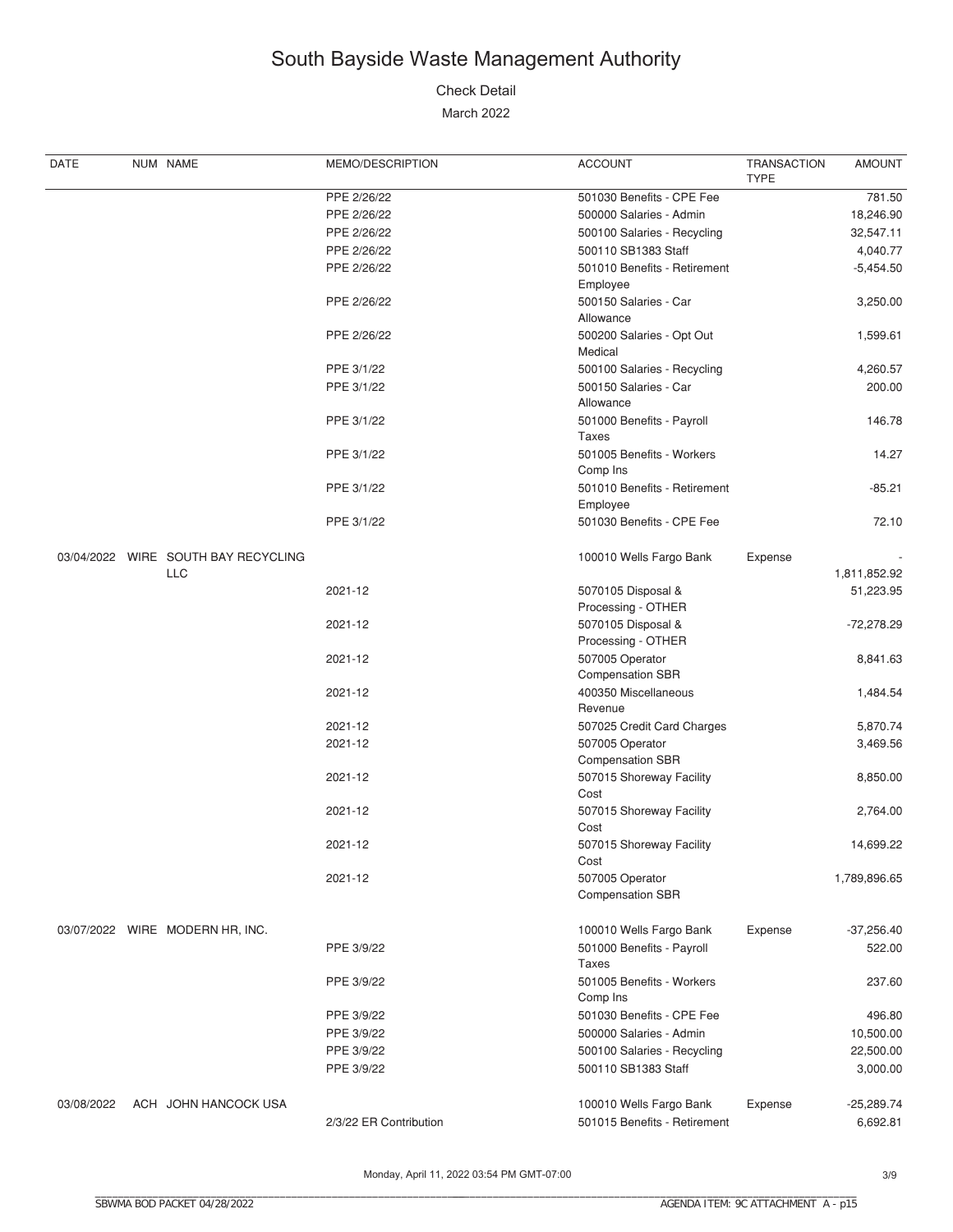# South Bayside Waste Management Authority

Check Detail

March 2022

| DATE | NUM | NAME | MEMO/DESCRIPTION | ACCOUNT | TRANSACTION TYPE | AMOUNT |
|---|---|---|---|---|---|---|
| | | | PPE 2/26/22 | 501030 Benefits - CPE Fee | | 781.50 |
| | | | PPE 2/26/22 | 500000 Salaries - Admin | | 18,246.90 |
| | | | PPE 2/26/22 | 500100 Salaries - Recycling | | 32,547.11 |
| | | | PPE 2/26/22 | 500110 SB1383 Staff | | 4,040.77 |
| | | | PPE 2/26/22 | 501010 Benefits - Retirement Employee | | -5,454.50 |
| | | | PPE 2/26/22 | 500150 Salaries - Car Allowance | | 3,250.00 |
| | | | PPE 2/26/22 | 500200 Salaries - Opt Out Medical | | 1,599.61 |
| | | | PPE 3/1/22 | 500100 Salaries - Recycling | | 4,260.57 |
| | | | PPE 3/1/22 | 500150 Salaries - Car Allowance | | 200.00 |
| | | | PPE 3/1/22 | 501000 Benefits - Payroll Taxes | | 146.78 |
| | | | PPE 3/1/22 | 501005 Benefits - Workers Comp Ins | | 14.27 |
| | | | PPE 3/1/22 | 501010 Benefits - Retirement Employee | | -85.21 |
| | | | PPE 3/1/22 | 501030 Benefits - CPE Fee | | 72.10 |
| 03/04/2022 | WIRE | SOUTH BAY RECYCLING LLC | | 100010 Wells Fargo Bank | Expense | -1,811,852.92 |
| | | | 2021-12 | 5070105 Disposal & Processing - OTHER | | 51,223.95 |
| | | | 2021-12 | 5070105 Disposal & Processing - OTHER | | -72,278.29 |
| | | | 2021-12 | 507005 Operator Compensation SBR | | 8,841.63 |
| | | | 2021-12 | 400350 Miscellaneous Revenue | | 1,484.54 |
| | | | 2021-12 | 507025 Credit Card Charges | | 5,870.74 |
| | | | 2021-12 | 507005 Operator Compensation SBR | | 3,469.56 |
| | | | 2021-12 | 507015 Shoreway Facility Cost | | 8,850.00 |
| | | | 2021-12 | 507015 Shoreway Facility Cost | | 2,764.00 |
| | | | 2021-12 | 507015 Shoreway Facility Cost | | 14,699.22 |
| | | | 2021-12 | 507005 Operator Compensation SBR | | 1,789,896.65 |
| 03/07/2022 | WIRE | MODERN HR, INC. | | 100010 Wells Fargo Bank | Expense | -37,256.40 |
| | | | PPE 3/9/22 | 501000 Benefits - Payroll Taxes | | 522.00 |
| | | | PPE 3/9/22 | 501005 Benefits - Workers Comp Ins | | 237.60 |
| | | | PPE 3/9/22 | 501030 Benefits - CPE Fee | | 496.80 |
| | | | PPE 3/9/22 | 500000 Salaries - Admin | | 10,500.00 |
| | | | PPE 3/9/22 | 500100 Salaries - Recycling | | 22,500.00 |
| | | | PPE 3/9/22 | 500110 SB1383 Staff | | 3,000.00 |
| 03/08/2022 | ACH | JOHN HANCOCK USA | | 100010 Wells Fargo Bank | Expense | -25,289.74 |
| | | | 2/3/22 ER Contribution | 501015 Benefits - Retirement | | 6,692.81 |

Monday, April 11, 2022 03:54 PM GMT-07:00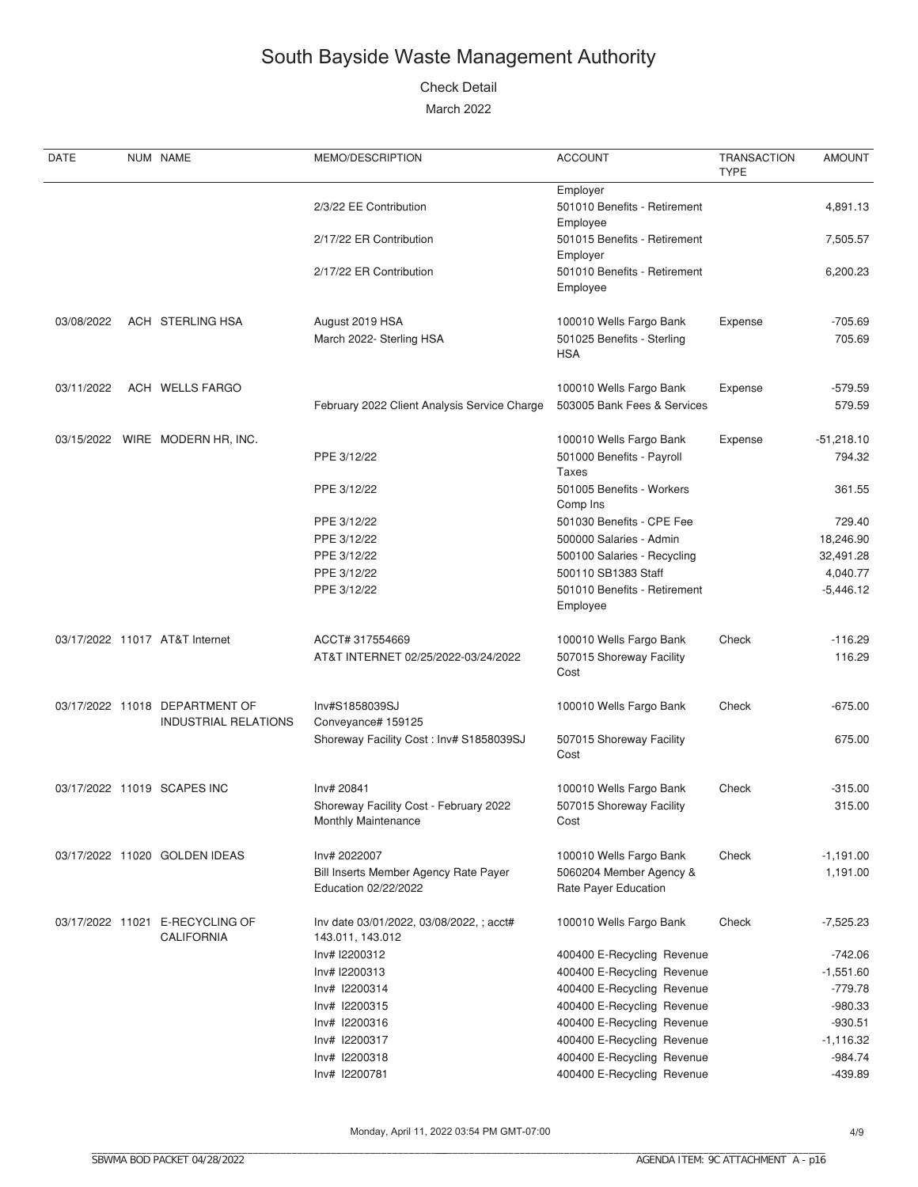# South Bayside Waste Management Authority

Check Detail

March 2022

| DATE | NUM | NAME | MEMO/DESCRIPTION | ACCOUNT | TRANSACTION TYPE | AMOUNT |
|---|---|---|---|---|---|---|
| | | | | Employer | | |
| | | | 2/3/22 EE Contribution | 501010 Benefits - Retirement Employee | | 4,891.13 |
| | | | 2/17/22 ER Contribution | 501015 Benefits - Retirement Employer | | 7,505.57 |
| | | | 2/17/22 ER Contribution | 501010 Benefits - Retirement Employee | | 6,200.23 |
| 03/08/2022 | ACH | STERLING HSA | August 2019 HSA | 100010 Wells Fargo Bank | Expense | -705.69 |
| | | | March 2022- Sterling HSA | 501025 Benefits - Sterling HSA | | 705.69 |
| 03/11/2022 | ACH | WELLS FARGO | | 100010 Wells Fargo Bank | Expense | -579.59 |
| | | | February 2022 Client Analysis Service Charge | 503005 Bank Fees & Services | | 579.59 |
| 03/15/2022 | WIRE | MODERN HR, INC. | | 100010 Wells Fargo Bank | Expense | -51,218.10 |
| | | | PPE 3/12/22 | 501000 Benefits - Payroll Taxes | | 794.32 |
| | | | PPE 3/12/22 | 501005 Benefits - Workers Comp Ins | | 361.55 |
| | | | PPE 3/12/22 | 501030 Benefits - CPE Fee | | 729.40 |
| | | | PPE 3/12/22 | 500000 Salaries - Admin | | 18,246.90 |
| | | | PPE 3/12/22 | 500100 Salaries - Recycling | | 32,491.28 |
| | | | PPE 3/12/22 | 500110 SB1383 Staff | | 4,040.77 |
| | | | PPE 3/12/22 | 501010 Benefits - Retirement Employee | | -5,446.12 |
| 03/17/2022 | 11017 | AT&T Internet | ACCT# 317554669 | 100010 Wells Fargo Bank | Check | -116.29 |
| | | | AT&T INTERNET 02/25/2022-03/24/2022 | 507015 Shoreway Facility Cost | | 116.29 |
| 03/17/2022 | 11018 | DEPARTMENT OF INDUSTRIAL RELATIONS | Inv#S1858039SJ Conveyance# 159125 | 100010 Wells Fargo Bank | Check | -675.00 |
| | | | Shoreway Facility Cost : Inv# S1858039SJ | 507015 Shoreway Facility Cost | | 675.00 |
| 03/17/2022 | 11019 | SCAPES INC | Inv# 20841 | 100010 Wells Fargo Bank | Check | -315.00 |
| | | | Shoreway Facility Cost - February 2022 Monthly Maintenance | 507015 Shoreway Facility Cost | | 315.00 |
| 03/17/2022 | 11020 | GOLDEN IDEAS | Inv# 2022007 | 100010 Wells Fargo Bank | Check | -1,191.00 |
| | | | Bill Inserts Member Agency Rate Payer Education 02/22/2022 | 5060204 Member Agency & Rate Payer Education | | 1,191.00 |
| 03/17/2022 | 11021 | E-RECYCLING OF CALIFORNIA | Inv date 03/01/2022, 03/08/2022, ; acct# 143.011, 143.012 | 100010 Wells Fargo Bank | Check | -7,525.23 |
| | | | Inv# I2200312 | 400400 E-Recycling Revenue | | -742.06 |
| | | | Inv# I2200313 | 400400 E-Recycling Revenue | | -1,551.60 |
| | | | Inv# I2200314 | 400400 E-Recycling Revenue | | -779.78 |
| | | | Inv# I2200315 | 400400 E-Recycling Revenue | | -980.33 |
| | | | Inv# I2200316 | 400400 E-Recycling Revenue | | -930.51 |
| | | | Inv# I2200317 | 400400 E-Recycling Revenue | | -1,116.32 |
| | | | Inv# I2200318 | 400400 E-Recycling Revenue | | -984.74 |
| | | | Inv# I2200781 | 400400 E-Recycling Revenue | | -439.89 |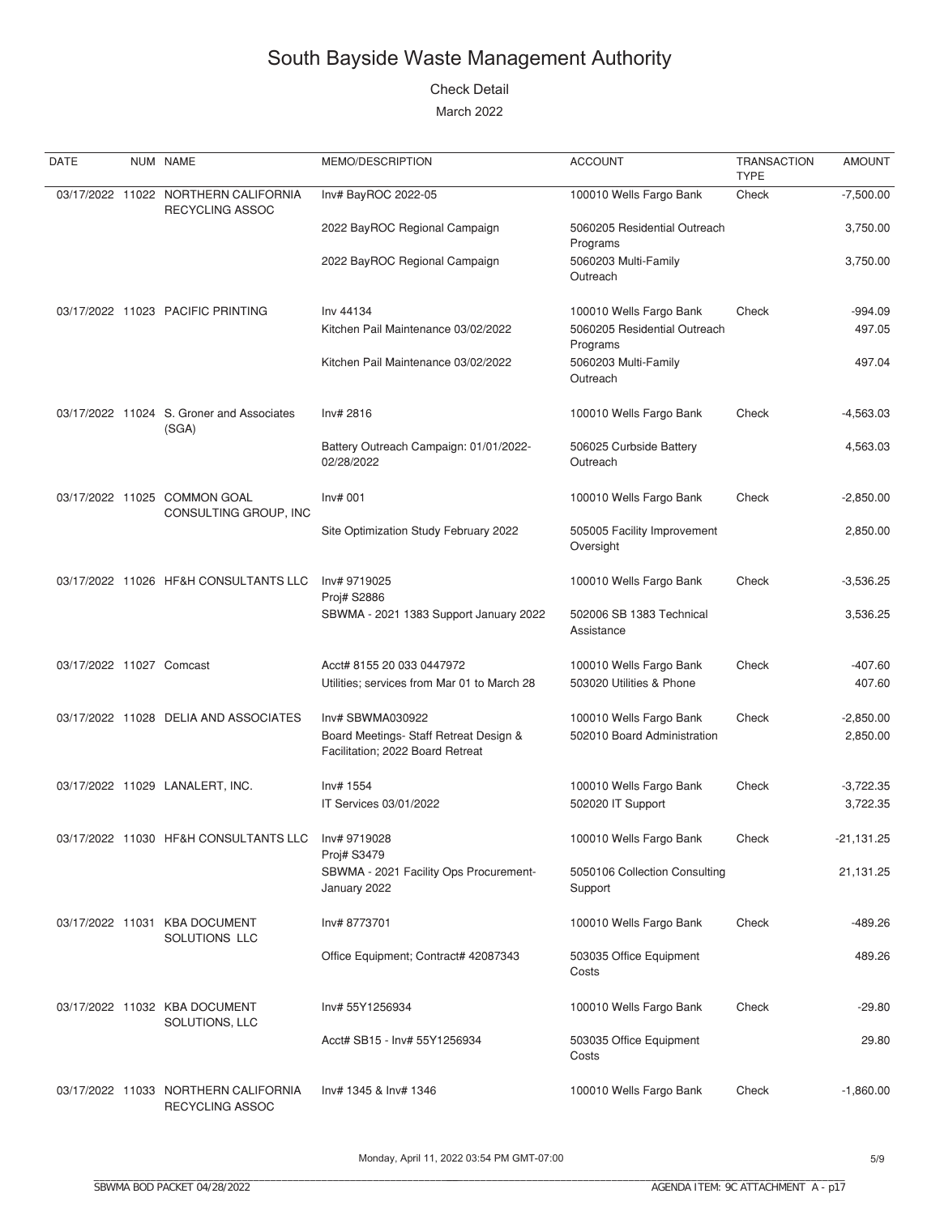# South Bayside Waste Management Authority

Check Detail

March 2022

| DATE | NUM | NAME | MEMO/DESCRIPTION | ACCOUNT | TRANSACTION TYPE | AMOUNT |
|---|---|---|---|---|---|---|
| 03/17/2022 | 11022 | NORTHERN CALIFORNIA RECYCLING ASSOC | Inv# BayROC 2022-05 | 100010 Wells Fargo Bank | Check | -7,500.00 |
| | | | 2022 BayROC Regional Campaign | 5060205 Residential Outreach Programs | | 3,750.00 |
| | | | 2022 BayROC Regional Campaign | 5060203 Multi-Family Outreach | | 3,750.00 |
| 03/17/2022 | 11023 | PACIFIC PRINTING | Inv 44134 | 100010 Wells Fargo Bank | Check | -994.09 |
| | | | Kitchen Pail Maintenance 03/02/2022 | 5060205 Residential Outreach Programs | | 497.05 |
| | | | Kitchen Pail Maintenance 03/02/2022 | 5060203 Multi-Family Outreach | | 497.04 |
| 03/17/2022 | 11024 | S. Groner and Associates (SGA) | Inv# 2816 | 100010 Wells Fargo Bank | Check | -4,563.03 |
| | | | Battery Outreach Campaign: 01/01/2022-02/28/2022 | 506025 Curbside Battery Outreach | | 4,563.03 |
| 03/17/2022 | 11025 | COMMON GOAL CONSULTING GROUP, INC | Inv# 001 | 100010 Wells Fargo Bank | Check | -2,850.00 |
| | | | Site Optimization Study February 2022 | 505005 Facility Improvement Oversight | | 2,850.00 |
| 03/17/2022 | 11026 | HF&H CONSULTANTS LLC | Inv# 9719025 Proj# S2886 | 100010 Wells Fargo Bank | Check | -3,536.25 |
| | | | SBWMA - 2021 1383 Support January 2022 | 502006 SB 1383 Technical Assistance | | 3,536.25 |
| 03/17/2022 | 11027 | Comcast | Acct# 8155 20 033 0447972 | 100010 Wells Fargo Bank | Check | -407.60 |
| | | | Utilities; services from Mar 01 to March 28 | 503020 Utilities & Phone | | 407.60 |
| 03/17/2022 | 11028 | DELIA AND ASSOCIATES | Inv# SBWMA030922 | 100010 Wells Fargo Bank | Check | -2,850.00 |
| | | | Board Meetings- Staff Retreat Design & Facilitation; 2022 Board Retreat | 502010 Board Administration | | 2,850.00 |
| 03/17/2022 | 11029 | LANALERT, INC. | Inv# 1554 | 100010 Wells Fargo Bank | Check | -3,722.35 |
| | | | IT Services 03/01/2022 | 502020 IT Support | | 3,722.35 |
| 03/17/2022 | 11030 | HF&H CONSULTANTS LLC | Inv# 9719028 Proj# S3479 | 100010 Wells Fargo Bank | Check | -21,131.25 |
| | | | SBWMA - 2021 Facility Ops Procurement-January 2022 | 5050106 Collection Consulting Support | | 21,131.25 |
| 03/17/2022 | 11031 | KBA DOCUMENT SOLUTIONS LLC | Inv# 8773701 | 100010 Wells Fargo Bank | Check | -489.26 |
| | | | Office Equipment; Contract# 42087343 | 503035 Office Equipment Costs | | 489.26 |
| 03/17/2022 | 11032 | KBA DOCUMENT SOLUTIONS, LLC | Inv# 55Y1256934 | 100010 Wells Fargo Bank | Check | -29.80 |
| | | | Acct# SB15 - Inv# 55Y1256934 | 503035 Office Equipment Costs | | 29.80 |
| 03/17/2022 | 11033 | NORTHERN CALIFORNIA RECYCLING ASSOC | Inv# 1345 & Inv# 1346 | 100010 Wells Fargo Bank | Check | -1,860.00 |

Monday, April 11, 2022 03:54 PM GMT-07:00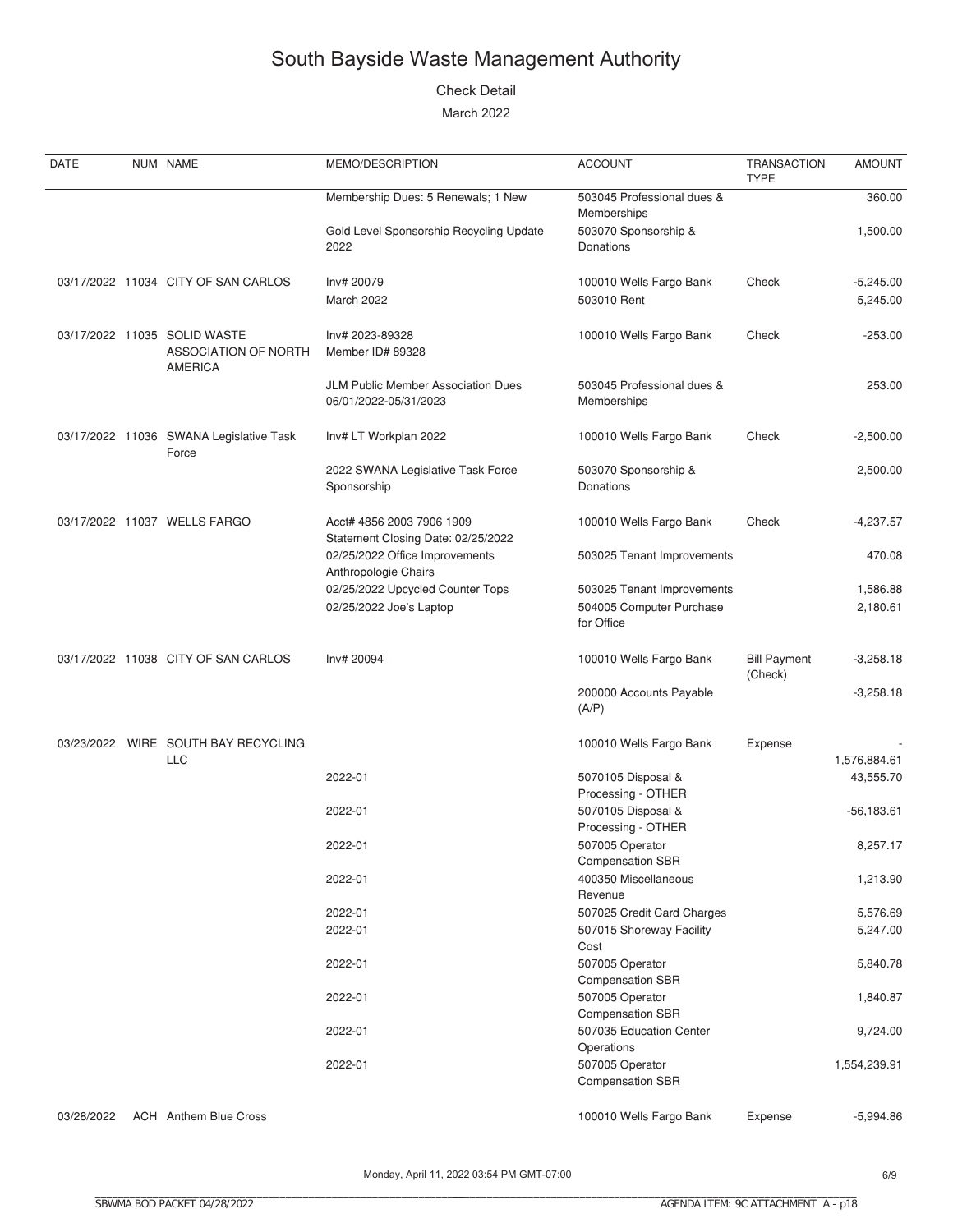# South Bayside Waste Management Authority

Check Detail

March 2022

| DATE | NUM | NAME | MEMO/DESCRIPTION | ACCOUNT | TRANSACTION TYPE | AMOUNT |
|---|---|---|---|---|---|---|
| | | | Membership Dues: 5 Renewals; 1 New | 503045 Professional dues & Memberships | | 360.00 |
| | | | Gold Level Sponsorship Recycling Update 2022 | 503070 Sponsorship & Donations | | 1,500.00 |
| 03/17/2022 | 11034 | CITY OF SAN CARLOS | Inv# 20079 | 100010 Wells Fargo Bank | Check | -5,245.00 |
| | | | March 2022 | 503010 Rent | | 5,245.00 |
| 03/17/2022 | 11035 | SOLID WASTE ASSOCIATION OF NORTH AMERICA | Inv# 2023-89328 Member ID# 89328 | 100010 Wells Fargo Bank | Check | -253.00 |
| | | | JLM Public Member Association Dues 06/01/2022-05/31/2023 | 503045 Professional dues & Memberships | | 253.00 |
| 03/17/2022 | 11036 | SWANA Legislative Task Force | Inv# LT Workplan 2022 | 100010 Wells Fargo Bank | Check | -2,500.00 |
| | | | 2022 SWANA Legislative Task Force Sponsorship | 503070 Sponsorship & Donations | | 2,500.00 |
| 03/17/2022 | 11037 | WELLS FARGO | Acct# 4856 2003 7906 1909 Statement Closing Date: 02/25/2022 | 100010 Wells Fargo Bank | Check | -4,237.57 |
| | | | 02/25/2022 Office Improvements Anthropologie Chairs | 503025 Tenant Improvements | | 470.08 |
| | | | 02/25/2022 Upcycled Counter Tops | 503025 Tenant Improvements | | 1,586.88 |
| | | | 02/25/2022 Joe's Laptop | 504005 Computer Purchase for Office | | 2,180.61 |
| 03/17/2022 | 11038 | CITY OF SAN CARLOS | Inv# 20094 | 100010 Wells Fargo Bank | Bill Payment (Check) | -3,258.18 |
| | | | | 200000 Accounts Payable (A/P) | | -3,258.18 |
| 03/23/2022 | WIRE | SOUTH BAY RECYCLING LLC | | 100010 Wells Fargo Bank | Expense | -1,576,884.61 |
| | | | 2022-01 | 5070105 Disposal & Processing - OTHER | | 43,555.70 |
| | | | 2022-01 | 5070105 Disposal & Processing - OTHER | | -56,183.61 |
| | | | 2022-01 | 507005 Operator Compensation SBR | | 8,257.17 |
| | | | 2022-01 | 400350 Miscellaneous Revenue | | 1,213.90 |
| | | | 2022-01 | 507025 Credit Card Charges | | 5,576.69 |
| | | | 2022-01 | 507015 Shoreway Facility Cost | | 5,247.00 |
| | | | 2022-01 | 507005 Operator Compensation SBR | | 5,840.78 |
| | | | 2022-01 | 507005 Operator Compensation SBR | | 1,840.87 |
| | | | 2022-01 | 507035 Education Center Operations | | 9,724.00 |
| | | | 2022-01 | 507005 Operator Compensation SBR | | 1,554,239.91 |
| 03/28/2022 | ACH | Anthem Blue Cross | | 100010 Wells Fargo Bank | Expense | -5,994.86 |

Monday, April 11, 2022 03:54 PM GMT-07:00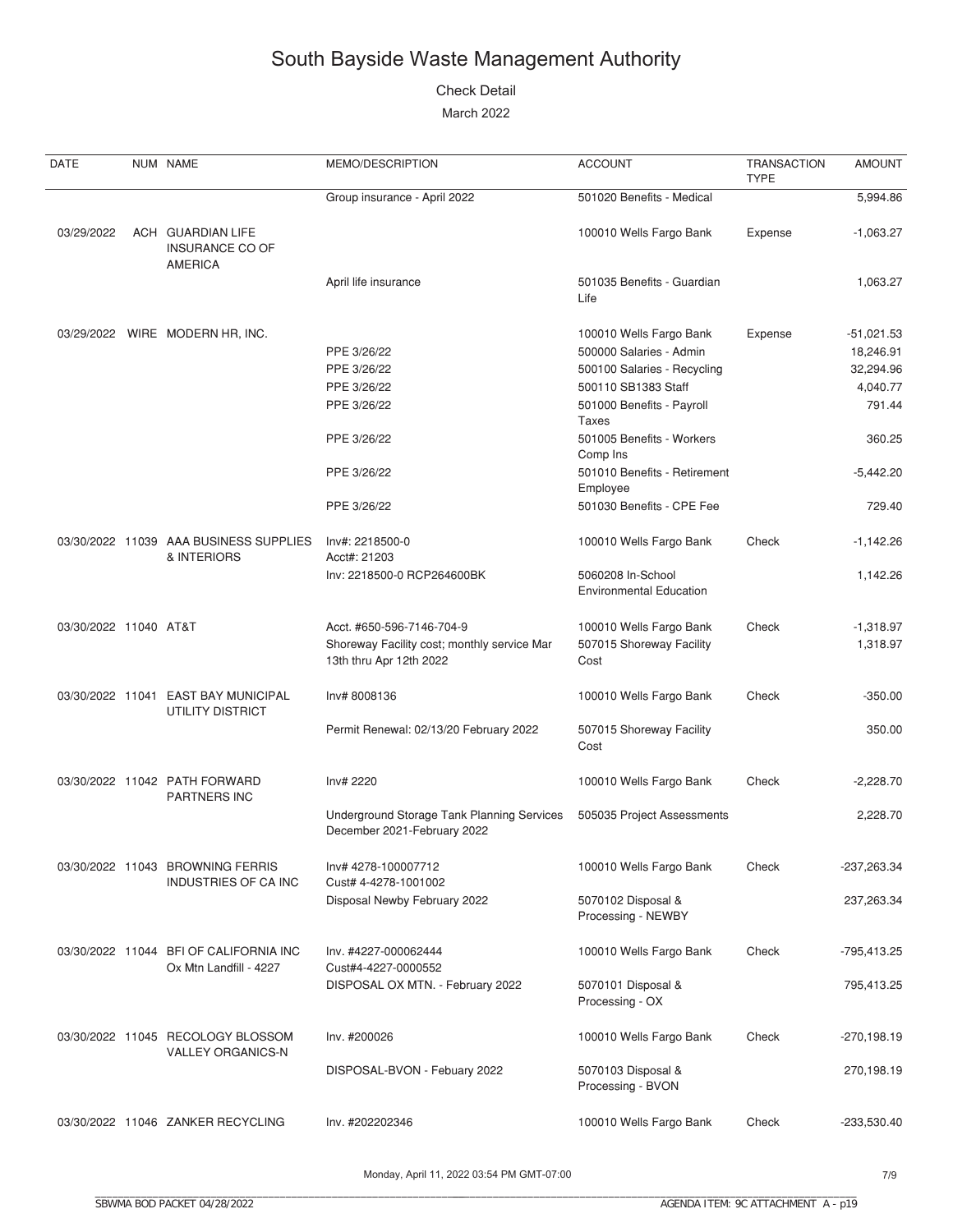# South Bayside Waste Management Authority

Check Detail

March 2022

| DATE | NUM | NAME | MEMO/DESCRIPTION | ACCOUNT | TRANSACTION TYPE | AMOUNT |
|---|---|---|---|---|---|---|
| | | | Group insurance - April 2022 | 501020 Benefits - Medical | | 5,994.86 |
| 03/29/2022 | ACH | GUARDIAN LIFE INSURANCE CO OF AMERICA | | 100010 Wells Fargo Bank | Expense | -1,063.27 |
| | | | April life insurance | 501035 Benefits - Guardian Life | | 1,063.27 |
| 03/29/2022 | WIRE | MODERN HR, INC. | | 100010 Wells Fargo Bank | Expense | -51,021.53 |
| | | | PPE 3/26/22 | 500000 Salaries - Admin | | 18,246.91 |
| | | | PPE 3/26/22 | 500100 Salaries - Recycling | | 32,294.96 |
| | | | PPE 3/26/22 | 500110 SB1383 Staff | | 4,040.77 |
| | | | PPE 3/26/22 | 501000 Benefits - Payroll Taxes | | 791.44 |
| | | | PPE 3/26/22 | 501005 Benefits - Workers Comp Ins | | 360.25 |
| | | | PPE 3/26/22 | 501010 Benefits - Retirement Employee | | -5,442.20 |
| | | | PPE 3/26/22 | 501030 Benefits - CPE Fee | | 729.40 |
| 03/30/2022 | 11039 | AAA BUSINESS SUPPLIES & INTERIORS | Inv#: 2218500-0 Acct#: 21203 | 100010 Wells Fargo Bank | Check | -1,142.26 |
| | | | Inv: 2218500-0 RCP264600BK | 5060208 In-School Environmental Education | | 1,142.26 |
| 03/30/2022 | 11040 | AT&T | Acct. #650-596-7146-704-9 | 100010 Wells Fargo Bank | Check | -1,318.97 |
| | | | Shoreway Facility cost; monthly service Mar 13th thru Apr 12th 2022 | 507015 Shoreway Facility Cost | | 1,318.97 |
| 03/30/2022 | 11041 | EAST BAY MUNICIPAL UTILITY DISTRICT | Inv# 8008136 | 100010 Wells Fargo Bank | Check | -350.00 |
| | | | Permit Renewal: 02/13/20 February 2022 | 507015 Shoreway Facility Cost | | 350.00 |
| 03/30/2022 | 11042 | PATH FORWARD PARTNERS INC | Inv# 2220 | 100010 Wells Fargo Bank | Check | -2,228.70 |
| | | | Underground Storage Tank Planning Services December 2021-February 2022 | 505035 Project Assessments | | 2,228.70 |
| 03/30/2022 | 11043 | BROWNING FERRIS INDUSTRIES OF CA INC | Inv# 4278-100007712 Cust# 4-4278-1001002 | 100010 Wells Fargo Bank | Check | -237,263.34 |
| | | | Disposal Newby February 2022 | 5070102 Disposal & Processing - NEWBY | | 237,263.34 |
| 03/30/2022 | 11044 | BFI OF CALIFORNIA INC Ox Mtn Landfill - 4227 | Inv. #4227-000062444 Cust#4-4227-0000552 | 100010 Wells Fargo Bank | Check | -795,413.25 |
| | | | DISPOSAL OX MTN. - February 2022 | 5070101 Disposal & Processing - OX | | 795,413.25 |
| 03/30/2022 | 11045 | RECOLOGY BLOSSOM VALLEY ORGANICS-N | Inv. #200026 | 100010 Wells Fargo Bank | Check | -270,198.19 |
| | | | DISPOSAL-BVON - Febuary 2022 | 5070103 Disposal & Processing - BVON | | 270,198.19 |
| 03/30/2022 | 11046 | ZANKER RECYCLING | Inv. #202202346 | 100010 Wells Fargo Bank | Check | -233,530.40 |

Monday, April 11, 2022 03:54 PM GMT-07:00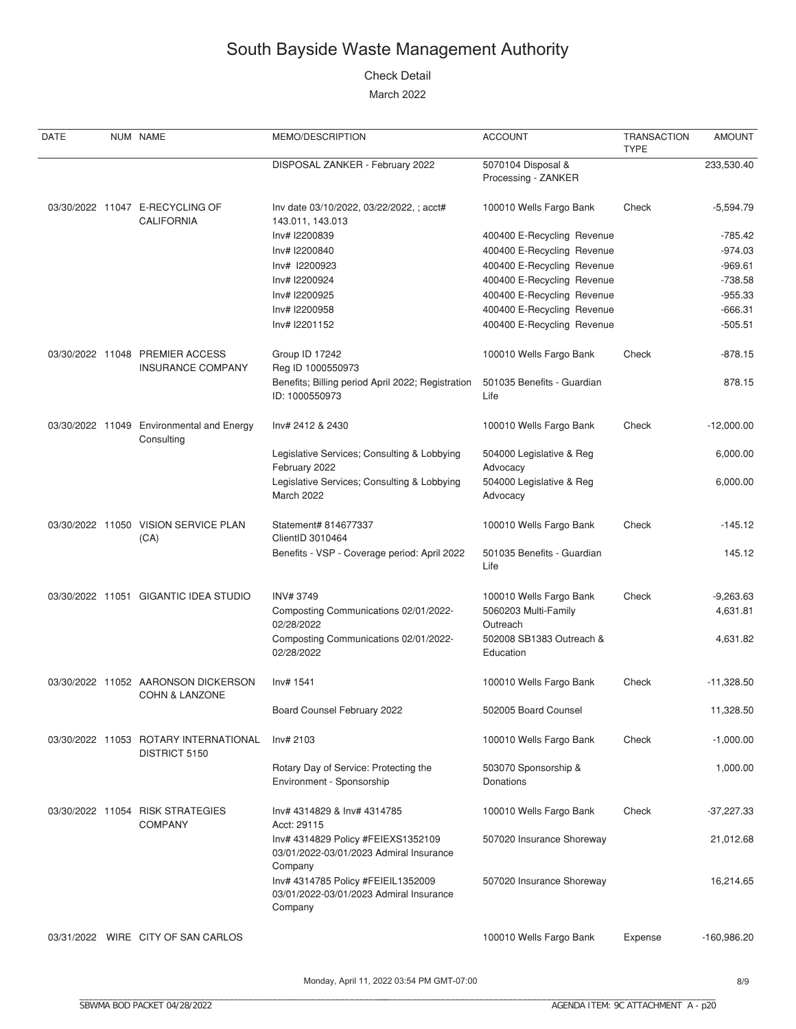# South Bayside Waste Management Authority

Check Detail

March 2022

| DATE | NUM | NAME | MEMO/DESCRIPTION | ACCOUNT | TRANSACTION TYPE | AMOUNT |
|---|---|---|---|---|---|---|
| | | | DISPOSAL ZANKER - February 2022 | 5070104 Disposal & Processing - ZANKER | | 233,530.40 |
| 03/30/2022 | 11047 | E-RECYCLING OF CALIFORNIA | Inv date 03/10/2022, 03/22/2022, ; acct# 143.011, 143.013 | 100010 Wells Fargo Bank | Check | -5,594.79 |
| | | | Inv# I2200839 | 400400 E-Recycling Revenue | | -785.42 |
| | | | Inv# I2200840 | 400400 E-Recycling Revenue | | -974.03 |
| | | | Inv# I2200923 | 400400 E-Recycling Revenue | | -969.61 |
| | | | Inv# I2200924 | 400400 E-Recycling Revenue | | -738.58 |
| | | | Inv# I2200925 | 400400 E-Recycling Revenue | | -955.33 |
| | | | Inv# I2200958 | 400400 E-Recycling Revenue | | -666.31 |
| | | | Inv# I2201152 | 400400 E-Recycling Revenue | | -505.51 |
| 03/30/2022 | 11048 | PREMIER ACCESS INSURANCE COMPANY | Group ID 17242 Reg ID 1000550973 | 100010 Wells Fargo Bank | Check | -878.15 |
| | | | Benefits; Billing period April 2022; Registration ID: 1000550973 | 501035 Benefits - Guardian Life | | 878.15 |
| 03/30/2022 | 11049 | Environmental and Energy Consulting | Inv# 2412 & 2430 | 100010 Wells Fargo Bank | Check | -12,000.00 |
| | | | Legislative Services; Consulting & Lobbying February 2022 | 504000 Legislative & Reg Advocacy | | 6,000.00 |
| | | | Legislative Services; Consulting & Lobbying March 2022 | 504000 Legislative & Reg Advocacy | | 6,000.00 |
| 03/30/2022 | 11050 | VISION SERVICE PLAN (CA) | Statement# 814677337 ClientID 3010464 | 100010 Wells Fargo Bank | Check | -145.12 |
| | | | Benefits - VSP - Coverage period: April 2022 | 501035 Benefits - Guardian Life | | 145.12 |
| 03/30/2022 | 11051 | GIGANTIC IDEA STUDIO | INV# 3749 | 100010 Wells Fargo Bank | Check | -9,263.63 |
| | | | Composting Communications 02/01/2022-02/28/2022 | 5060203 Multi-Family Outreach | | 4,631.81 |
| | | | Composting Communications 02/01/2022-02/28/2022 | 502008 SB1383 Outreach & Education | | 4,631.82 |
| 03/30/2022 | 11052 | AARONSON DICKERSON COHN & LANZONE | Inv# 1541 | 100010 Wells Fargo Bank | Check | -11,328.50 |
| | | | Board Counsel February 2022 | 502005 Board Counsel | | 11,328.50 |
| 03/30/2022 | 11053 | ROTARY INTERNATIONAL DISTRICT 5150 | Inv# 2103 | 100010 Wells Fargo Bank | Check | -1,000.00 |
| | | | Rotary Day of Service: Protecting the Environment - Sponsorship | 503070 Sponsorship & Donations | | 1,000.00 |
| 03/30/2022 | 11054 | RISK STRATEGIES COMPANY | Inv# 4314829 & Inv# 4314785 Acct: 29115 | 100010 Wells Fargo Bank | Check | -37,227.33 |
| | | | Inv# 4314829 Policy #FEIEXS1352109 03/01/2022-03/01/2023 Admiral Insurance Company | 507020 Insurance Shoreway | | 21,012.68 |
| | | | Inv# 4314785 Policy #FEIEIL1352009 03/01/2022-03/01/2023 Admiral Insurance Company | 507020 Insurance Shoreway | | 16,214.65 |
| 03/31/2022 | WIRE | CITY OF SAN CARLOS | | 100010 Wells Fargo Bank | Expense | -160,986.20 |

Monday, April 11, 2022 03:54 PM GMT-07:00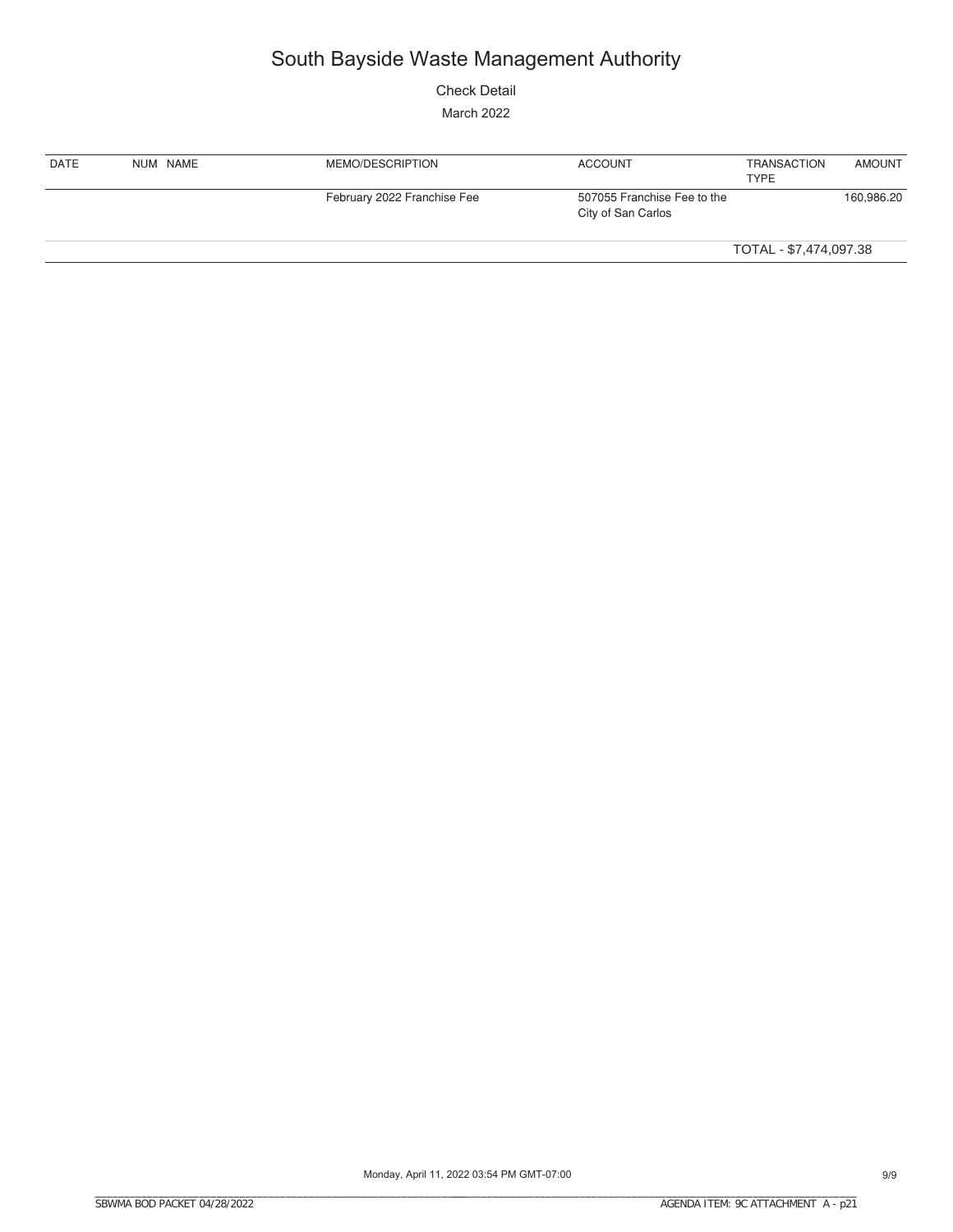# South Bayside Waste Management Authority

Check Detail

March 2022

| DATE | NUM | NAME | MEMO/DESCRIPTION | ACCOUNT | TRANSACTION TYPE | AMOUNT |
|---|---|---|---|---|---|---|
| | | | February 2022 Franchise Fee | 507055 Franchise Fee to the City of San Carlos | | 160,986.20 |
| | | | | | TOTAL - $7,474,097.38 | |

Monday, April 11, 2022 03:54 PM GMT-07:00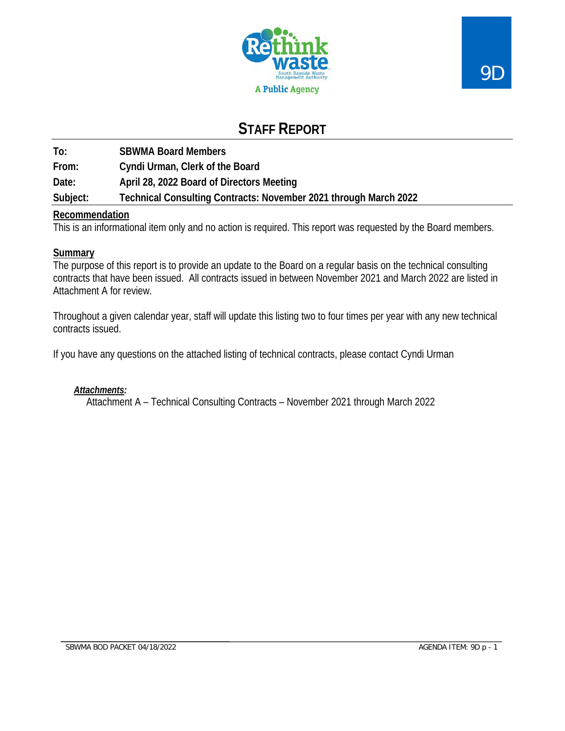# STAFF REPORT

**To:** SBWMA Board Members
**From:** Cyndi Urman, Clerk of the Board
**Date:** April 28, 2022 Board of Directors Meeting
**Subject:** Technical Consulting Contracts: November 2021 through March 2022

## Recommendation

This is an informational item only and no action is required. This report was requested by the Board members.

## Summary

The purpose of this report is to provide an update to the Board on a regular basis on the technical consulting contracts that have been issued. All contracts issued in between November 2021 and March 2022 are listed in Attachment A for review.

Throughout a given calendar year, staff will update this listing two to four times per year with any new technical contracts issued.

If you have any questions on the attached listing of technical contracts, please contact Cyndi Urman

***Attachments:***

Attachment A – Technical Consulting Contracts – November 2021 through March 2022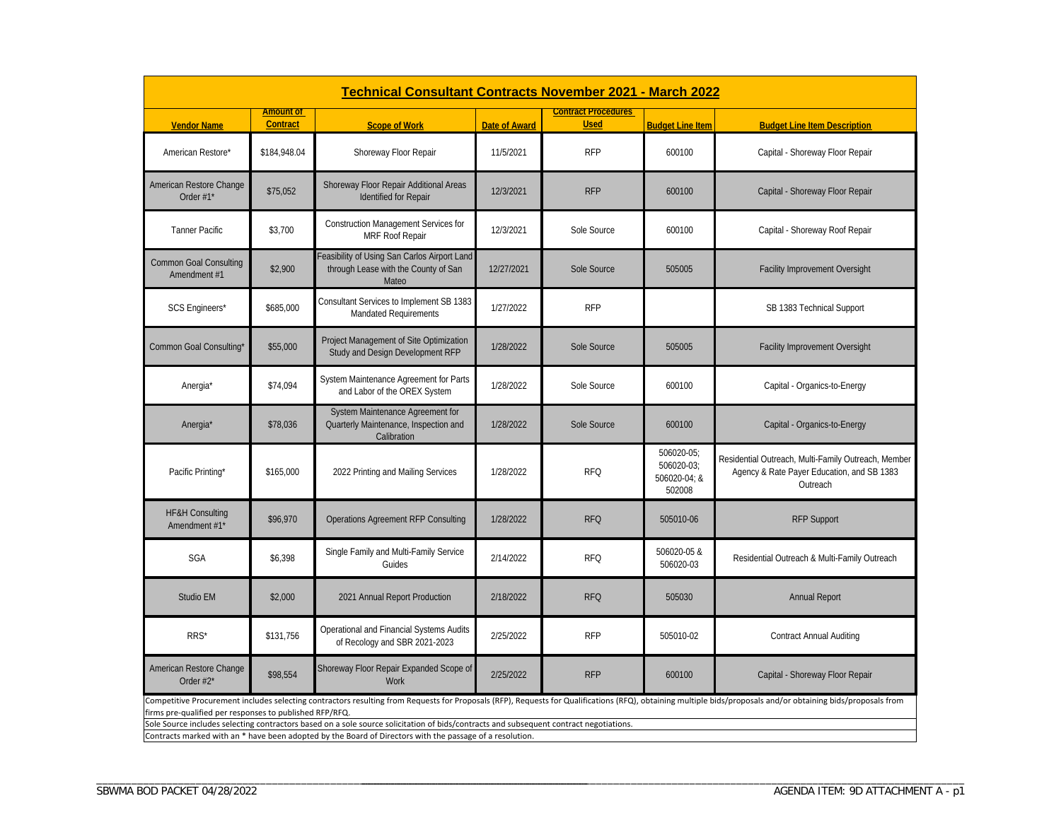# Technical Consultant Contracts November 2021 - March 2022

| Vendor Name | Amount of Contract | Scope of Work | Date of Award | Contract Procedures Used | Budget Line Item | Budget Line Item Description |
|---|---|---|---|---|---|---|
| American Restore* | $184,948.04 | Shoreway Floor Repair | 11/5/2021 | RFP | 600100 | Capital - Shoreway Floor Repair |
| American Restore Change Order #1* | $75,052 | Shoreway Floor Repair Additional Areas Identified for Repair | 12/3/2021 | RFP | 600100 | Capital - Shoreway Floor Repair |
| Tanner Pacific | $3,700 | Construction Management Services for MRF Roof Repair | 12/3/2021 | Sole Source | 600100 | Capital - Shoreway Roof Repair |
| Common Goal Consulting Amendment #1 | $2,900 | Feasibility of Using San Carlos Airport Land through Lease with the County of San Mateo | 12/27/2021 | Sole Source | 505005 | Facility Improvement Oversight |
| SCS Engineers* | $685,000 | Consultant Services to Implement SB 1383 Mandated Requirements | 1/27/2022 | RFP | | SB 1383 Technical Support |
| Common Goal Consulting* | $55,000 | Project Management of Site Optimization Study and Design Development RFP | 1/28/2022 | Sole Source | 505005 | Facility Improvement Oversight |
| Anergia* | $74,094 | System Maintenance Agreement for Parts and Labor of the OREX System | 1/28/2022 | Sole Source | 600100 | Capital - Organics-to-Energy |
| Anergia* | $78,036 | System Maintenance Agreement for Quarterly Maintenance, Inspection and Calibration | 1/28/2022 | Sole Source | 600100 | Capital - Organics-to-Energy |
| Pacific Printing* | $165,000 | 2022 Printing and Mailing Services | 1/28/2022 | RFQ | 506020-05; 506020-03; 506020-04; & 502008 | Residential Outreach, Multi-Family Outreach, Member Agency & Rate Payer Education, and SB 1383 Outreach |
| HF&H Consulting Amendment #1* | $96,970 | Operations Agreement RFP Consulting | 1/28/2022 | RFQ | 505010-06 | RFP Support |
| SGA | $6,398 | Single Family and Multi-Family Service Guides | 2/14/2022 | RFQ | 506020-05 & 506020-03 | Residential Outreach & Multi-Family Outreach |
| Studio EM | $2,000 | 2021 Annual Report Production | 2/18/2022 | RFQ | 505030 | Annual Report |
| RRS* | $131,756 | Operational and Financial Systems Audits of Recology and SBR 2021-2023 | 2/25/2022 | RFP | 505010-02 | Contract Annual Auditing |
| American Restore Change Order #2* | $98,554 | Shoreway Floor Repair Expanded Scope of Work | 2/25/2022 | RFP | 600100 | Capital - Shoreway Floor Repair |

Competitive Procurement includes selecting contractors resulting from Requests for Proposals (RFP), Requests for Qualifications (RFQ), obtaining multiple bids/proposals and/or obtaining bids/proposals from firms pre-qualified per responses to published RFP/RFQ.

Sole Source includes selecting contractors based on a sole source solicitation of bids/contracts and subsequent contract negotiations.

Contracts marked with an * have been adopted by the Board of Directors with the passage of a resolution.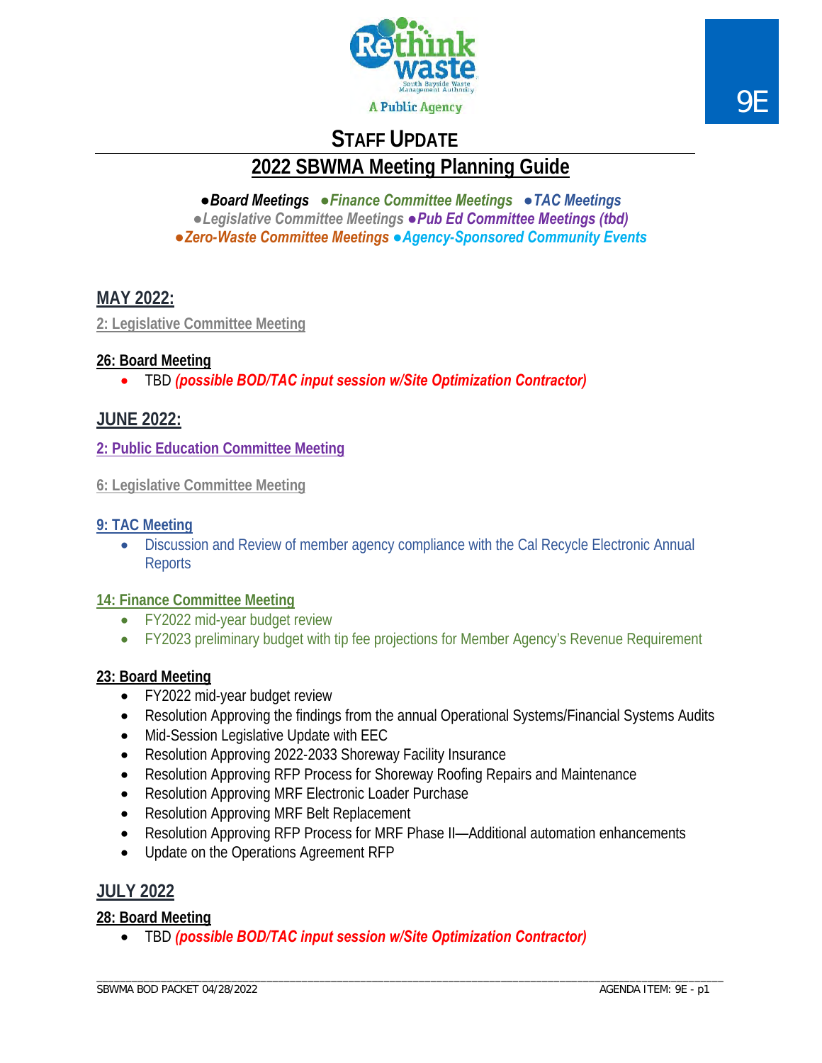9E

A Public Agency

# STAFF UPDATE

## 2022 SBWMA Meeting Planning Guide

***●Board Meetings ●Finance Committee Meetings ●TAC Meetings***
***●Legislative Committee Meetings ●Pub Ed Committee Meetings (tbd)***
***●Zero-Waste Committee Meetings ●Agency-Sponsored Community Events***

## MAY 2022:

**2: Legislative Committee Meeting**

**26: Board Meeting**

- TBD ***(possible BOD/TAC input session w/Site Optimization Contractor)***

## JUNE 2022:

**2: Public Education Committee Meeting**

**6: Legislative Committee Meeting**

**9: TAC Meeting**

- Discussion and Review of member agency compliance with the Cal Recycle Electronic Annual Reports

**14: Finance Committee Meeting**

- FY2022 mid-year budget review
- FY2023 preliminary budget with tip fee projections for Member Agency's Revenue Requirement

**23: Board Meeting**

- FY2022 mid-year budget review
- Resolution Approving the findings from the annual Operational Systems/Financial Systems Audits
- Mid-Session Legislative Update with EEC
- Resolution Approving 2022-2033 Shoreway Facility Insurance
- Resolution Approving RFP Process for Shoreway Roofing Repairs and Maintenance
- Resolution Approving MRF Electronic Loader Purchase
- Resolution Approving MRF Belt Replacement
- Resolution Approving RFP Process for MRF Phase II—Additional automation enhancements
- Update on the Operations Agreement RFP

## JULY 2022

**28: Board Meeting**

- TBD ***(possible BOD/TAC input session w/Site Optimization Contractor)***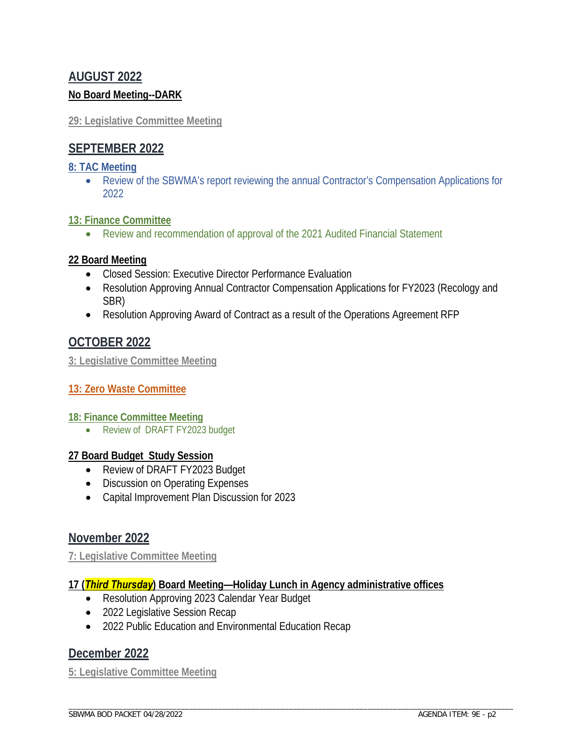## AUGUST 2022

**No Board Meeting--DARK**

**29: Legislative Committee Meeting**

## SEPTEMBER 2022

**8: TAC Meeting**

- Review of the SBWMA's report reviewing the annual Contractor's Compensation Applications for 2022

**13: Finance Committee**

- Review and recommendation of approval of the 2021 Audited Financial Statement

**22 Board Meeting**

- Closed Session: Executive Director Performance Evaluation
- Resolution Approving Annual Contractor Compensation Applications for FY2023 (Recology and SBR)
- Resolution Approving Award of Contract as a result of the Operations Agreement RFP

## OCTOBER 2022

**3: Legislative Committee Meeting**

**13: Zero Waste Committee**

**18: Finance Committee Meeting**

- Review of DRAFT FY2023 budget

**27 Board Budget Study Session**

- Review of DRAFT FY2023 Budget
- Discussion on Operating Expenses
- Capital Improvement Plan Discussion for 2023

## November 2022

**7: Legislative Committee Meeting**

**17 (*Third Thursday*) Board Meeting—Holiday Lunch in Agency administrative offices**

- Resolution Approving 2023 Calendar Year Budget
- 2022 Legislative Session Recap
- 2022 Public Education and Environmental Education Recap

## December 2022

**5: Legislative Committee Meeting**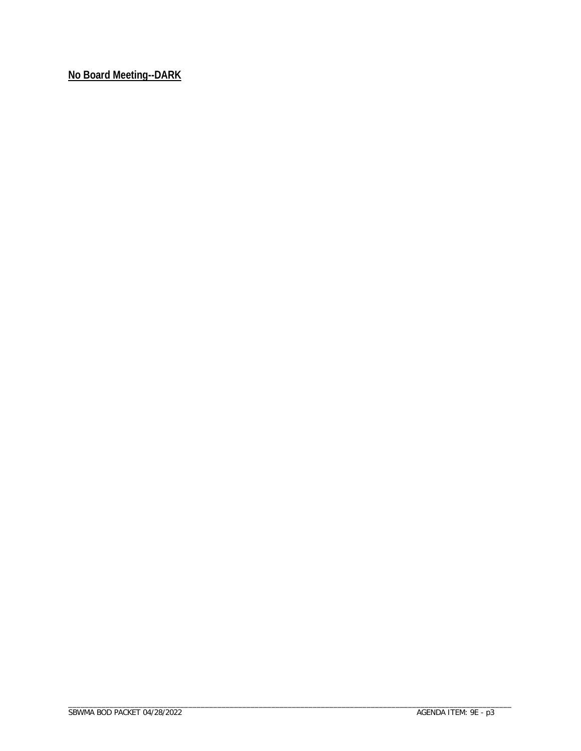**No Board Meeting--DARK**